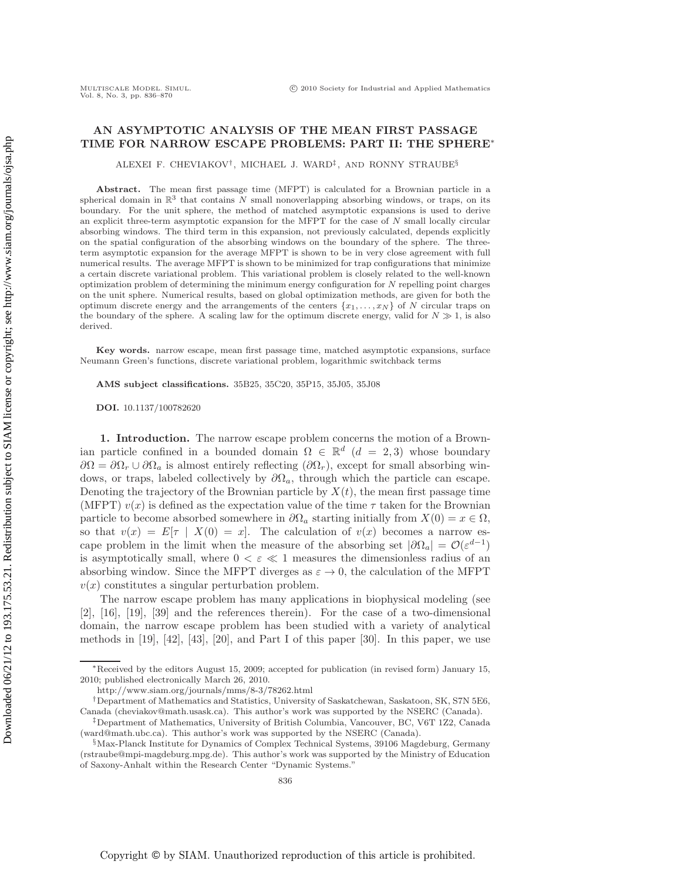# AN ASYMPTOTIC ANALYSIS OF THE MEAN FIRST PASSAGE TIME FOR NARROW ESCAPE PROBLEMS: PART II: THE SPHERE*

ALEXEI F. CHEVIAKOV†, MICHAEL J. WARD‡, AND RONNY STRAUBE§

**Abstract.** The mean first passage time (MFPT) is calculated for a Brownian particle in a spherical domain in $\mathbb{R}^3$ that contains $N$ small nonoverlapping absorbing windows, or traps, on its boundary. For the unit sphere, the method of matched asymptotic expansions is used to derive an explicit three-term asymptotic expansion for the MFPT for the case of $N$ small locally circular absorbing windows. The third term in this expansion, not previously calculated, depends explicitly on the spatial configuration of the absorbing windows on the boundary of the sphere. The three-term asymptotic expansion for the average MFPT is shown to be in very close agreement with full numerical results. The average MFPT is shown to be minimized for trap configurations that minimize a certain discrete variational problem. This variational problem is closely related to the well-known optimization problem of determining the minimum energy configuration for $N$ repelling point charges on the unit sphere. Numerical results, based on global optimization methods, are given for both the optimum discrete energy and the arrangements of the centers $\{x_1, \ldots, x_N\}$ of $N$ circular traps on the boundary of the sphere. A scaling law for the optimum discrete energy, valid for $N \gg 1$, is also derived.

**Key words.** narrow escape, mean first passage time, matched asymptotic expansions, surface Neumann Green's functions, discrete variational problem, logarithmic switchback terms

**AMS subject classifications.** 35B25, 35C20, 35P15, 35J05, 35J08

**DOI.** 10.1137/100782620

## 1. Introduction.

The narrow escape problem concerns the motion of a Brownian particle confined in a bounded domain $\Omega \in \mathbb{R}^d$ $(d = 2, 3)$ whose boundary $\partial\Omega = \partial\Omega_r \cup \partial\Omega_a$ is almost entirely reflecting $(\partial\Omega_r)$, except for small absorbing windows, or traps, labeled collectively by $\partial\Omega_a$, through which the particle can escape. Denoting the trajectory of the Brownian particle by $X(t)$, the mean first passage time (MFPT) $v(x)$ is defined as the expectation value of the time $\tau$ taken for the Brownian particle to become absorbed somewhere in $\partial\Omega_a$ starting initially from $X(0) = x \in \Omega$, so that $v(x) = E[\tau \mid X(0) = x]$. The calculation of $v(x)$ becomes a narrow escape problem in the limit when the measure of the absorbing set $|\partial\Omega_a| = \mathcal{O}(\varepsilon^{d-1})$ is asymptotically small, where $0 < \varepsilon \ll 1$ measures the dimensionless radius of an absorbing window. Since the MFPT diverges as $\varepsilon \to 0$, the calculation of the MFPT $v(x)$ constitutes a singular perturbation problem.

The narrow escape problem has many applications in biophysical modeling (see [2], [16], [19], [39] and the references therein). For the case of a two-dimensional domain, the narrow escape problem has been studied with a variety of analytical methods in [19], [42], [43], [20], and Part I of this paper [30]. In this paper, we use

---

*Received by the editors August 15, 2009; accepted for publication (in revised form) January 15, 2010; published electronically March 26, 2010.
http://www.siam.org/journals/mms/8-3/78262.html

†Department of Mathematics and Statistics, University of Saskatchewan, Saskatoon, SK, S7N 5E6, Canada (cheviakov@math.usask.ca). This author's work was supported by the NSERC (Canada).

‡Department of Mathematics, University of British Columbia, Vancouver, BC, V6T 1Z2, Canada (ward@math.ubc.ca). This author's work was supported by the NSERC (Canada).

§Max-Planck Institute for Dynamics of Complex Technical Systems, 39106 Magdeburg, Germany (rstraube@mpi-magdeburg.mpg.de). This author's work was supported by the Ministry of Education of Saxony-Anhalt within the Research Center "Dynamic Systems."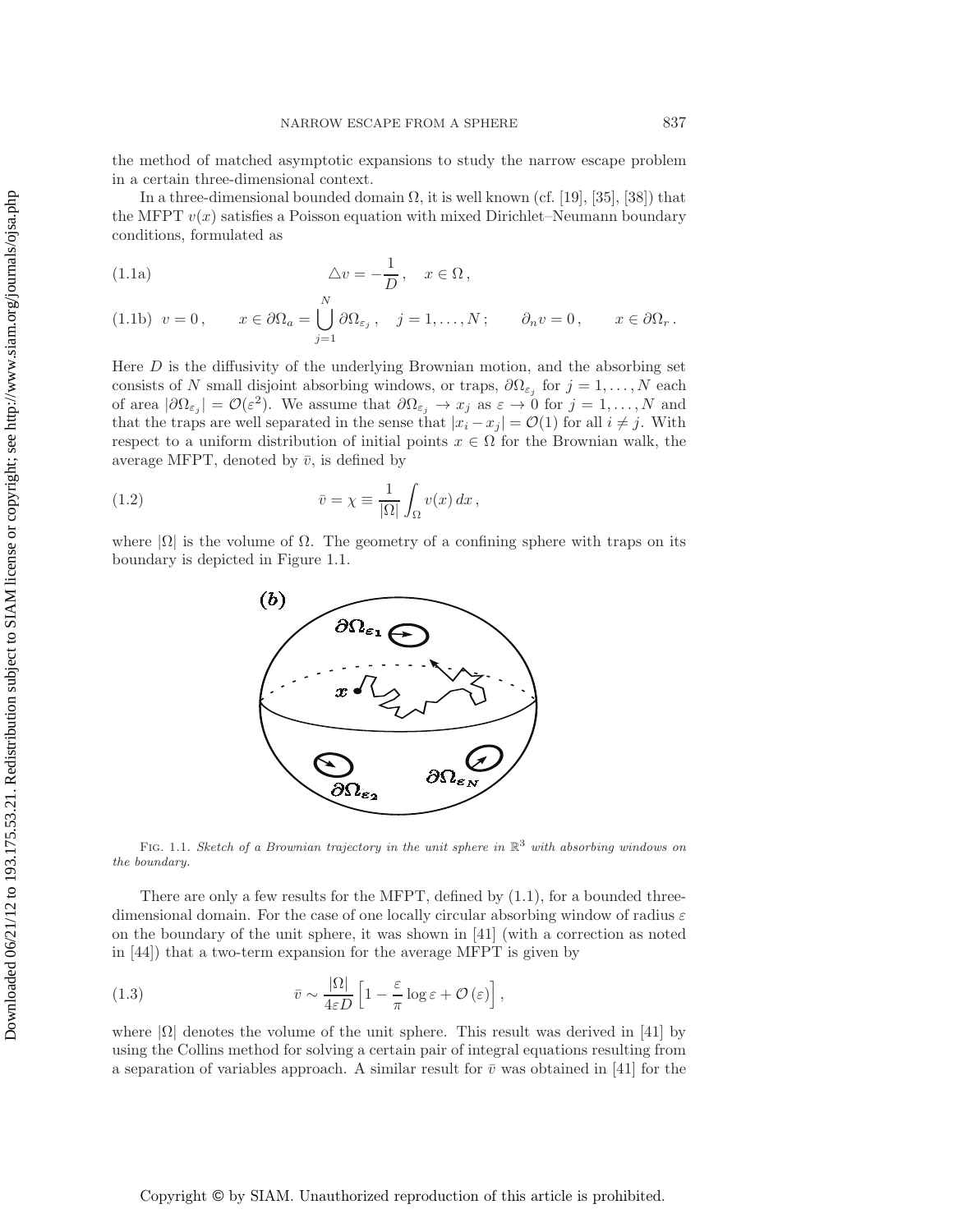the method of matched asymptotic expansions to study the narrow escape problem in a certain three-dimensional context.

In a three-dimensional bounded domain $\Omega$, it is well known (cf. [19], [35], [38]) that the MFPT $v(x)$ satisfies a Poisson equation with mixed Dirichlet–Neumann boundary conditions, formulated as

$$\triangle v = -\frac{1}{D}\,, \quad x \in \Omega\,, \tag{1.1a}$$

$$v = 0\,, \qquad x \in \partial\Omega_a = \bigcup_{j=1}^{N} \partial\Omega_{\varepsilon_j}\,, \quad j = 1, \ldots, N\,; \qquad \partial_n v = 0\,, \qquad x \in \partial\Omega_r\,. \tag{1.1b}$$

Here $D$ is the diffusivity of the underlying Brownian motion, and the absorbing set consists of $N$ small disjoint absorbing windows, or traps, $\partial\Omega_{\varepsilon_j}$ for $j = 1, \ldots, N$ each of area $|\partial\Omega_{\varepsilon_j}| = \mathcal{O}(\varepsilon^2)$. We assume that $\partial\Omega_{\varepsilon_j} \to x_j$ as $\varepsilon \to 0$ for $j = 1, \ldots, N$ and that the traps are well separated in the sense that $|x_i - x_j| = \mathcal{O}(1)$ for all $i \neq j$. With respect to a uniform distribution of initial points $x \in \Omega$ for the Brownian walk, the average MFPT, denoted by $\bar{v}$, is defined by

$$\bar{v} = \chi \equiv \frac{1}{|\Omega|} \int_{\Omega} v(x)\, dx\,, \tag{1.2}$$

where $|\Omega|$ is the volume of $\Omega$. The geometry of a confining sphere with traps on its boundary is depicted in Figure 1.1.

Fig. 1.1. *Sketch of a Brownian trajectory in the unit sphere in $\mathbb{R}^3$ with absorbing windows on the boundary.*

There are only a few results for the MFPT, defined by (1.1), for a bounded three-dimensional domain. For the case of one locally circular absorbing window of radius $\varepsilon$ on the boundary of the unit sphere, it was shown in [41] (with a correction as noted in [44]) that a two-term expansion for the average MFPT is given by

$$\bar{v} \sim \frac{|\Omega|}{4\varepsilon D} \left[1 - \frac{\varepsilon}{\pi} \log \varepsilon + \mathcal{O}(\varepsilon)\right], \tag{1.3}$$

where $|\Omega|$ denotes the volume of the unit sphere. This result was derived in [41] by using the Collins method for solving a certain pair of integral equations resulting from a separation of variables approach. A similar result for $\bar{v}$ was obtained in [41] for the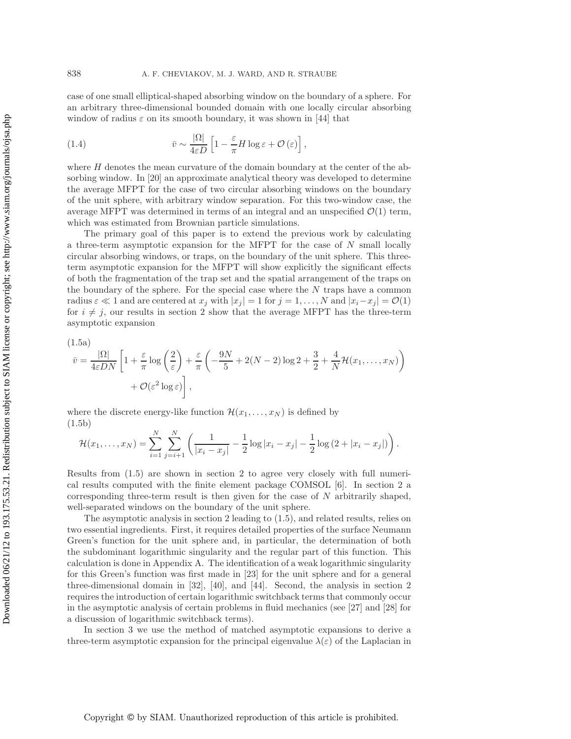case of one small elliptical-shaped absorbing window on the boundary of a sphere. For an arbitrary three-dimensional bounded domain with one locally circular absorbing window of radius $\varepsilon$ on its smooth boundary, it was shown in [44] that

$$\bar{v} \sim \frac{|\Omega|}{4\varepsilon D}\left[1 - \frac{\varepsilon}{\pi} H \log \varepsilon + \mathcal{O}(\varepsilon)\right], \tag{1.4}$$

where $H$ denotes the mean curvature of the domain boundary at the center of the absorbing window. In [20] an approximate analytical theory was developed to determine the average MFPT for the case of two circular absorbing windows on the boundary of the unit sphere, with arbitrary window separation. For this two-window case, the average MFPT was determined in terms of an integral and an unspecified $\mathcal{O}(1)$ term, which was estimated from Brownian particle simulations.

The primary goal of this paper is to extend the previous work by calculating a three-term asymptotic expansion for the MFPT for the case of $N$ small locally circular absorbing windows, or traps, on the boundary of the unit sphere. This three-term asymptotic expansion for the MFPT will show explicitly the significant effects of both the fragmentation of the trap set and the spatial arrangement of the traps on the boundary of the sphere. For the special case where the $N$ traps have a common radius $\varepsilon \ll 1$ and are centered at $x_j$ with $|x_j| = 1$ for $j = 1, \ldots, N$ and $|x_i - x_j| = \mathcal{O}(1)$ for $i \neq j$, our results in section 2 show that the average MFPT has the three-term asymptotic expansion

$$\begin{aligned} \bar{v} = \frac{|\Omega|}{4\varepsilon D N}\Bigg[1 + \frac{\varepsilon}{\pi}\log\left(\frac{2}{\varepsilon}\right) + \frac{\varepsilon}{\pi}\left(-\frac{9N}{5} + 2(N-2)\log 2 + \frac{3}{2} + \frac{4}{N}\mathcal{H}(x_1, \ldots, x_N)\right) \\ + \mathcal{O}(\varepsilon^2 \log \varepsilon)\Bigg], \end{aligned} \tag{1.5a}$$

where the discrete energy-like function $\mathcal{H}(x_1, \ldots, x_N)$ is defined by

$$\mathcal{H}(x_1, \ldots, x_N) = \sum_{i=1}^{N}\sum_{j=i+1}^{N}\left(\frac{1}{|x_i - x_j|} - \frac{1}{2}\log|x_i - x_j| - \frac{1}{2}\log\left(2 + |x_i - x_j|\right)\right). \tag{1.5b}$$

Results from (1.5) are shown in section 2 to agree very closely with full numerical results computed with the finite element package COMSOL [6]. In section 2 a corresponding three-term result is then given for the case of $N$ arbitrarily shaped, well-separated windows on the boundary of the unit sphere.

The asymptotic analysis in section 2 leading to (1.5), and related results, relies on two essential ingredients. First, it requires detailed properties of the surface Neumann Green's function for the unit sphere and, in particular, the determination of both the subdominant logarithmic singularity and the regular part of this function. This calculation is done in Appendix A. The identification of a weak logarithmic singularity for this Green's function was first made in [23] for the unit sphere and for a general three-dimensional domain in [32], [40], and [44]. Second, the analysis in section 2 requires the introduction of certain logarithmic switchback terms that commonly occur in the asymptotic analysis of certain problems in fluid mechanics (see [27] and [28] for a discussion of logarithmic switchback terms).

In section 3 we use the method of matched asymptotic expansions to derive a three-term asymptotic expansion for the principal eigenvalue $\lambda(\varepsilon)$ of the Laplacian in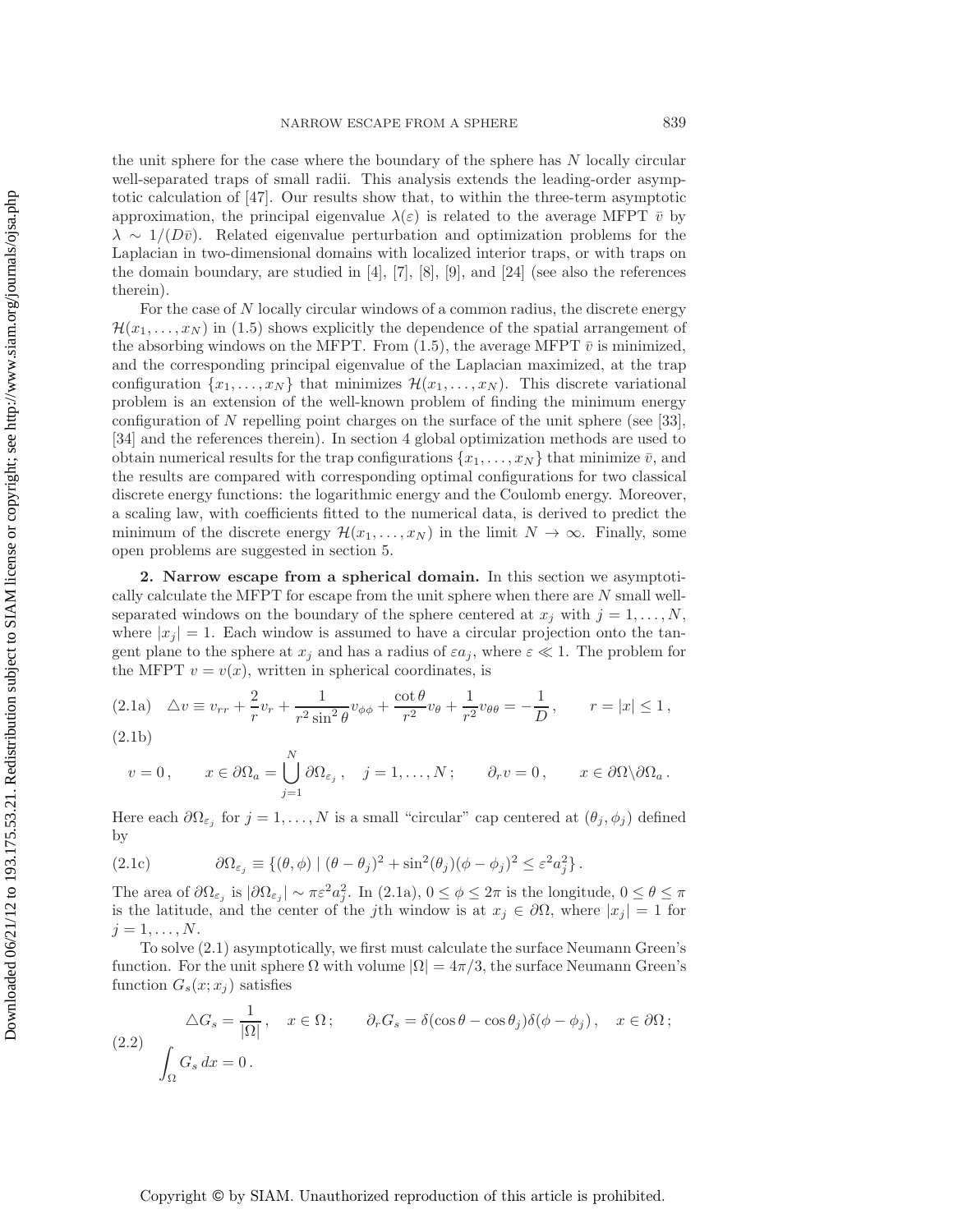the unit sphere for the case where the boundary of the sphere has $N$ locally circular well-separated traps of small radii. This analysis extends the leading-order asymptotic calculation of [47]. Our results show that, to within the three-term asymptotic approximation, the principal eigenvalue $\lambda(\varepsilon)$ is related to the average MFPT $\bar{v}$ by $\lambda \sim 1/(D\bar{v})$. Related eigenvalue perturbation and optimization problems for the Laplacian in two-dimensional domains with localized interior traps, or with traps on the domain boundary, are studied in [4], [7], [8], [9], and [24] (see also the references therein).

For the case of $N$ locally circular windows of a common radius, the discrete energy $\mathcal{H}(x_1, \ldots, x_N)$ in (1.5) shows explicitly the dependence of the spatial arrangement of the absorbing windows on the MFPT. From (1.5), the average MFPT $\bar{v}$ is minimized, and the corresponding principal eigenvalue of the Laplacian maximized, at the trap configuration $\{x_1, \ldots, x_N\}$ that minimizes $\mathcal{H}(x_1, \ldots, x_N)$. This discrete variational problem is an extension of the well-known problem of finding the minimum energy configuration of $N$ repelling point charges on the surface of the unit sphere (see [33], [34] and the references therein). In section 4 global optimization methods are used to obtain numerical results for the trap configurations $\{x_1, \ldots, x_N\}$ that minimize $\bar{v}$, and the results are compared with corresponding optimal configurations for two classical discrete energy functions: the logarithmic energy and the Coulomb energy. Moreover, a scaling law, with coefficients fitted to the numerical data, is derived to predict the minimum of the discrete energy $\mathcal{H}(x_1, \ldots, x_N)$ in the limit $N \to \infty$. Finally, some open problems are suggested in section 5.

## 2. Narrow escape from a spherical domain.

In this section we asymptotically calculate the MFPT for escape from the unit sphere when there are $N$ small well-separated windows on the boundary of the sphere centered at $x_j$ with $j = 1, \ldots, N$, where $|x_j| = 1$. Each window is assumed to have a circular projection onto the tangent plane to the sphere at $x_j$ and has a radius of $\varepsilon a_j$, where $\varepsilon \ll 1$. The problem for the MFPT $v = v(x)$, written in spherical coordinates, is

$$\triangle v \equiv v_{rr} + \frac{2}{r} v_r + \frac{1}{r^2 \sin^2 \theta} v_{\phi\phi} + \frac{\cot \theta}{r^2} v_\theta + \frac{1}{r^2} v_{\theta\theta} = -\frac{1}{D}, \qquad r = |x| \leq 1, \tag{2.1a}$$

$$v = 0, \qquad x \in \partial\Omega_a = \bigcup_{j=1}^{N} \partial\Omega_{\varepsilon_j}, \quad j = 1, \ldots, N; \qquad \partial_r v = 0, \qquad x \in \partial\Omega \backslash \partial\Omega_a. \tag{2.1b}$$

Here each $\partial\Omega_{\varepsilon_j}$ for $j = 1, \ldots, N$ is a small "circular" cap centered at $(\theta_j, \phi_j)$ defined by

$$\partial\Omega_{\varepsilon_j} \equiv \{(\theta, \phi) \mid (\theta - \theta_j)^2 + \sin^2(\theta_j)(\phi - \phi_j)^2 \leq \varepsilon^2 a_j^2\}. \tag{2.1c}$$

The area of $\partial\Omega_{\varepsilon_j}$ is $|\partial\Omega_{\varepsilon_j}| \sim \pi\varepsilon^2 a_j^2$. In (2.1a), $0 \leq \phi \leq 2\pi$ is the longitude, $0 \leq \theta \leq \pi$ is the latitude, and the center of the $j$th window is at $x_j \in \partial\Omega$, where $|x_j| = 1$ for $j = 1, \ldots, N$.

To solve (2.1) asymptotically, we first must calculate the surface Neumann Green's function. For the unit sphere $\Omega$ with volume $|\Omega| = 4\pi/3$, the surface Neumann Green's function $G_s(x; x_j)$ satisfies

$$\begin{aligned} &\triangle G_s = \frac{1}{|\Omega|}, \quad x \in \Omega; \qquad \partial_r G_s = \delta(\cos\theta - \cos\theta_j)\delta(\phi - \phi_j), \quad x \in \partial\Omega; \\ &\int_\Omega G_s \, dx = 0. \end{aligned} \tag{2.2}$$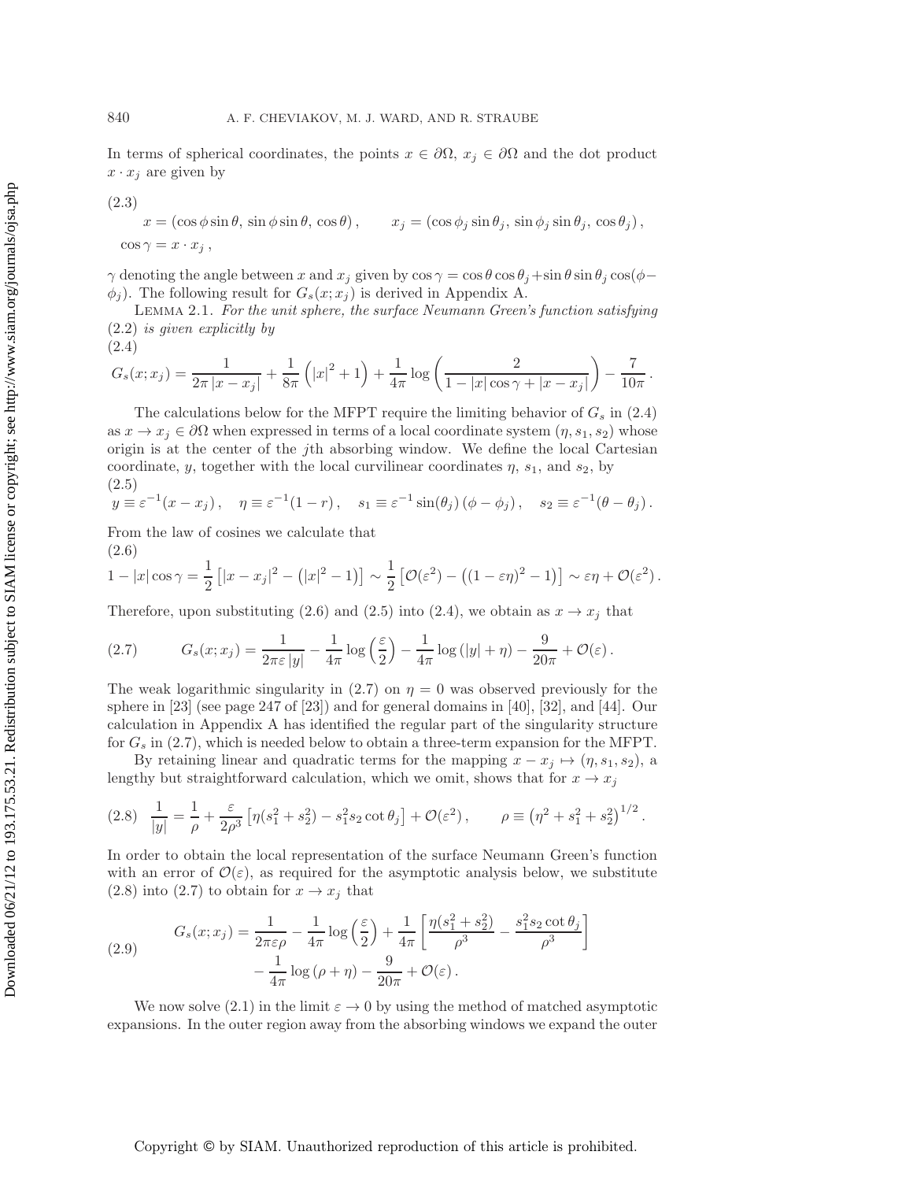In terms of spherical coordinates, the points $x \in \partial\Omega$, $x_j \in \partial\Omega$ and the dot product $x \cdot x_j$ are given by

(2.3)

$$x = (\cos\phi \sin\theta,\, \sin\phi \sin\theta,\, \cos\theta)\,, \qquad x_j = (\cos\phi_j \sin\theta_j,\, \sin\phi_j \sin\theta_j,\, \cos\theta_j)\,,$$
$$\cos\gamma = x \cdot x_j\,,$$

$\gamma$ denoting the angle between $x$ and $x_j$ given by $\cos\gamma = \cos\theta\cos\theta_j + \sin\theta\sin\theta_j\cos(\phi - \phi_j)$. The following result for $G_s(x; x_j)$ is derived in Appendix A.

LEMMA 2.1. *For the unit sphere, the surface Neumann Green's function satisfying* (2.2) *is given explicitly by*

(2.4)

$$G_s(x; x_j) = \frac{1}{2\pi\,|x - x_j|} + \frac{1}{8\pi}\left(|x|^2 + 1\right) + \frac{1}{4\pi}\log\left(\frac{2}{1 - |x|\cos\gamma + |x - x_j|}\right) - \frac{7}{10\pi}\,.$$

The calculations below for the MFPT require the limiting behavior of $G_s$ in (2.4) as $x \to x_j \in \partial\Omega$ when expressed in terms of a local coordinate system $(\eta, s_1, s_2)$ whose origin is at the center of the $j$th absorbing window. We define the local Cartesian coordinate, $y$, together with the local curvilinear coordinates $\eta$, $s_1$, and $s_2$, by

(2.5)

$$y \equiv \varepsilon^{-1}(x - x_j)\,, \quad \eta \equiv \varepsilon^{-1}(1 - r)\,, \quad s_1 \equiv \varepsilon^{-1}\sin(\theta_j)\,(\phi - \phi_j)\,, \quad s_2 \equiv \varepsilon^{-1}(\theta - \theta_j)\,.$$

From the law of cosines we calculate that

(2.6)

$$1 - |x|\cos\gamma = \frac{1}{2}\left[|x - x_j|^2 - \left(|x|^2 - 1\right)\right] \sim \frac{1}{2}\left[\mathcal{O}(\varepsilon^2) - \left((1 - \varepsilon\eta)^2 - 1\right)\right] \sim \varepsilon\eta + \mathcal{O}(\varepsilon^2)\,.$$

Therefore, upon substituting (2.6) and (2.5) into (2.4), we obtain as $x \to x_j$ that

$$G_s(x; x_j) = \frac{1}{2\pi\varepsilon\,|y|} - \frac{1}{4\pi}\log\left(\frac{\varepsilon}{2}\right) - \frac{1}{4\pi}\log\left(|y| + \eta\right) - \frac{9}{20\pi} + \mathcal{O}(\varepsilon)\,. \tag{2.7}$$

The weak logarithmic singularity in (2.7) on $\eta = 0$ was observed previously for the sphere in [23] (see page 247 of [23]) and for general domains in [40], [32], and [44]. Our calculation in Appendix A has identified the regular part of the singularity structure for $G_s$ in (2.7), which is needed below to obtain a three-term expansion for the MFPT.

By retaining linear and quadratic terms for the mapping $x - x_j \mapsto (\eta, s_1, s_2)$, a lengthy but straightforward calculation, which we omit, shows that for $x \to x_j$

$$\frac{1}{|y|} = \frac{1}{\rho} + \frac{\varepsilon}{2\rho^3}\left[\eta(s_1^2 + s_2^2) - s_1^2 s_2 \cot\theta_j\right] + \mathcal{O}(\varepsilon^2)\,, \qquad \rho \equiv \left(\eta^2 + s_1^2 + s_2^2\right)^{1/2}. \tag{2.8}$$

In order to obtain the local representation of the surface Neumann Green's function with an error of $\mathcal{O}(\varepsilon)$, as required for the asymptotic analysis below, we substitute (2.8) into (2.7) to obtain for $x \to x_j$ that

$$\begin{aligned} G_s(x; x_j) = \frac{1}{2\pi\varepsilon\rho} - \frac{1}{4\pi}\log\left(\frac{\varepsilon}{2}\right) + \frac{1}{4\pi}\left[\frac{\eta(s_1^2 + s_2^2)}{\rho^3} - \frac{s_1^2 s_2 \cot\theta_j}{\rho^3}\right] \\ - \frac{1}{4\pi}\log\left(\rho + \eta\right) - \frac{9}{20\pi} + \mathcal{O}(\varepsilon)\,. \end{aligned} \tag{2.9}$$

We now solve (2.1) in the limit $\varepsilon \to 0$ by using the method of matched asymptotic expansions. In the outer region away from the absorbing windows we expand the outer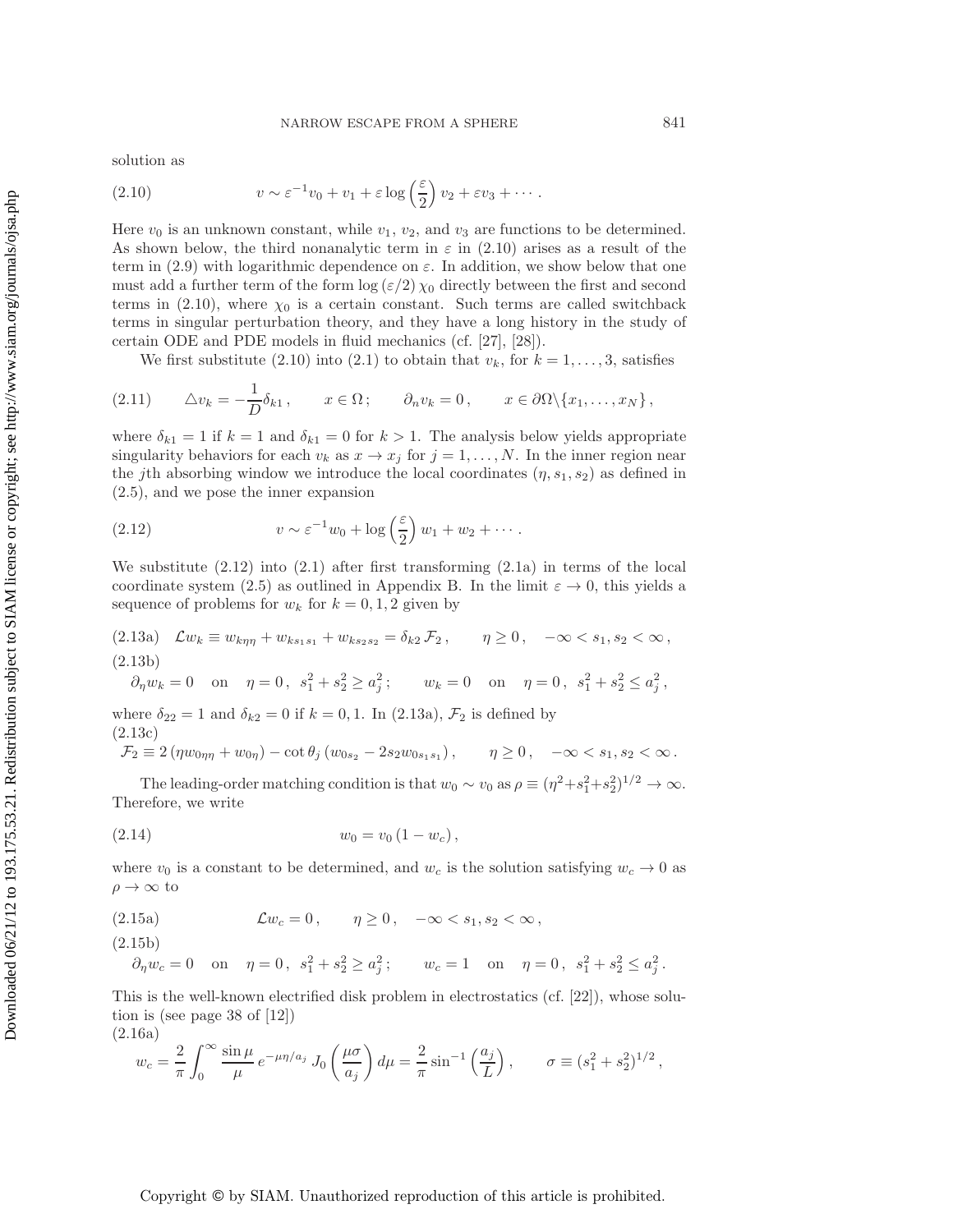solution as

$$v \sim \varepsilon^{-1} v_0 + v_1 + \varepsilon \log\left(\frac{\varepsilon}{2}\right) v_2 + \varepsilon v_3 + \cdots . \tag{2.10}$$

Here $v_0$ is an unknown constant, while $v_1$, $v_2$, and $v_3$ are functions to be determined. As shown below, the third nonanalytic term in $\varepsilon$ in (2.10) arises as a result of the term in (2.9) with logarithmic dependence on $\varepsilon$. In addition, we show below that one must add a further term of the form $\log(\varepsilon/2)\,\chi_0$ directly between the first and second terms in (2.10), where $\chi_0$ is a certain constant. Such terms are called switchback terms in singular perturbation theory, and they have a long history in the study of certain ODE and PDE models in fluid mechanics (cf. [27], [28]).

We first substitute (2.10) into (2.1) to obtain that $v_k$, for $k = 1, \ldots, 3$, satisfies

$$\triangle v_k = -\frac{1}{D}\delta_{k1}\,, \qquad x \in \Omega\,; \qquad \partial_n v_k = 0\,, \qquad x \in \partial\Omega \backslash \{x_1, \ldots, x_N\}\,, \tag{2.11}$$

where $\delta_{k1} = 1$ if $k = 1$ and $\delta_{k1} = 0$ for $k > 1$. The analysis below yields appropriate singularity behaviors for each $v_k$ as $x \to x_j$ for $j = 1, \ldots, N$. In the inner region near the $j$th absorbing window we introduce the local coordinates $(\eta, s_1, s_2)$ as defined in (2.5), and we pose the inner expansion

$$v \sim \varepsilon^{-1} w_0 + \log\left(\frac{\varepsilon}{2}\right) w_1 + w_2 + \cdots . \tag{2.12}$$

We substitute (2.12) into (2.1) after first transforming (2.1a) in terms of the local coordinate system (2.5) as outlined in Appendix B. In the limit $\varepsilon \to 0$, this yields a sequence of problems for $w_k$ for $k = 0, 1, 2$ given by

$$\mathcal{L} w_k \equiv w_{k\eta\eta} + w_{ks_1s_1} + w_{ks_2s_2} = \delta_{k2}\,\mathcal{F}_2\,, \qquad \eta \geq 0\,, \quad -\infty < s_1, s_2 < \infty\,, \tag{2.13a}$$

$$\partial_\eta w_k = 0 \quad \text{on} \quad \eta = 0\,,\ s_1^2 + s_2^2 \geq a_j^2\,; \qquad w_k = 0 \quad \text{on} \quad \eta = 0\,,\ s_1^2 + s_2^2 \leq a_j^2\,, \tag{2.13b}$$

where $\delta_{22} = 1$ and $\delta_{k2} = 0$ if $k = 0, 1$. In (2.13a), $\mathcal{F}_2$ is defined by

$$\mathcal{F}_2 \equiv 2\left(\eta w_{0\eta\eta} + w_{0\eta}\right) - \cot\theta_j \left(w_{0s_2} - 2 s_2 w_{0s_1s_1}\right), \qquad \eta \geq 0\,, \quad -\infty < s_1, s_2 < \infty\,. \tag{2.13c}$$

The leading-order matching condition is that $w_0 \sim v_0$ as $\rho \equiv (\eta^2 + s_1^2 + s_2^2)^{1/2} \to \infty$. Therefore, we write

$$w_0 = v_0\left(1 - w_c\right), \tag{2.14}$$

where $v_0$ is a constant to be determined, and $w_c$ is the solution satisfying $w_c \to 0$ as $\rho \to \infty$ to

$$\mathcal{L} w_c = 0\,, \qquad \eta \geq 0\,, \quad -\infty < s_1, s_2 < \infty\,, \tag{2.15a}$$

$$\partial_\eta w_c = 0 \quad \text{on} \quad \eta = 0\,,\ s_1^2 + s_2^2 \geq a_j^2\,; \qquad w_c = 1 \quad \text{on} \quad \eta = 0\,,\ s_1^2 + s_2^2 \leq a_j^2\,. \tag{2.15b}$$

This is the well-known electrified disk problem in electrostatics (cf. [22]), whose solution is (see page 38 of [12])

$$w_c = \frac{2}{\pi}\int_0^\infty \frac{\sin\mu}{\mu}\, e^{-\mu\eta/a_j}\, J_0\left(\frac{\mu\sigma}{a_j}\right) d\mu = \frac{2}{\pi}\sin^{-1}\left(\frac{a_j}{L}\right), \qquad \sigma \equiv (s_1^2 + s_2^2)^{1/2}\,, \tag{2.16a}$$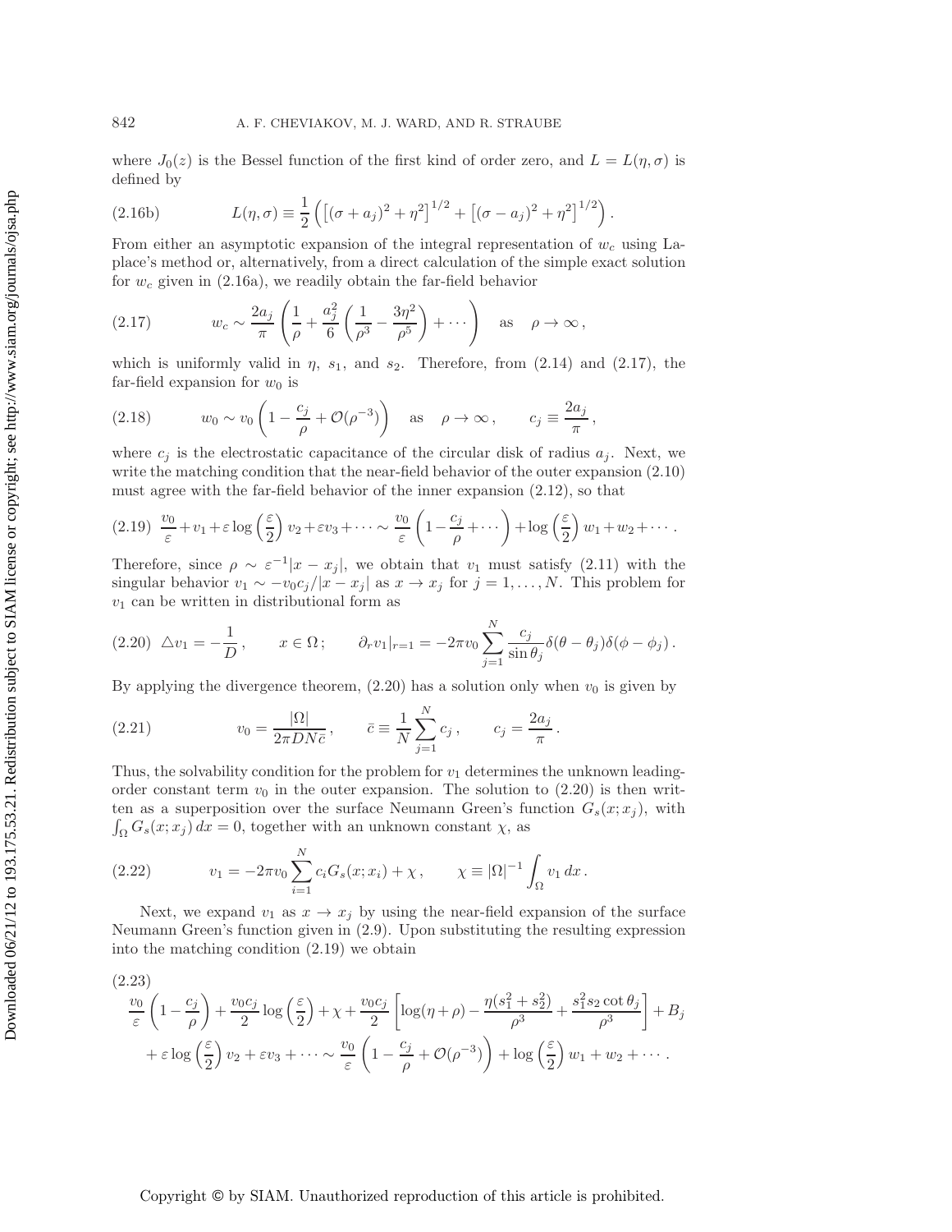where $J_0(z)$ is the Bessel function of the first kind of order zero, and $L = L(\eta, \sigma)$ is defined by

$$L(\eta, \sigma) \equiv \frac{1}{2}\left(\left[(\sigma + a_j)^2 + \eta^2\right]^{1/2} + \left[(\sigma - a_j)^2 + \eta^2\right]^{1/2}\right). \tag{2.16b}$$

From either an asymptotic expansion of the integral representation of $w_c$ using Laplace's method or, alternatively, from a direct calculation of the simple exact solution for $w_c$ given in (2.16a), we readily obtain the far-field behavior

$$w_c \sim \frac{2a_j}{\pi}\left(\frac{1}{\rho} + \frac{a_j^2}{6}\left(\frac{1}{\rho^3} - \frac{3\eta^2}{\rho^5}\right) + \cdots\right) \quad \text{as} \quad \rho \to \infty, \tag{2.17}$$

which is uniformly valid in $\eta$, $s_1$, and $s_2$. Therefore, from (2.14) and (2.17), the far-field expansion for $w_0$ is

$$w_0 \sim v_0\left(1 - \frac{c_j}{\rho} + \mathcal{O}(\rho^{-3})\right) \quad \text{as} \quad \rho \to \infty, \qquad c_j \equiv \frac{2a_j}{\pi}, \tag{2.18}$$

where $c_j$ is the electrostatic capacitance of the circular disk of radius $a_j$. Next, we write the matching condition that the near-field behavior of the outer expansion (2.10) must agree with the far-field behavior of the inner expansion (2.12), so that

$$\frac{v_0}{\varepsilon} + v_1 + \varepsilon \log\left(\frac{\varepsilon}{2}\right) v_2 + \varepsilon v_3 + \cdots \sim \frac{v_0}{\varepsilon}\left(1 - \frac{c_j}{\rho} + \cdots\right) + \log\left(\frac{\varepsilon}{2}\right) w_1 + w_2 + \cdots. \tag{2.19}$$

Therefore, since $\rho \sim \varepsilon^{-1}|x - x_j|$, we obtain that $v_1$ must satisfy (2.11) with the singular behavior $v_1 \sim -v_0 c_j/|x - x_j|$ as $x \to x_j$ for $j = 1, \ldots, N$. This problem for $v_1$ can be written in distributional form as

$$\triangle v_1 = -\frac{1}{D}, \qquad x \in \Omega; \qquad \partial_r v_1|_{r=1} = -2\pi v_0 \sum_{j=1}^{N} \frac{c_j}{\sin\theta_j}\delta(\theta - \theta_j)\delta(\phi - \phi_j). \tag{2.20}$$

By applying the divergence theorem, (2.20) has a solution only when $v_0$ is given by

$$v_0 = \frac{|\Omega|}{2\pi D N \bar{c}}, \qquad \bar{c} \equiv \frac{1}{N}\sum_{j=1}^{N} c_j, \qquad c_j = \frac{2a_j}{\pi}. \tag{2.21}$$

Thus, the solvability condition for the problem for $v_1$ determines the unknown leading-order constant term $v_0$ in the outer expansion. The solution to (2.20) is then written as a superposition over the surface Neumann Green's function $G_s(x; x_j)$, with $\int_\Omega G_s(x; x_j)\, dx = 0$, together with an unknown constant $\chi$, as

$$v_1 = -2\pi v_0 \sum_{i=1}^{N} c_i G_s(x; x_i) + \chi, \qquad \chi \equiv |\Omega|^{-1}\int_\Omega v_1\, dx. \tag{2.22}$$

Next, we expand $v_1$ as $x \to x_j$ by using the near-field expansion of the surface Neumann Green's function given in (2.9). Upon substituting the resulting expression into the matching condition (2.19) we obtain

$$\begin{aligned}
&\frac{v_0}{\varepsilon}\left(1 - \frac{c_j}{\rho}\right) + \frac{v_0 c_j}{2}\log\left(\frac{\varepsilon}{2}\right) + \chi + \frac{v_0 c_j}{2}\left[\log(\eta + \rho) - \frac{\eta(s_1^2 + s_2^2)}{\rho^3} + \frac{s_1^2 s_2 \cot\theta_j}{\rho^3}\right] + B_j \\
&\quad + \varepsilon \log\left(\frac{\varepsilon}{2}\right) v_2 + \varepsilon v_3 + \cdots \sim \frac{v_0}{\varepsilon}\left(1 - \frac{c_j}{\rho} + \mathcal{O}(\rho^{-3})\right) + \log\left(\frac{\varepsilon}{2}\right) w_1 + w_2 + \cdots.
\end{aligned} \tag{2.23}$$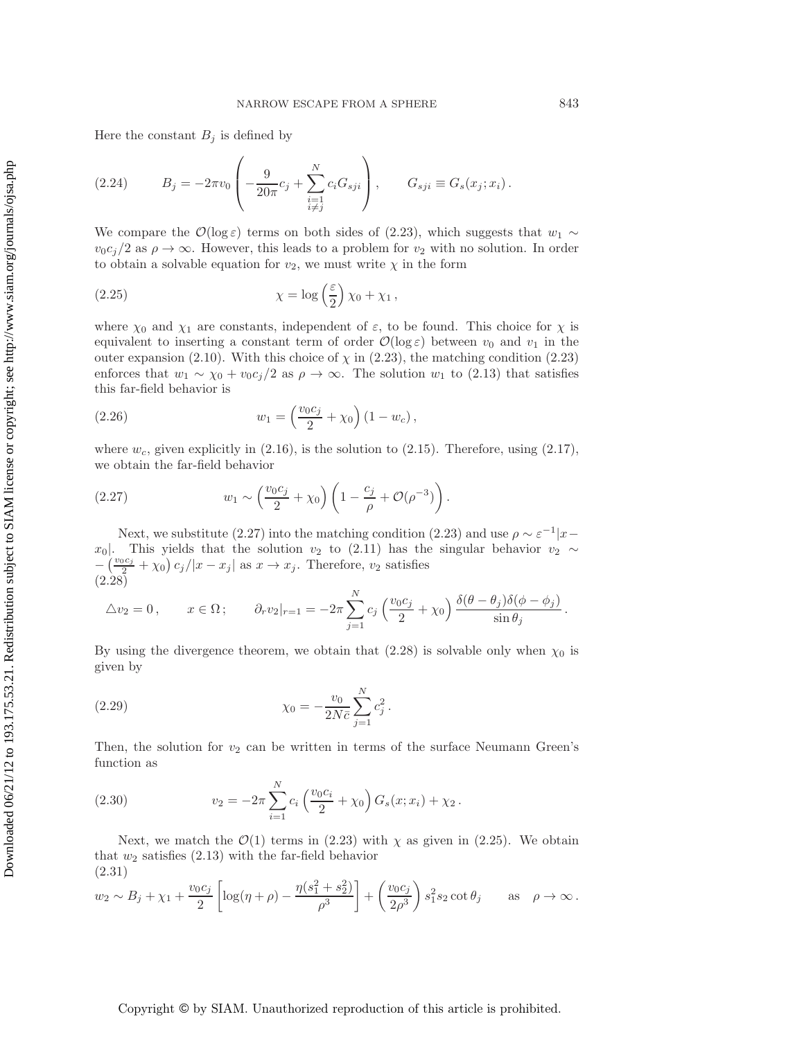Here the constant $B_j$ is defined by

$$B_j = -2\pi v_0 \left( -\frac{9}{20\pi} c_j + \sum_{\substack{i=1 \\ i \neq j}}^{N} c_i G_{sji} \right), \qquad G_{sji} \equiv G_s(x_j; x_i) \,. \tag{2.24}$$

We compare the $\mathcal{O}(\log \varepsilon)$ terms on both sides of (2.23), which suggests that $w_1 \sim v_0 c_j/2$ as $\rho \to \infty$. However, this leads to a problem for $v_2$ with no solution. In order to obtain a solvable equation for $v_2$, we must write $\chi$ in the form

$$\chi = \log\left(\frac{\varepsilon}{2}\right) \chi_0 + \chi_1 \,, \tag{2.25}$$

where $\chi_0$ and $\chi_1$ are constants, independent of $\varepsilon$, to be found. This choice for $\chi$ is equivalent to inserting a constant term of order $\mathcal{O}(\log \varepsilon)$ between $v_0$ and $v_1$ in the outer expansion (2.10). With this choice of $\chi$ in (2.23), the matching condition (2.23) enforces that $w_1 \sim \chi_0 + v_0 c_j/2$ as $\rho \to \infty$. The solution $w_1$ to (2.13) that satisfies this far-field behavior is

$$w_1 = \left( \frac{v_0 c_j}{2} + \chi_0 \right) (1 - w_c) \,, \tag{2.26}$$

where $w_c$, given explicitly in (2.16), is the solution to (2.15). Therefore, using (2.17), we obtain the far-field behavior

$$w_1 \sim \left( \frac{v_0 c_j}{2} + \chi_0 \right) \left( 1 - \frac{c_j}{\rho} + \mathcal{O}(\rho^{-3}) \right) . \tag{2.27}$$

Next, we substitute (2.27) into the matching condition (2.23) and use $\rho \sim \varepsilon^{-1}|x - x_0|$. This yields that the solution $v_2$ to (2.11) has the singular behavior $v_2 \sim -\left(\frac{v_0 c_j}{2} + \chi_0\right) c_j / |x - x_j|$ as $x \to x_j$. Therefore, $v_2$ satisfies

$$\triangle v_2 = 0 \,, \qquad x \in \Omega \,; \qquad \partial_r v_2|_{r=1} = -2\pi \sum_{j=1}^{N} c_j \left( \frac{v_0 c_j}{2} + \chi_0 \right) \frac{\delta(\theta - \theta_j)\delta(\phi - \phi_j)}{\sin \theta_j} \,. \tag{2.28}$$

By using the divergence theorem, we obtain that (2.28) is solvable only when $\chi_0$ is given by

$$\chi_0 = -\frac{v_0}{2N\bar{c}} \sum_{j=1}^{N} c_j^2 \,. \tag{2.29}$$

Then, the solution for $v_2$ can be written in terms of the surface Neumann Green's function as

$$v_2 = -2\pi \sum_{i=1}^{N} c_i \left( \frac{v_0 c_i}{2} + \chi_0 \right) G_s(x; x_i) + \chi_2 \,. \tag{2.30}$$

Next, we match the $\mathcal{O}(1)$ terms in (2.23) with $\chi$ as given in (2.25). We obtain that $w_2$ satisfies (2.13) with the far-field behavior

$$w_2 \sim B_j + \chi_1 + \frac{v_0 c_j}{2} \left[ \log(\eta + \rho) - \frac{\eta(s_1^2 + s_2^2)}{\rho^3} \right] + \left( \frac{v_0 c_j}{2\rho^3} \right) s_1^2 s_2 \cot \theta_j \qquad \text{as} \quad \rho \to \infty \,. \tag{2.31}$$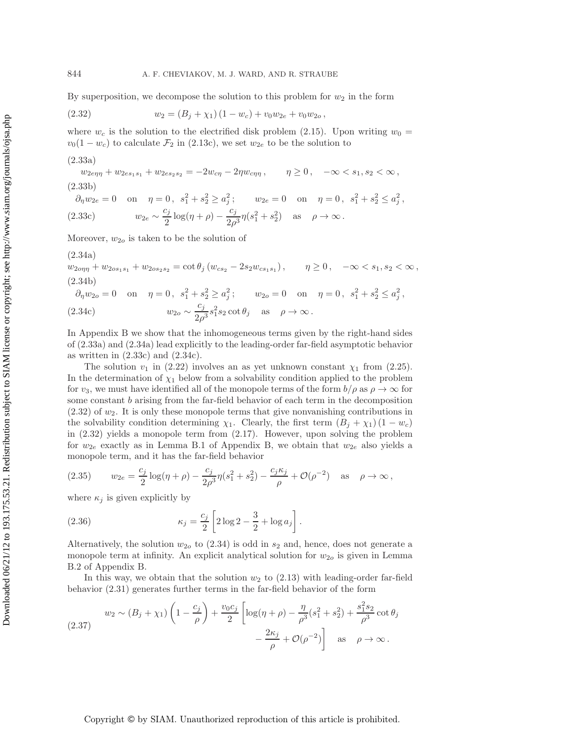By superposition, we decompose the solution to this problem for $w_2$ in the form

$$w_2 = (B_j + \chi_1)(1 - w_c) + v_0 w_{2e} + v_0 w_{2o}, \tag{2.32}$$

where $w_c$ is the solution to the electrified disk problem (2.15). Upon writing $w_0 = v_0(1 - w_c)$ to calculate $\mathcal{F}_2$ in (2.13c), we set $w_{2e}$ to be the solution to

$$w_{2e\eta\eta} + w_{2es_1s_1} + w_{2es_2s_2} = -2w_{c\eta} - 2\eta w_{c\eta\eta}, \qquad \eta \geq 0, \quad -\infty < s_1, s_2 < \infty, \tag{2.33a}$$

$$\partial_\eta w_{2e} = 0 \quad \text{on} \quad \eta = 0, \; s_1^2 + s_2^2 \geq a_j^2; \qquad w_{2e} = 0 \quad \text{on} \quad \eta = 0, \; s_1^2 + s_2^2 \leq a_j^2, \tag{2.33b}$$

$$w_{2e} \sim \frac{c_j}{2}\log(\eta + \rho) - \frac{c_j}{2\rho^3}\eta(s_1^2 + s_2^2) \quad \text{as} \quad \rho \to \infty. \tag{2.33c}$$

Moreover, $w_{2o}$ is taken to be the solution of

$$w_{2o\eta\eta} + w_{2os_1s_1} + w_{2os_2s_2} = \cot\theta_j \left( w_{cs_2} - 2s_2 w_{cs_1s_1} \right), \qquad \eta \geq 0, \quad -\infty < s_1, s_2 < \infty, \tag{2.34a}$$

$$\partial_\eta w_{2o} = 0 \quad \text{on} \quad \eta = 0, \; s_1^2 + s_2^2 \geq a_j^2; \qquad w_{2o} = 0 \quad \text{on} \quad \eta = 0, \; s_1^2 + s_2^2 \leq a_j^2, \tag{2.34b}$$

$$w_{2o} \sim \frac{c_j}{2\rho^3} s_1^2 s_2 \cot\theta_j \quad \text{as} \quad \rho \to \infty. \tag{2.34c}$$

In Appendix B we show that the inhomogeneous terms given by the right-hand sides of (2.33a) and (2.34a) lead explicitly to the leading-order far-field asymptotic behavior as written in (2.33c) and (2.34c).

The solution $v_1$ in (2.22) involves an as yet unknown constant $\chi_1$ from (2.25). In the determination of $\chi_1$ below from a solvability condition applied to the problem for $v_3$, we must have identified all of the monopole terms of the form $b/\rho$ as $\rho \to \infty$ for some constant $b$ arising from the far-field behavior of each term in the decomposition (2.32) of $w_2$. It is only these monopole terms that give nonvanishing contributions in the solvability condition determining $\chi_1$. Clearly, the first term $(B_j + \chi_1)(1 - w_c)$ in (2.32) yields a monopole term from (2.17). However, upon solving the problem for $w_{2e}$ exactly as in Lemma B.1 of Appendix B, we obtain that $w_{2e}$ also yields a monopole term, and it has the far-field behavior

$$w_{2e} = \frac{c_j}{2}\log(\eta + \rho) - \frac{c_j}{2\rho^3}\eta(s_1^2 + s_2^2) - \frac{c_j \kappa_j}{\rho} + \mathcal{O}(\rho^{-2}) \quad \text{as} \quad \rho \to \infty, \tag{2.35}$$

where $\kappa_j$ is given explicitly by

$$\kappa_j = \frac{c_j}{2}\left[ 2\log 2 - \frac{3}{2} + \log a_j \right]. \tag{2.36}$$

Alternatively, the solution $w_{2o}$ to (2.34) is odd in $s_2$ and, hence, does not generate a monopole term at infinity. An explicit analytical solution for $w_{2o}$ is given in Lemma B.2 of Appendix B.

In this way, we obtain that the solution $w_2$ to (2.13) with leading-order far-field behavior (2.31) generates further terms in the far-field behavior of the form

$$\begin{aligned} w_2 \sim (B_j + \chi_1)\left(1 - \frac{c_j}{\rho}\right) + \frac{v_0 c_j}{2}\bigg[ &\log(\eta + \rho) - \frac{\eta}{\rho^3}(s_1^2 + s_2^2) + \frac{s_1^2 s_2}{\rho^3}\cot\theta_j \\ &- \frac{2\kappa_j}{\rho} + \mathcal{O}(\rho^{-2}) \bigg] \quad \text{as} \quad \rho \to \infty. \end{aligned} \tag{2.37}$$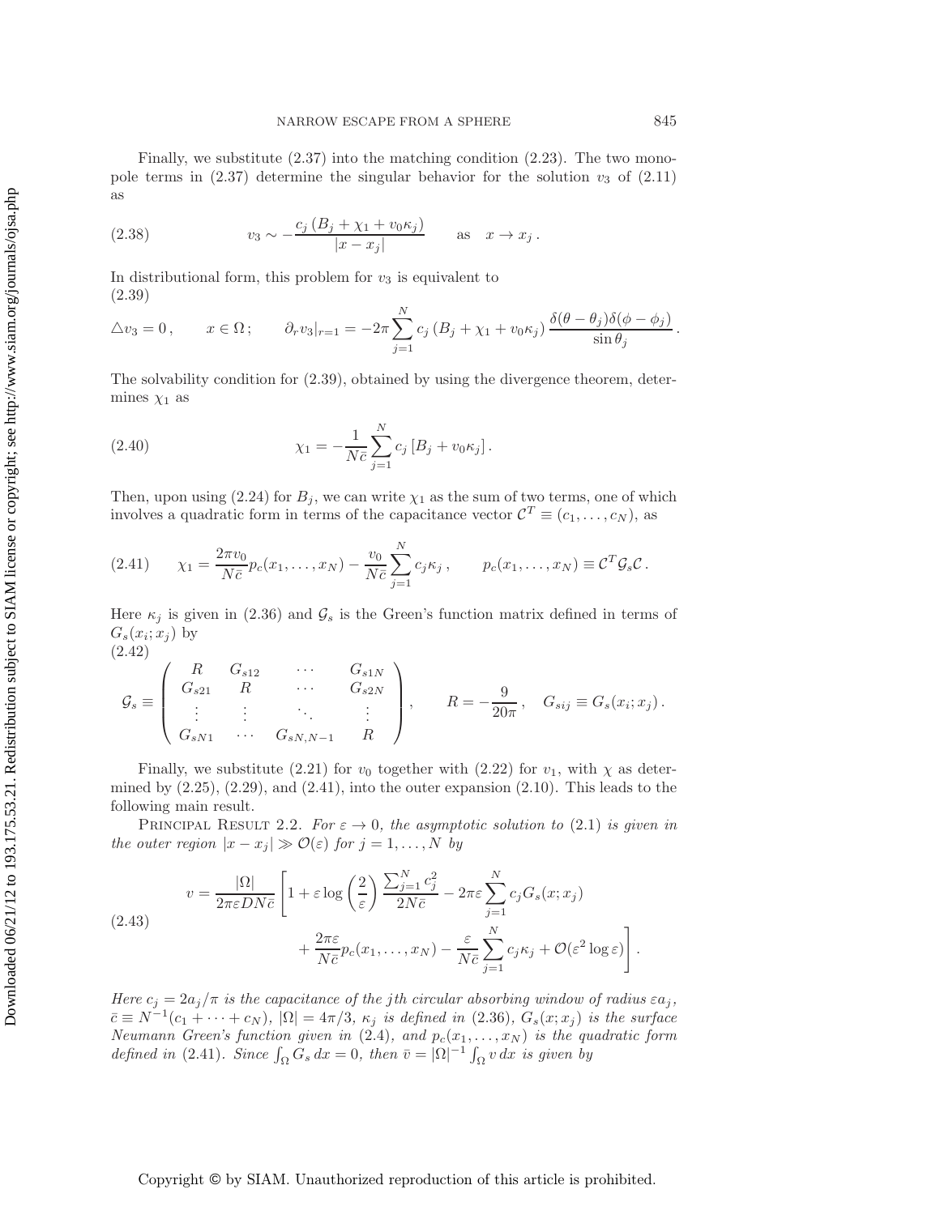Finally, we substitute (2.37) into the matching condition (2.23). The two monopole terms in (2.37) determine the singular behavior for the solution $v_3$ of (2.11) as

$$v_3 \sim -\frac{c_j\left(B_j + \chi_1 + v_0\kappa_j\right)}{|x - x_j|} \qquad \text{as} \quad x \to x_j \,. \tag{2.38}$$

In distributional form, this problem for $v_3$ is equivalent to

$$\triangle v_3 = 0\,, \qquad x \in \Omega\,; \qquad \partial_r v_3|_{r=1} = -2\pi \sum_{j=1}^{N} c_j\left(B_j + \chi_1 + v_0\kappa_j\right) \frac{\delta(\theta - \theta_j)\delta(\phi - \phi_j)}{\sin\theta_j}\,. \tag{2.39}$$

The solvability condition for (2.39), obtained by using the divergence theorem, determines $\chi_1$ as

$$\chi_1 = -\frac{1}{N\bar{c}} \sum_{j=1}^{N} c_j\left[B_j + v_0\kappa_j\right]. \tag{2.40}$$

Then, upon using (2.24) for $B_j$, we can write $\chi_1$ as the sum of two terms, one of which involves a quadratic form in terms of the capacitance vector $\mathcal{C}^T \equiv (c_1, \ldots, c_N)$, as

$$\chi_1 = \frac{2\pi v_0}{N\bar{c}} p_c(x_1, \ldots, x_N) - \frac{v_0}{N\bar{c}} \sum_{j=1}^{N} c_j\kappa_j\,, \qquad p_c(x_1, \ldots, x_N) \equiv \mathcal{C}^T \mathcal{G}_s \mathcal{C}\,. \tag{2.41}$$

Here $\kappa_j$ is given in (2.36) and $\mathcal{G}_s$ is the Green's function matrix defined in terms of $G_s(x_i; x_j)$ by

$$\mathcal{G}_s \equiv \begin{pmatrix} R & G_{s12} & \cdots & G_{s1N} \\ G_{s21} & R & \cdots & G_{s2N} \\ \vdots & \vdots & \ddots & \vdots \\ G_{sN1} & \cdots & G_{sN,N-1} & R \end{pmatrix}, \qquad R = -\frac{9}{20\pi}\,, \quad G_{sij} \equiv G_s(x_i; x_j)\,. \tag{2.42}$$

Finally, we substitute (2.21) for $v_0$ together with (2.22) for $v_1$, with $\chi$ as determined by (2.25), (2.29), and (2.41), into the outer expansion (2.10). This leads to the following main result.

Principal Result 2.2. *For $\varepsilon \to 0$, the asymptotic solution to* (2.1) *is given in the outer region $|x - x_j| \gg \mathcal{O}(\varepsilon)$ for $j = 1, \ldots, N$ by*

$$\begin{aligned} v = \frac{|\Omega|}{2\pi\varepsilon D N\bar{c}} \Bigg[ & 1 + \varepsilon \log\left(\frac{2}{\varepsilon}\right) \frac{\sum_{j=1}^{N} c_j^2}{2N\bar{c}} - 2\pi\varepsilon \sum_{j=1}^{N} c_j G_s(x; x_j) \\ & + \frac{2\pi\varepsilon}{N\bar{c}} p_c(x_1, \ldots, x_N) - \frac{\varepsilon}{N\bar{c}} \sum_{j=1}^{N} c_j\kappa_j + \mathcal{O}(\varepsilon^2 \log\varepsilon) \Bigg]. \end{aligned} \tag{2.43}$$

*Here $c_j = 2a_j/\pi$ is the capacitance of the $j$th circular absorbing window of radius $\varepsilon a_j$, $\bar{c} \equiv N^{-1}(c_1 + \cdots + c_N)$, $|\Omega| = 4\pi/3$, $\kappa_j$ is defined in* (2.36)*, $G_s(x; x_j)$ is the surface Neumann Green's function given in* (2.4)*, and $p_c(x_1, \ldots, x_N)$ is the quadratic form defined in* (2.41)*. Since $\int_\Omega G_s\, dx = 0$, then $\bar{v} = |\Omega|^{-1} \int_\Omega v\, dx$ is given by*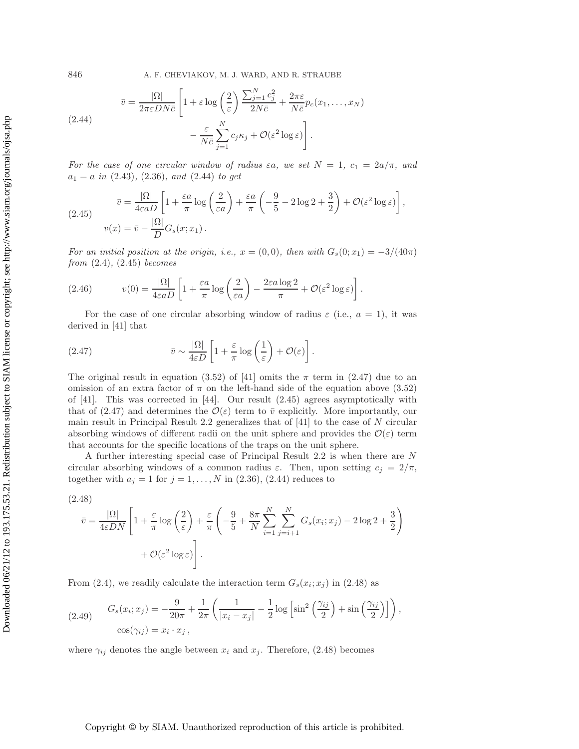$$
\bar{v} = \frac{|\Omega|}{2\pi\varepsilon D N \bar{c}} \left[ 1 + \varepsilon \log\left(\frac{2}{\varepsilon}\right) \frac{\sum_{j=1}^{N} c_j^2}{2N\bar{c}} + \frac{2\pi\varepsilon}{N\bar{c}} p_c(x_1, \ldots, x_N) - \frac{\varepsilon}{N\bar{c}} \sum_{j=1}^{N} c_j \kappa_j + \mathcal{O}(\varepsilon^2 \log \varepsilon) \right]. \tag{2.44}
$$

*For the case of one circular window of radius $\varepsilon a$, we set $N = 1$, $c_1 = 2a/\pi$, and $a_1 = a$ in (2.43), (2.36), and (2.44) to get*

$$
\begin{aligned}
\bar{v} &= \frac{|\Omega|}{4\varepsilon a D} \left[ 1 + \frac{\varepsilon a}{\pi} \log\left(\frac{2}{\varepsilon a}\right) + \frac{\varepsilon a}{\pi} \left( -\frac{9}{5} - 2\log 2 + \frac{3}{2} \right) + \mathcal{O}(\varepsilon^2 \log \varepsilon) \right], \\
v(x) &= \bar{v} - \frac{|\Omega|}{D} G_s(x; x_1).
\end{aligned} \tag{2.45}
$$

*For an initial position at the origin, i.e., $x = (0, 0)$, then with $G_s(0; x_1) = -3/(40\pi)$ from (2.4), (2.45) becomes*

$$
v(0) = \frac{|\Omega|}{4\varepsilon a D} \left[ 1 + \frac{\varepsilon a}{\pi} \log\left(\frac{2}{\varepsilon a}\right) - \frac{2\varepsilon a \log 2}{\pi} + \mathcal{O}(\varepsilon^2 \log \varepsilon) \right]. \tag{2.46}
$$

For the case of one circular absorbing window of radius $\varepsilon$ (i.e., $a = 1$), it was derived in [41] that

$$
\bar{v} \sim \frac{|\Omega|}{4\varepsilon D} \left[ 1 + \frac{\varepsilon}{\pi} \log\left(\frac{1}{\varepsilon}\right) + \mathcal{O}(\varepsilon) \right]. \tag{2.47}
$$

The original result in equation (3.52) of [41] omits the $\pi$ term in (2.47) due to an omission of an extra factor of $\pi$ on the left-hand side of the equation above (3.52) of [41]. This was corrected in [44]. Our result (2.45) agrees asymptotically with that of (2.47) and determines the $\mathcal{O}(\varepsilon)$ term to $\bar{v}$ explicitly. More importantly, our main result in Principal Result 2.2 generalizes that of [41] to the case of $N$ circular absorbing windows of different radii on the unit sphere and provides the $\mathcal{O}(\varepsilon)$ term that accounts for the specific locations of the traps on the unit sphere.

A further interesting special case of Principal Result 2.2 is when there are $N$ circular absorbing windows of a common radius $\varepsilon$. Then, upon setting $c_j = 2/\pi$, together with $a_j = 1$ for $j = 1, \ldots, N$ in (2.36), (2.44) reduces to

$$
\bar{v} = \frac{|\Omega|}{4\varepsilon D N} \left[ 1 + \frac{\varepsilon}{\pi} \log\left(\frac{2}{\varepsilon}\right) + \frac{\varepsilon}{\pi} \left( -\frac{9}{5} + \frac{8\pi}{N} \sum_{i=1}^{N} \sum_{j=i+1}^{N} G_s(x_i; x_j) - 2\log 2 + \frac{3}{2} \right) + \mathcal{O}(\varepsilon^2 \log \varepsilon) \right]. \tag{2.48}
$$

From (2.4), we readily calculate the interaction term $G_s(x_i; x_j)$ in (2.48) as

$$
\begin{aligned}
G_s(x_i; x_j) &= -\frac{9}{20\pi} + \frac{1}{2\pi} \left( \frac{1}{|x_i - x_j|} - \frac{1}{2} \log\left[ \sin^2\left(\frac{\gamma_{ij}}{2}\right) + \sin\left(\frac{\gamma_{ij}}{2}\right) \right] \right), \\
\cos(\gamma_{ij}) &= x_i \cdot x_j,
\end{aligned} \tag{2.49}
$$

where $\gamma_{ij}$ denotes the angle between $x_i$ and $x_j$. Therefore, (2.48) becomes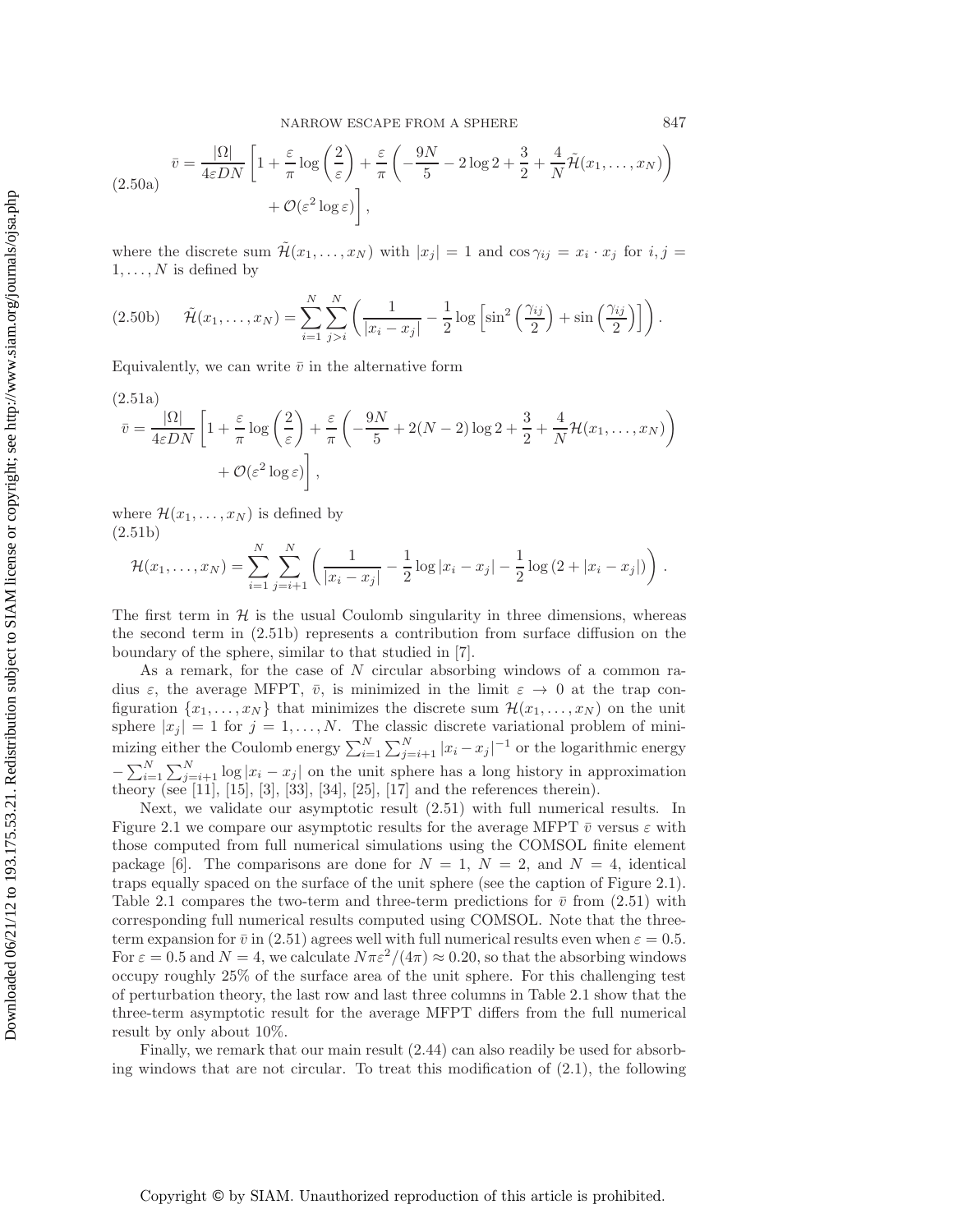$$\bar{v} = \frac{|\Omega|}{4\varepsilon DN}\left[1 + \frac{\varepsilon}{\pi}\log\left(\frac{2}{\varepsilon}\right) + \frac{\varepsilon}{\pi}\left(-\frac{9N}{5} - 2\log 2 + \frac{3}{2} + \frac{4}{N}\tilde{\mathcal{H}}(x_1,\ldots,x_N)\right) + \mathcal{O}(\varepsilon^2\log\varepsilon)\right], \tag{2.50a}$$

where the discrete sum $\tilde{\mathcal{H}}(x_1,\ldots,x_N)$ with $|x_j| = 1$ and $\cos\gamma_{ij} = x_i \cdot x_j$ for $i,j = 1,\ldots,N$ is defined by

$$\tilde{\mathcal{H}}(x_1,\ldots,x_N) = \sum_{i=1}^{N}\sum_{j>i}^{N}\left(\frac{1}{|x_i - x_j|} - \frac{1}{2}\log\left[\sin^2\left(\frac{\gamma_{ij}}{2}\right) + \sin\left(\frac{\gamma_{ij}}{2}\right)\right]\right). \tag{2.50b}$$

Equivalently, we can write $\bar{v}$ in the alternative form

$$\bar{v} = \frac{|\Omega|}{4\varepsilon DN}\left[1 + \frac{\varepsilon}{\pi}\log\left(\frac{2}{\varepsilon}\right) + \frac{\varepsilon}{\pi}\left(-\frac{9N}{5} + 2(N-2)\log 2 + \frac{3}{2} + \frac{4}{N}\mathcal{H}(x_1,\ldots,x_N)\right) + \mathcal{O}(\varepsilon^2\log\varepsilon)\right], \tag{2.51a}$$

where $\mathcal{H}(x_1,\ldots,x_N)$ is defined by

$$\mathcal{H}(x_1,\ldots,x_N) = \sum_{i=1}^{N}\sum_{j=i+1}^{N}\left(\frac{1}{|x_i - x_j|} - \frac{1}{2}\log|x_i - x_j| - \frac{1}{2}\log\left(2 + |x_i - x_j|\right)\right). \tag{2.51b}$$

The first term in $\mathcal{H}$ is the usual Coulomb singularity in three dimensions, whereas the second term in (2.51b) represents a contribution from surface diffusion on the boundary of the sphere, similar to that studied in [7].

As a remark, for the case of $N$ circular absorbing windows of a common radius $\varepsilon$, the average MFPT, $\bar{v}$, is minimized in the limit $\varepsilon \to 0$ at the trap configuration $\{x_1,\ldots,x_N\}$ that minimizes the discrete sum $\mathcal{H}(x_1,\ldots,x_N)$ on the unit sphere $|x_j| = 1$ for $j = 1,\ldots,N$. The classic discrete variational problem of minimizing either the Coulomb energy $\sum_{i=1}^{N}\sum_{j=i+1}^{N}|x_i - x_j|^{-1}$ or the logarithmic energy $-\sum_{i=1}^{N}\sum_{j=i+1}^{N}\log|x_i - x_j|$ on the unit sphere has a long history in approximation theory (see [11], [15], [3], [33], [34], [25], [17] and the references therein).

Next, we validate our asymptotic result (2.51) with full numerical results. In Figure 2.1 we compare our asymptotic results for the average MFPT $\bar{v}$ versus $\varepsilon$ with those computed from full numerical simulations using the COMSOL finite element package [6]. The comparisons are done for $N = 1$, $N = 2$, and $N = 4$, identical traps equally spaced on the surface of the unit sphere (see the caption of Figure 2.1). Table 2.1 compares the two-term and three-term predictions for $\bar{v}$ from (2.51) with corresponding full numerical results computed using COMSOL. Note that the three-term expansion for $\bar{v}$ in (2.51) agrees well with full numerical results even when $\varepsilon = 0.5$. For $\varepsilon = 0.5$ and $N = 4$, we calculate $N\pi\varepsilon^2/(4\pi) \approx 0.20$, so that the absorbing windows occupy roughly 25% of the surface area of the unit sphere. For this challenging test of perturbation theory, the last row and last three columns in Table 2.1 show that the three-term asymptotic result for the average MFPT differs from the full numerical result by only about 10%.

Finally, we remark that our main result (2.44) can also readily be used for absorbing windows that are not circular. To treat this modification of (2.1), the following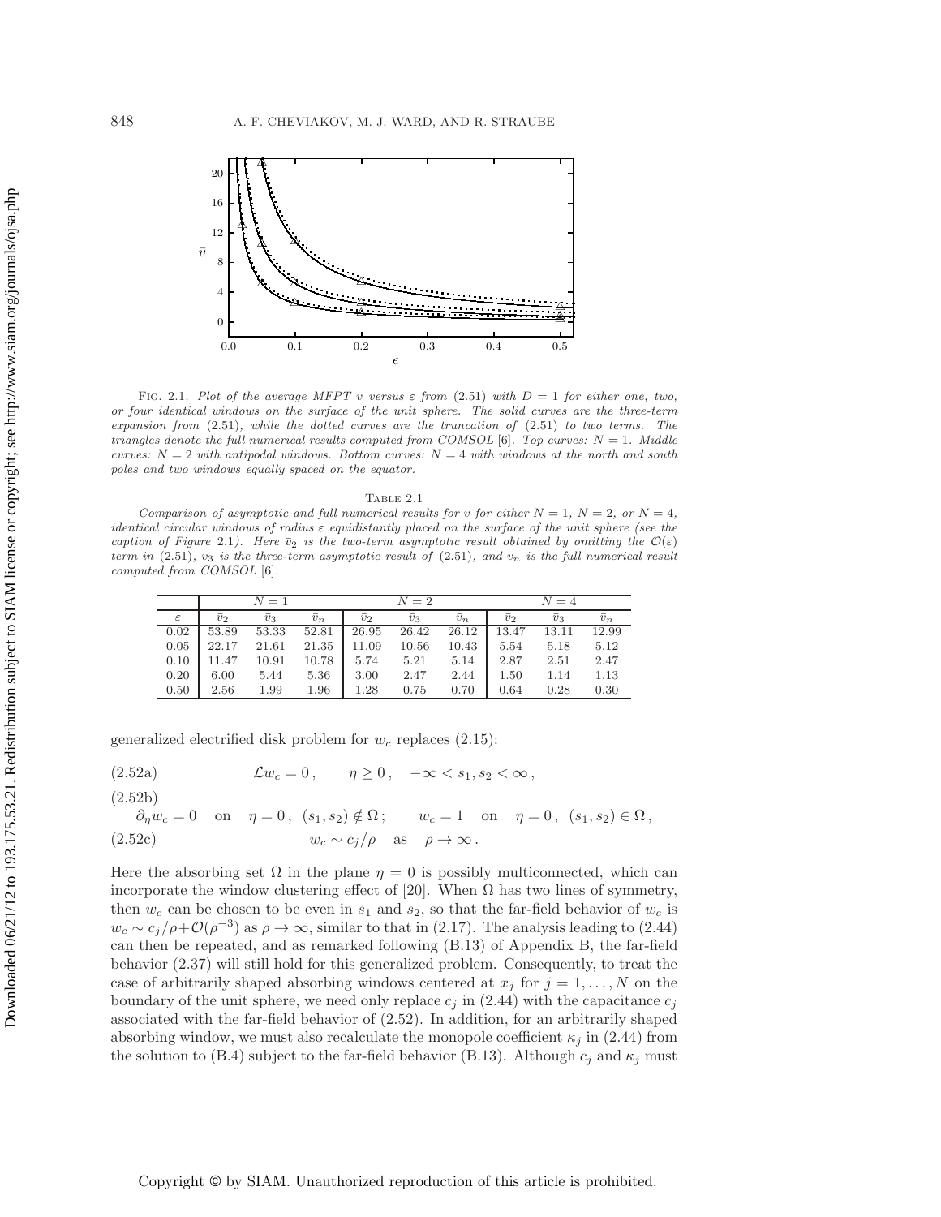FIG. 2.1. *Plot of the average MFPT $\bar{v}$ versus $\varepsilon$ from (2.51) with $D = 1$ for either one, two, or four identical windows on the surface of the unit sphere. The solid curves are the three-term expansion from (2.51), while the dotted curves are the truncation of (2.51) to two terms. The triangles denote the full numerical results computed from COMSOL [6]. Top curves: $N = 1$. Middle curves: $N = 2$ with antipodal windows. Bottom curves: $N = 4$ with windows at the north and south poles and two windows equally spaced on the equator.*

TABLE 2.1

*Comparison of asymptotic and full numerical results for $\bar{v}$ for either $N = 1$, $N = 2$, or $N = 4$, identical circular windows of radius $\varepsilon$ equidistantly placed on the surface of the unit sphere (see the caption of Figure 2.1). Here $\bar{v}_2$ is the two-term asymptotic result obtained by omitting the $\mathcal{O}(\varepsilon)$ term in (2.51), $\bar{v}_3$ is the three-term asymptotic result of (2.51), and $\bar{v}_n$ is the full numerical result computed from COMSOL [6].*

| | $N = 1$ | | | $N = 2$ | | | $N = 4$ | | |
|---|---|---|---|---|---|---|---|---|---|
| $\varepsilon$ | $\bar{v}_2$ | $\bar{v}_3$ | $\bar{v}_n$ | $\bar{v}_2$ | $\bar{v}_3$ | $\bar{v}_n$ | $\bar{v}_2$ | $\bar{v}_3$ | $\bar{v}_n$ |
| 0.02 | 53.89 | 53.33 | 52.81 | 26.95 | 26.42 | 26.12 | 13.47 | 13.11 | 12.99 |
| 0.05 | 22.17 | 21.61 | 21.35 | 11.09 | 10.56 | 10.43 | 5.54 | 5.18 | 5.12 |
| 0.10 | 11.47 | 10.91 | 10.78 | 5.74 | 5.21 | 5.14 | 2.87 | 2.51 | 2.47 |
| 0.20 | 6.00 | 5.44 | 5.36 | 3.00 | 2.47 | 2.44 | 1.50 | 1.14 | 1.13 |
| 0.50 | 2.56 | 1.99 | 1.96 | 1.28 | 0.75 | 0.70 | 0.64 | 0.28 | 0.30 |

generalized electrified disk problem for $w_c$ replaces (2.15):

$$\mathcal{L}w_c = 0\,, \qquad \eta \geq 0\,, \quad -\infty < s_1, s_2 < \infty\,, \tag{2.52a}$$

$$\partial_\eta w_c = 0 \quad \text{on} \quad \eta = 0\,,\ (s_1, s_2) \notin \Omega\,; \qquad w_c = 1 \quad \text{on} \quad \eta = 0\,,\ (s_1, s_2) \in \Omega\,, \tag{2.52b}$$

$$w_c \sim c_j/\rho \quad \text{as} \quad \rho \to \infty\,. \tag{2.52c}$$

Here the absorbing set $\Omega$ in the plane $\eta = 0$ is possibly multiconnected, which can incorporate the window clustering effect of [20]. When $\Omega$ has two lines of symmetry, then $w_c$ can be chosen to be even in $s_1$ and $s_2$, so that the far-field behavior of $w_c$ is $w_c \sim c_j/\rho + \mathcal{O}(\rho^{-3})$ as $\rho \to \infty$, similar to that in (2.17). The analysis leading to (2.44) can then be repeated, and as remarked following (B.13) of Appendix B, the far-field behavior (2.37) will still hold for this generalized problem. Consequently, to treat the case of arbitrarily shaped absorbing windows centered at $x_j$ for $j = 1, \ldots, N$ on the boundary of the unit sphere, we need only replace $c_j$ in (2.44) with the capacitance $c_j$ associated with the far-field behavior of (2.52). In addition, for an arbitrarily shaped absorbing window, we must also recalculate the monopole coefficient $\kappa_j$ in (2.44) from the solution to (B.4) subject to the far-field behavior (B.13). Although $c_j$ and $\kappa_j$ must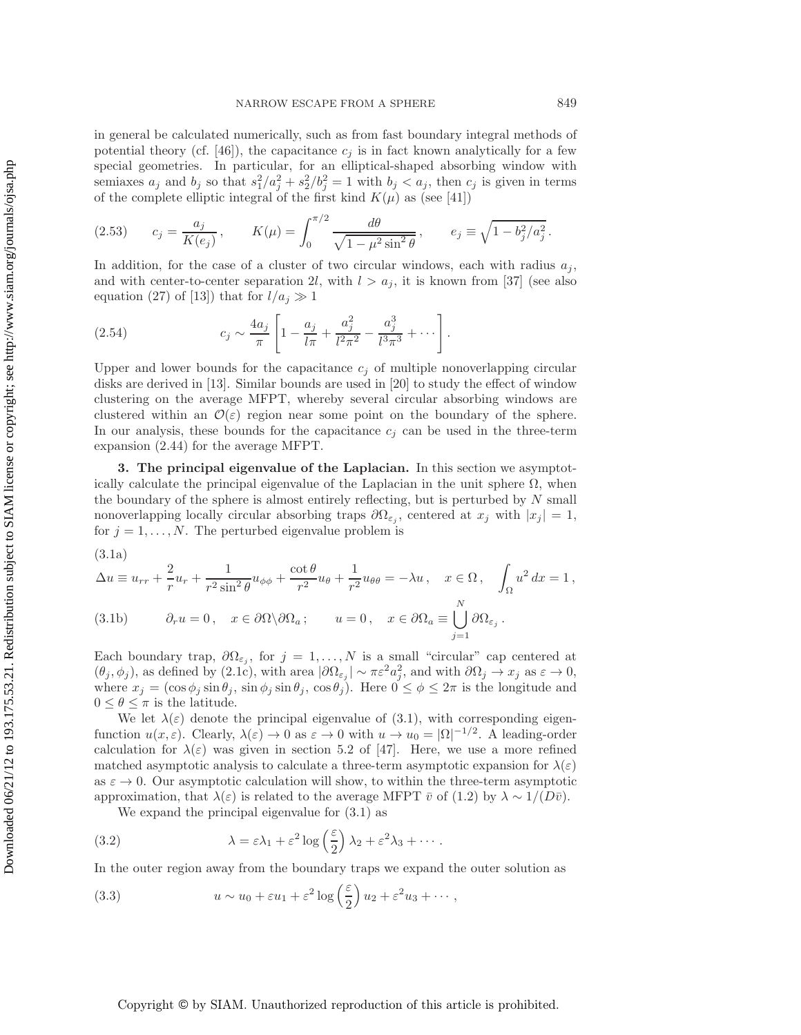in general be calculated numerically, such as from fast boundary integral methods of potential theory (cf. [46]), the capacitance $c_j$ is in fact known analytically for a few special geometries. In particular, for an elliptical-shaped absorbing window with semiaxes $a_j$ and $b_j$ so that $s_1^2/a_j^2 + s_2^2/b_j^2 = 1$ with $b_j < a_j$, then $c_j$ is given in terms of the complete elliptic integral of the first kind $K(\mu)$ as (see [41])

$$
(2.53) \qquad c_j = \frac{a_j}{K(e_j)}, \qquad K(\mu) = \int_0^{\pi/2} \frac{d\theta}{\sqrt{1-\mu^2 \sin^2\theta}}, \qquad e_j \equiv \sqrt{1 - b_j^2/a_j^2}.
$$

In addition, for the case of a cluster of two circular windows, each with radius $a_j$, and with center-to-center separation $2l$, with $l > a_j$, it is known from [37] (see also equation (27) of [13]) that for $l/a_j \gg 1$

$$
(2.54) \qquad c_j \sim \frac{4a_j}{\pi}\left[1 - \frac{a_j}{l\pi} + \frac{a_j^2}{l^2\pi^2} - \frac{a_j^3}{l^3\pi^3} + \cdots\right].
$$

Upper and lower bounds for the capacitance $c_j$ of multiple nonoverlapping circular disks are derived in [13]. Similar bounds are used in [20] to study the effect of window clustering on the average MFPT, whereby several circular absorbing windows are clustered within an $\mathcal{O}(\varepsilon)$ region near some point on the boundary of the sphere. In our analysis, these bounds for the capacitance $c_j$ can be used in the three-term expansion (2.44) for the average MFPT.

**3. The principal eigenvalue of the Laplacian.** In this section we asymptotically calculate the principal eigenvalue of the Laplacian in the unit sphere $\Omega$, when the boundary of the sphere is almost entirely reflecting, but is perturbed by $N$ small nonoverlapping locally circular absorbing traps $\partial\Omega_{\varepsilon_j}$, centered at $x_j$ with $|x_j| = 1$, for $j = 1, \ldots, N$. The perturbed eigenvalue problem is

(3.1a)

$$
\Delta u \equiv u_{rr} + \frac{2}{r}u_r + \frac{1}{r^2\sin^2\theta}u_{\phi\phi} + \frac{\cot\theta}{r^2}u_\theta + \frac{1}{r^2}u_{\theta\theta} = -\lambda u, \quad x \in \Omega, \quad \int_\Omega u^2\,dx = 1,
$$

$$
(3.1b) \qquad \partial_r u = 0, \quad x \in \partial\Omega\backslash\partial\Omega_a; \qquad u = 0, \quad x \in \partial\Omega_a \equiv \bigcup_{j=1}^N \partial\Omega_{\varepsilon_j}.
$$

Each boundary trap, $\partial\Omega_{\varepsilon_j}$, for $j = 1, \ldots, N$ is a small "circular" cap centered at $(\theta_j, \phi_j)$, as defined by (2.1c), with area $|\partial\Omega_{\varepsilon_j}| \sim \pi\varepsilon^2 a_j^2$, and with $\partial\Omega_j \to x_j$ as $\varepsilon \to 0$, where $x_j = (\cos\phi_j \sin\theta_j, \sin\phi_j \sin\theta_j, \cos\theta_j)$. Here $0 \leq \phi \leq 2\pi$ is the longitude and $0 \leq \theta \leq \pi$ is the latitude.

We let $\lambda(\varepsilon)$ denote the principal eigenvalue of (3.1), with corresponding eigenfunction $u(x, \varepsilon)$. Clearly, $\lambda(\varepsilon) \to 0$ as $\varepsilon \to 0$ with $u \to u_0 = |\Omega|^{-1/2}$. A leading-order calculation for $\lambda(\varepsilon)$ was given in section 5.2 of [47]. Here, we use a more refined matched asymptotic analysis to calculate a three-term asymptotic expansion for $\lambda(\varepsilon)$ as $\varepsilon \to 0$. Our asymptotic calculation will show, to within the three-term asymptotic approximation, that $\lambda(\varepsilon)$ is related to the average MFPT $\bar{v}$ of (1.2) by $\lambda \sim 1/(D\bar{v})$.

We expand the principal eigenvalue for (3.1) as

$$
(3.2) \qquad \lambda = \varepsilon\lambda_1 + \varepsilon^2 \log\left(\frac{\varepsilon}{2}\right)\lambda_2 + \varepsilon^2\lambda_3 + \cdots.
$$

In the outer region away from the boundary traps we expand the outer solution as

$$
(3.3) \qquad u \sim u_0 + \varepsilon u_1 + \varepsilon^2 \log\left(\frac{\varepsilon}{2}\right) u_2 + \varepsilon^2 u_3 + \cdots,
$$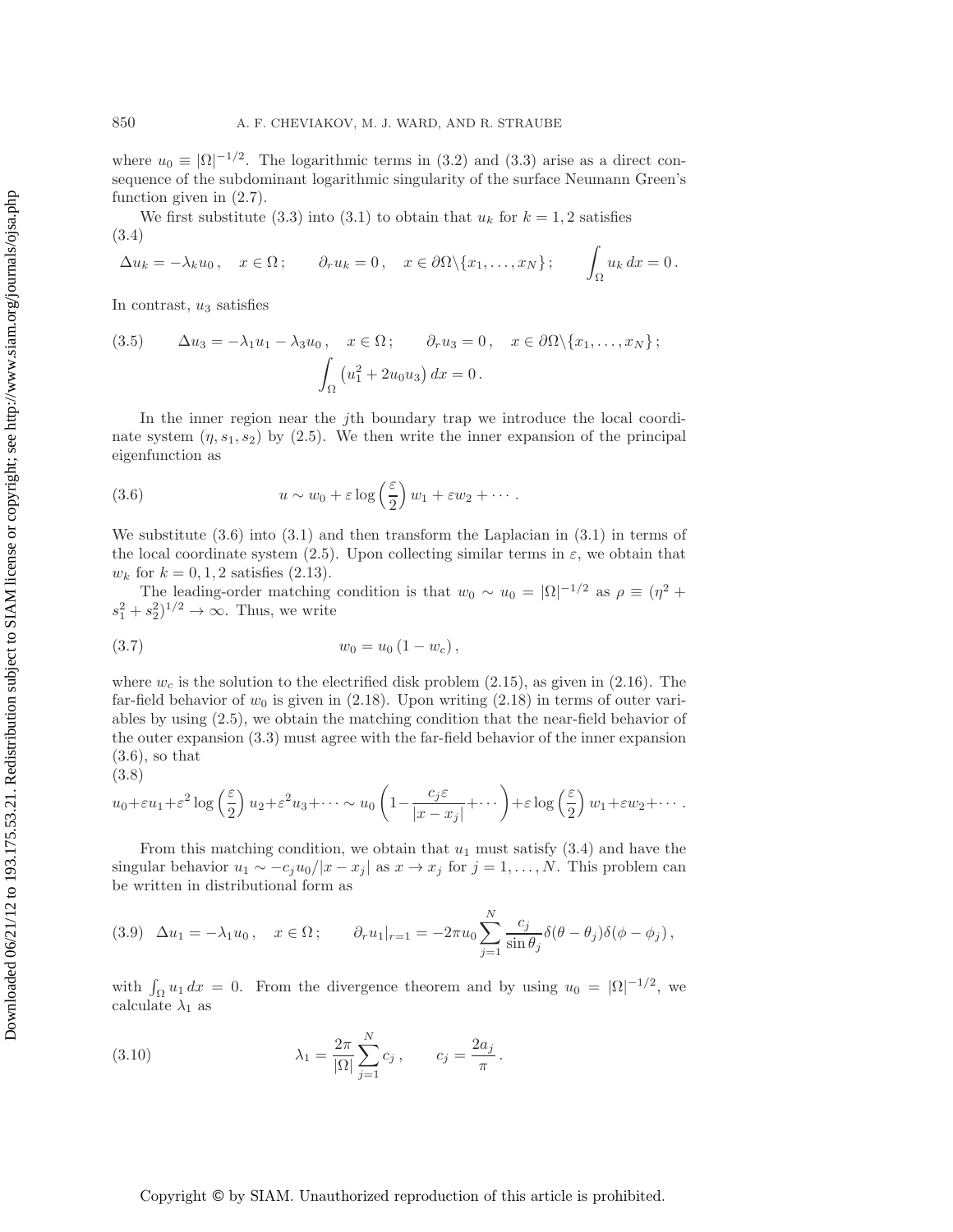where $u_0 \equiv |\Omega|^{-1/2}$. The logarithmic terms in (3.2) and (3.3) arise as a direct consequence of the subdominant logarithmic singularity of the surface Neumann Green's function given in (2.7).

We first substitute (3.3) into (3.1) to obtain that $u_k$ for $k = 1, 2$ satisfies

$$\Delta u_k = -\lambda_k u_0 \,, \quad x \in \Omega\,; \qquad \partial_r u_k = 0\,, \quad x \in \partial\Omega\backslash\{x_1, \ldots, x_N\}\,; \qquad \int_\Omega u_k \, dx = 0\,. \tag{3.4}$$

In contrast, $u_3$ satisfies

$$\Delta u_3 = -\lambda_1 u_1 - \lambda_3 u_0\,, \quad x \in \Omega\,; \qquad \partial_r u_3 = 0\,, \quad x \in \partial\Omega\backslash\{x_1, \ldots, x_N\}\,; \qquad \int_\Omega \left(u_1^2 + 2u_0 u_3\right) dx = 0\,. \tag{3.5}$$

In the inner region near the $j$th boundary trap we introduce the local coordinate system $(\eta, s_1, s_2)$ by (2.5). We then write the inner expansion of the principal eigenfunction as

$$u \sim w_0 + \varepsilon \log\left(\frac{\varepsilon}{2}\right) w_1 + \varepsilon w_2 + \cdots\,. \tag{3.6}$$

We substitute (3.6) into (3.1) and then transform the Laplacian in (3.1) in terms of the local coordinate system (2.5). Upon collecting similar terms in $\varepsilon$, we obtain that $w_k$ for $k = 0, 1, 2$ satisfies (2.13).

The leading-order matching condition is that $w_0 \sim u_0 = |\Omega|^{-1/2}$ as $\rho \equiv (\eta^2 + s_1^2 + s_2^2)^{1/2} \to \infty$. Thus, we write

$$w_0 = u_0\left(1 - w_c\right), \tag{3.7}$$

where $w_c$ is the solution to the electrified disk problem (2.15), as given in (2.16). The far-field behavior of $w_0$ is given in (2.18). Upon writing (2.18) in terms of outer variables by using (2.5), we obtain the matching condition that the near-field behavior of the outer expansion (3.3) must agree with the far-field behavior of the inner expansion (3.6), so that

$$u_0 + \varepsilon u_1 + \varepsilon^2 \log\left(\frac{\varepsilon}{2}\right) u_2 + \varepsilon^2 u_3 + \cdots \sim u_0\left(1 - \frac{c_j \varepsilon}{|x - x_j|} + \cdots\right) + \varepsilon \log\left(\frac{\varepsilon}{2}\right) w_1 + \varepsilon w_2 + \cdots\,. \tag{3.8}$$

From this matching condition, we obtain that $u_1$ must satisfy (3.4) and have the singular behavior $u_1 \sim -c_j u_0/|x - x_j|$ as $x \to x_j$ for $j = 1, \ldots, N$. This problem can be written in distributional form as

$$\Delta u_1 = -\lambda_1 u_0\,, \quad x \in \Omega\,; \qquad \partial_r u_1|_{r=1} = -2\pi u_0 \sum_{j=1}^{N} \frac{c_j}{\sin\theta_j} \delta(\theta - \theta_j)\delta(\phi - \phi_j)\,, \tag{3.9}$$

with $\int_\Omega u_1 \, dx = 0$. From the divergence theorem and by using $u_0 = |\Omega|^{-1/2}$, we calculate $\lambda_1$ as

$$\lambda_1 = \frac{2\pi}{|\Omega|} \sum_{j=1}^{N} c_j\,, \qquad c_j = \frac{2a_j}{\pi}\,. \tag{3.10}$$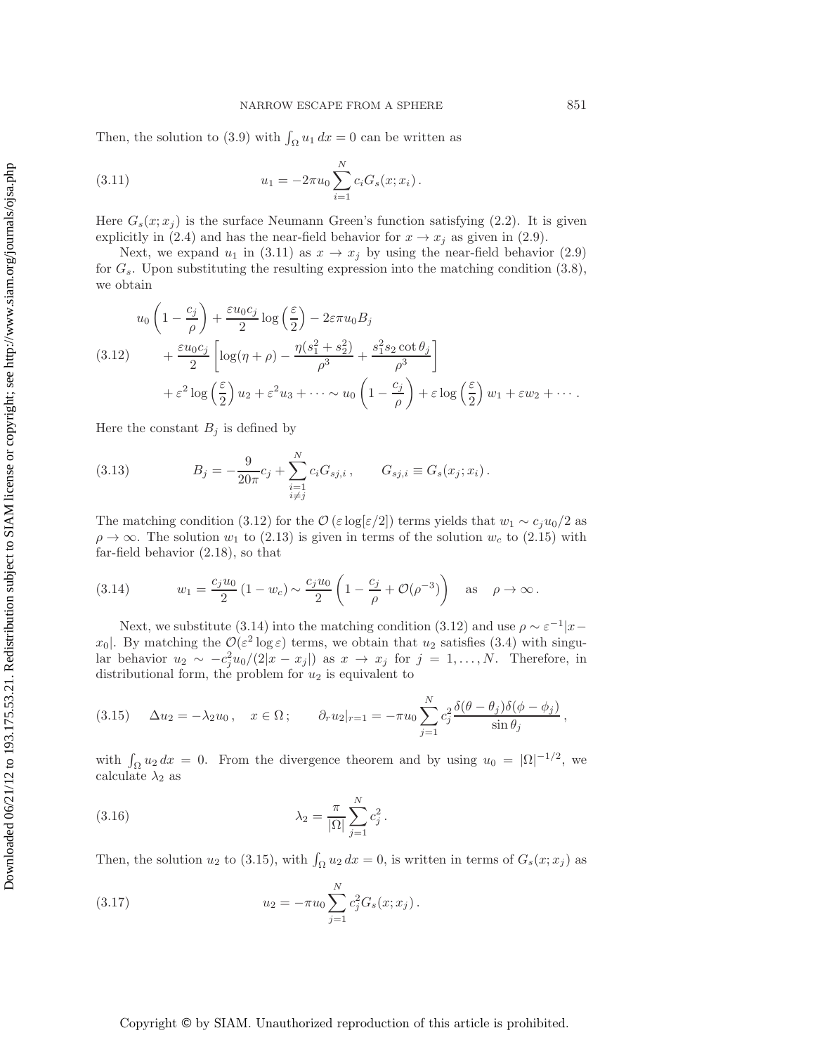Then, the solution to (3.9) with $\int_\Omega u_1\, dx = 0$ can be written as

$$u_1 = -2\pi u_0 \sum_{i=1}^{N} c_i G_s(x; x_i)\,. \tag{3.11}$$

Here $G_s(x; x_j)$ is the surface Neumann Green's function satisfying (2.2). It is given explicitly in (2.4) and has the near-field behavior for $x \to x_j$ as given in (2.9).

Next, we expand $u_1$ in (3.11) as $x \to x_j$ by using the near-field behavior (2.9) for $G_s$. Upon substituting the resulting expression into the matching condition (3.8), we obtain

$$\begin{aligned} &u_0\left(1 - \frac{c_j}{\rho}\right) + \frac{\varepsilon u_0 c_j}{2} \log\left(\frac{\varepsilon}{2}\right) - 2\varepsilon\pi u_0 B_j \\ &\quad + \frac{\varepsilon u_0 c_j}{2}\left[\log(\eta + \rho) - \frac{\eta(s_1^2 + s_2^2)}{\rho^3} + \frac{s_1^2 s_2 \cot\theta_j}{\rho^3}\right] \\ &\quad + \varepsilon^2 \log\left(\frac{\varepsilon}{2}\right) u_2 + \varepsilon^2 u_3 + \cdots \sim u_0\left(1 - \frac{c_j}{\rho}\right) + \varepsilon \log\left(\frac{\varepsilon}{2}\right) w_1 + \varepsilon w_2 + \cdots\,. \end{aligned} \tag{3.12}$$

Here the constant $B_j$ is defined by

$$B_j = -\frac{9}{20\pi} c_j + \sum_{\substack{i=1 \\ i \neq j}}^{N} c_i G_{sj,i}\,, \qquad G_{sj,i} \equiv G_s(x_j; x_i)\,. \tag{3.13}$$

The matching condition (3.12) for the $\mathcal{O}(\varepsilon \log[\varepsilon/2])$ terms yields that $w_1 \sim c_j u_0/2$ as $\rho \to \infty$. The solution $w_1$ to (2.13) is given in terms of the solution $w_c$ to (2.15) with far-field behavior (2.18), so that

$$w_1 = \frac{c_j u_0}{2}\left(1 - w_c\right) \sim \frac{c_j u_0}{2}\left(1 - \frac{c_j}{\rho} + \mathcal{O}(\rho^{-3})\right) \quad \text{as} \quad \rho \to \infty\,. \tag{3.14}$$

Next, we substitute (3.14) into the matching condition (3.12) and use $\rho \sim \varepsilon^{-1}|x - x_0|$. By matching the $\mathcal{O}(\varepsilon^2 \log \varepsilon)$ terms, we obtain that $u_2$ satisfies (3.4) with singular behavior $u_2 \sim -c_j^2 u_0/(2|x - x_j|)$ as $x \to x_j$ for $j = 1, \ldots, N$. Therefore, in distributional form, the problem for $u_2$ is equivalent to

$$\Delta u_2 = -\lambda_2 u_0\,, \quad x \in \Omega\,; \qquad \partial_r u_2|_{r=1} = -\pi u_0 \sum_{j=1}^{N} c_j^2 \frac{\delta(\theta - \theta_j)\delta(\phi - \phi_j)}{\sin\theta_j}\,, \tag{3.15}$$

with $\int_\Omega u_2\, dx = 0$. From the divergence theorem and by using $u_0 = |\Omega|^{-1/2}$, we calculate $\lambda_2$ as

$$\lambda_2 = \frac{\pi}{|\Omega|} \sum_{j=1}^{N} c_j^2\,. \tag{3.16}$$

Then, the solution $u_2$ to (3.15), with $\int_\Omega u_2\, dx = 0$, is written in terms of $G_s(x; x_j)$ as

$$u_2 = -\pi u_0 \sum_{j=1}^{N} c_j^2 G_s(x; x_j)\,. \tag{3.17}$$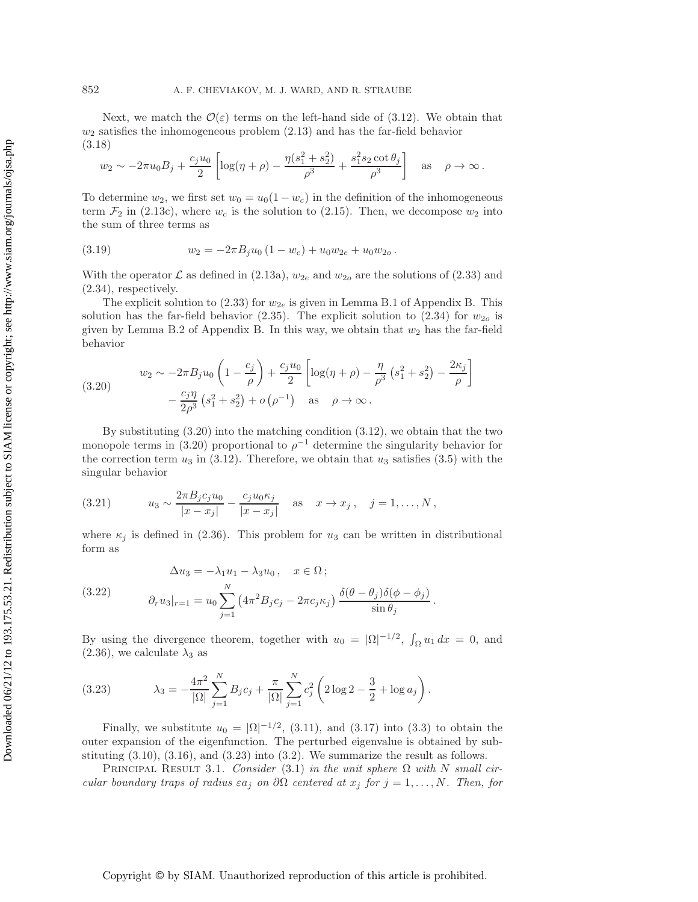Next, we match the $\mathcal{O}(\varepsilon)$ terms on the left-hand side of (3.12). We obtain that $w_2$ satisfies the inhomogeneous problem (2.13) and has the far-field behavior

$$w_2 \sim -2\pi u_0 B_j + \frac{c_j u_0}{2}\left[\log(\eta+\rho) - \frac{\eta(s_1^2+s_2^2)}{\rho^3} + \frac{s_1^2 s_2 \cot\theta_j}{\rho^3}\right] \quad \text{as} \quad \rho\to\infty\,. \tag{3.18}$$

To determine $w_2$, we first set $w_0 = u_0(1-w_c)$ in the definition of the inhomogeneous term $\mathcal{F}_2$ in (2.13c), where $w_c$ is the solution to (2.15). Then, we decompose $w_2$ into the sum of three terms as

$$w_2 = -2\pi B_j u_0\,(1-w_c) + u_0 w_{2e} + u_0 w_{2o}\,. \tag{3.19}$$

With the operator $\mathcal{L}$ as defined in (2.13a), $w_{2e}$ and $w_{2o}$ are the solutions of (2.33) and (2.34), respectively.

The explicit solution to (2.33) for $w_{2e}$ is given in Lemma B.1 of Appendix B. This solution has the far-field behavior (2.35). The explicit solution to (2.34) for $w_{2o}$ is given by Lemma B.2 of Appendix B. In this way, we obtain that $w_2$ has the far-field behavior

$$\begin{aligned} w_2 \sim -2\pi B_j u_0\left(1-\frac{c_j}{\rho}\right) &+ \frac{c_j u_0}{2}\left[\log(\eta+\rho) - \frac{\eta}{\rho^3}\left(s_1^2+s_2^2\right) - \frac{2\kappa_j}{\rho}\right] \\ &- \frac{c_j\eta}{2\rho^3}\left(s_1^2+s_2^2\right) + o\left(\rho^{-1}\right) \quad \text{as} \quad \rho\to\infty\,. \end{aligned} \tag{3.20}$$

By substituting (3.20) into the matching condition (3.12), we obtain that the two monopole terms in (3.20) proportional to $\rho^{-1}$ determine the singularity behavior for the correction term $u_3$ in (3.12). Therefore, we obtain that $u_3$ satisfies (3.5) with the singular behavior

$$u_3 \sim \frac{2\pi B_j c_j u_0}{|x-x_j|} - \frac{c_j u_0 \kappa_j}{|x-x_j|} \quad \text{as} \quad x\to x_j\,, \quad j=1,\ldots,N\,, \tag{3.21}$$

where $\kappa_j$ is defined in (2.36). This problem for $u_3$ can be written in distributional form as

$$\begin{aligned} &\Delta u_3 = -\lambda_1 u_1 - \lambda_3 u_0\,, \quad x\in\Omega\,; \\ &\partial_r u_3|_{r=1} = u_0\sum_{j=1}^N \left(4\pi^2 B_j c_j - 2\pi c_j\kappa_j\right)\frac{\delta(\theta-\theta_j)\delta(\phi-\phi_j)}{\sin\theta_j}\,. \end{aligned} \tag{3.22}$$

By using the divergence theorem, together with $u_0 = |\Omega|^{-1/2}$, $\int_\Omega u_1\,dx = 0$, and (2.36), we calculate $\lambda_3$ as

$$\lambda_3 = -\frac{4\pi^2}{|\Omega|}\sum_{j=1}^N B_j c_j + \frac{\pi}{|\Omega|}\sum_{j=1}^N c_j^2\left(2\log 2 - \frac{3}{2} + \log a_j\right). \tag{3.23}$$

Finally, we substitute $u_0 = |\Omega|^{-1/2}$, (3.11), and (3.17) into (3.3) to obtain the outer expansion of the eigenfunction. The perturbed eigenvalue is obtained by substituting (3.10), (3.16), and (3.23) into (3.2). We summarize the result as follows.

Principal Result 3.1. *Consider* (3.1) *in the unit sphere* $\Omega$ *with* $N$ *small circular boundary traps of radius* $\varepsilon a_j$ *on* $\partial\Omega$ *centered at* $x_j$ *for* $j=1,\ldots,N$*. Then, for*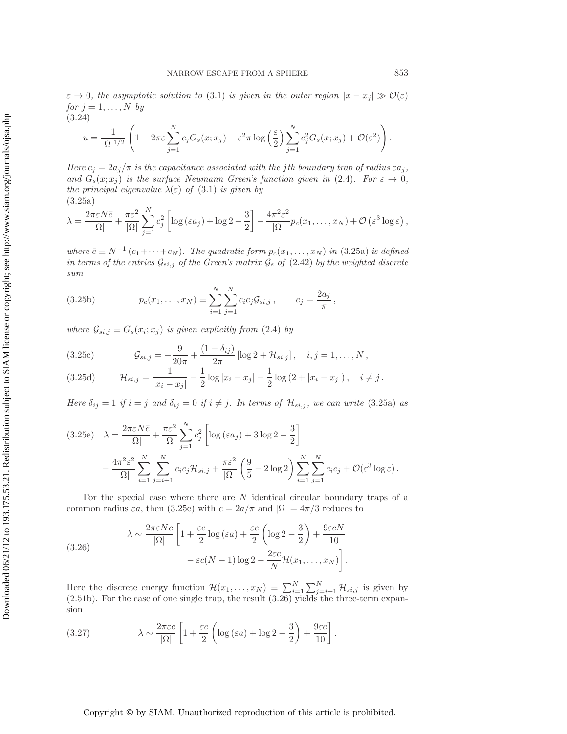*$\varepsilon \to 0$, the asymptotic solution to (3.1) is given in the outer region $|x - x_j| \gg \mathcal{O}(\varepsilon)$ for $j = 1, \ldots, N$ by*

(3.24)
$$u = \frac{1}{|\Omega|^{1/2}} \left( 1 - 2\pi\varepsilon \sum_{j=1}^{N} c_j G_s(x; x_j) - \varepsilon^2 \pi \log\left(\frac{\varepsilon}{2}\right) \sum_{j=1}^{N} c_j^2 G_s(x; x_j) + \mathcal{O}(\varepsilon^2) \right).$$

*Here $c_j = 2a_j/\pi$ is the capacitance associated with the $j$th boundary trap of radius $\varepsilon a_j$, and $G_s(x; x_j)$ is the surface Neumann Green's function given in (2.4). For $\varepsilon \to 0$, the principal eigenvalue $\lambda(\varepsilon)$ of (3.1) is given by*

(3.25a)
$$\lambda = \frac{2\pi\varepsilon N \bar{c}}{|\Omega|} + \frac{\pi\varepsilon^2}{|\Omega|} \sum_{j=1}^{N} c_j^2 \left[ \log(\varepsilon a_j) + \log 2 - \frac{3}{2} \right] - \frac{4\pi^2\varepsilon^2}{|\Omega|} p_c(x_1, \ldots, x_N) + \mathcal{O}\left(\varepsilon^3 \log \varepsilon\right),$$

*where $\bar{c} \equiv N^{-1}(c_1 + \cdots + c_N)$. The quadratic form $p_c(x_1, \ldots, x_N)$ in (3.25a) is defined in terms of the entries $\mathcal{G}_{si,j}$ of the Green's matrix $\mathcal{G}_s$ of (2.42) by the weighted discrete sum*

$$p_c(x_1, \ldots, x_N) \equiv \sum_{i=1}^{N} \sum_{j=1}^{N} c_i c_j \mathcal{G}_{si,j}, \qquad c_j = \frac{2a_j}{\pi}, \tag{3.25b}$$

*where $\mathcal{G}_{si,j} \equiv G_s(x_i; x_j)$ is given explicitly from (2.4) by*

$$\mathcal{G}_{si,j} = -\frac{9}{20\pi} + \frac{(1 - \delta_{ij})}{2\pi} \left[ \log 2 + \mathcal{H}_{si,j} \right], \quad i, j = 1, \ldots, N, \tag{3.25c}$$

$$\mathcal{H}_{si,j} = \frac{1}{|x_i - x_j|} - \frac{1}{2} \log|x_i - x_j| - \frac{1}{2} \log(2 + |x_i - x_j|), \quad i \neq j. \tag{3.25d}$$

*Here $\delta_{ij} = 1$ if $i = j$ and $\delta_{ij} = 0$ if $i \neq j$. In terms of $\mathcal{H}_{si,j}$, we can write (3.25a) as*

(3.25e)
$$\begin{aligned}\lambda = \frac{2\pi\varepsilon N \bar{c}}{|\Omega|} &+ \frac{\pi\varepsilon^2}{|\Omega|} \sum_{j=1}^{N} c_j^2 \left[ \log(\varepsilon a_j) + 3\log 2 - \frac{3}{2} \right] \\ &- \frac{4\pi^2\varepsilon^2}{|\Omega|} \sum_{i=1}^{N} \sum_{j=i+1}^{N} c_i c_j \mathcal{H}_{si,j} + \frac{\pi\varepsilon^2}{|\Omega|} \left( \frac{9}{5} - 2\log 2 \right) \sum_{i=1}^{N} \sum_{j=1}^{N} c_i c_j + \mathcal{O}(\varepsilon^3 \log \varepsilon).\end{aligned}$$

For the special case where there are $N$ identical circular boundary traps of a common radius $\varepsilon a$, then (3.25e) with $c = 2a/\pi$ and $|\Omega| = 4\pi/3$ reduces to

(3.26)
$$\begin{aligned}\lambda \sim \frac{2\pi\varepsilon N c}{|\Omega|} \Bigg[ 1 &+ \frac{\varepsilon c}{2} \log(\varepsilon a) + \frac{\varepsilon c}{2} \left( \log 2 - \frac{3}{2} \right) + \frac{9\varepsilon c N}{10} \\ &- \varepsilon c (N - 1) \log 2 - \frac{2\varepsilon c}{N} \mathcal{H}(x_1, \ldots, x_N) \Bigg].\end{aligned}$$

Here the discrete energy function $\mathcal{H}(x_1, \ldots, x_N) \equiv \sum_{i=1}^{N} \sum_{j=i+1}^{N} \mathcal{H}_{si,j}$ is given by (2.51b). For the case of one single trap, the result (3.26) yields the three-term expansion

$$\lambda \sim \frac{2\pi\varepsilon c}{|\Omega|} \left[ 1 + \frac{\varepsilon c}{2} \left( \log(\varepsilon a) + \log 2 - \frac{3}{2} \right) + \frac{9\varepsilon c}{10} \right]. \tag{3.27}$$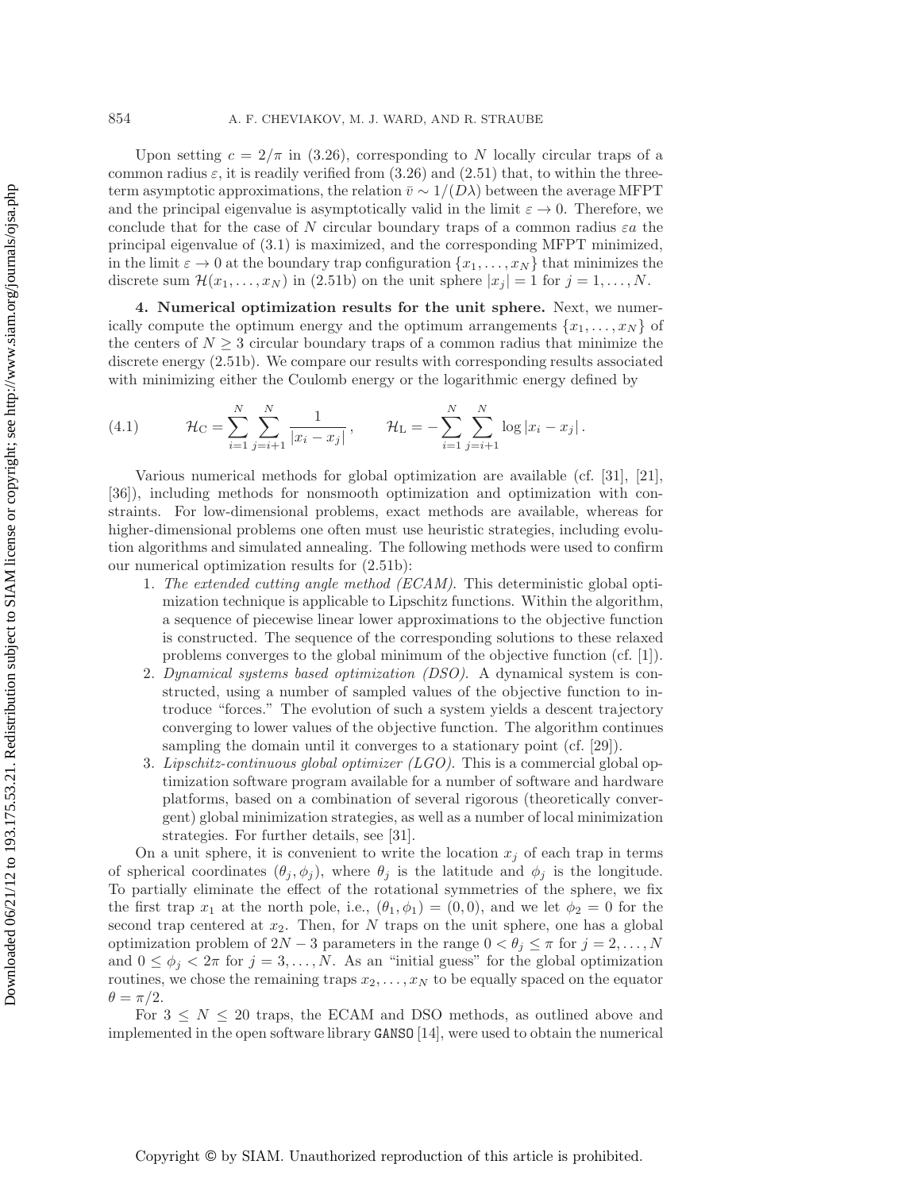Upon setting $c = 2/\pi$ in (3.26), corresponding to $N$ locally circular traps of a common radius $\varepsilon$, it is readily verified from (3.26) and (2.51) that, to within the three-term asymptotic approximations, the relation $\bar{v} \sim 1/(D\lambda)$ between the average MFPT and the principal eigenvalue is asymptotically valid in the limit $\varepsilon \to 0$. Therefore, we conclude that for the case of $N$ circular boundary traps of a common radius $\varepsilon a$ the principal eigenvalue of (3.1) is maximized, and the corresponding MFPT minimized, in the limit $\varepsilon \to 0$ at the boundary trap configuration $\{x_1, \ldots, x_N\}$ that minimizes the discrete sum $\mathcal{H}(x_1, \ldots, x_N)$ in (2.51b) on the unit sphere $|x_j| = 1$ for $j = 1, \ldots, N$.

## 4. Numerical optimization results for the unit sphere.

Next, we numerically compute the optimum energy and the optimum arrangements $\{x_1, \ldots, x_N\}$ of the centers of $N \geq 3$ circular boundary traps of a common radius that minimize the discrete energy (2.51b). We compare our results with corresponding results associated with minimizing either the Coulomb energy or the logarithmic energy defined by

$$\mathcal{H}_{\mathrm{C}} = \sum_{i=1}^{N} \sum_{j=i+1}^{N} \frac{1}{|x_i - x_j|}, \qquad \mathcal{H}_{\mathrm{L}} = -\sum_{i=1}^{N} \sum_{j=i+1}^{N} \log |x_i - x_j| . \tag{4.1}$$

Various numerical methods for global optimization are available (cf. [31], [21], [36]), including methods for nonsmooth optimization and optimization with constraints. For low-dimensional problems, exact methods are available, whereas for higher-dimensional problems one often must use heuristic strategies, including evolution algorithms and simulated annealing. The following methods were used to confirm our numerical optimization results for (2.51b):

1. *The extended cutting angle method (ECAM).* This deterministic global optimization technique is applicable to Lipschitz functions. Within the algorithm, a sequence of piecewise linear lower approximations to the objective function is constructed. The sequence of the corresponding solutions to these relaxed problems converges to the global minimum of the objective function (cf. [1]).
2. *Dynamical systems based optimization (DSO).* A dynamical system is constructed, using a number of sampled values of the objective function to introduce "forces." The evolution of such a system yields a descent trajectory converging to lower values of the objective function. The algorithm continues sampling the domain until it converges to a stationary point (cf. [29]).
3. *Lipschitz-continuous global optimizer (LGO).* This is a commercial global optimization software program available for a number of software and hardware platforms, based on a combination of several rigorous (theoretically convergent) global minimization strategies, as well as a number of local minimization strategies. For further details, see [31].

On a unit sphere, it is convenient to write the location $x_j$ of each trap in terms of spherical coordinates $(\theta_j, \phi_j)$, where $\theta_j$ is the latitude and $\phi_j$ is the longitude. To partially eliminate the effect of the rotational symmetries of the sphere, we fix the first trap $x_1$ at the north pole, i.e., $(\theta_1, \phi_1) = (0, 0)$, and we let $\phi_2 = 0$ for the second trap centered at $x_2$. Then, for $N$ traps on the unit sphere, one has a global optimization problem of $2N - 3$ parameters in the range $0 < \theta_j \leq \pi$ for $j = 2, \ldots, N$ and $0 \leq \phi_j < 2\pi$ for $j = 3, \ldots, N$. As an "initial guess" for the global optimization routines, we chose the remaining traps $x_2, \ldots, x_N$ to be equally spaced on the equator $\theta = \pi/2$.

For $3 \leq N \leq 20$ traps, the ECAM and DSO methods, as outlined above and implemented in the open software library GANSO [14], were used to obtain the numerical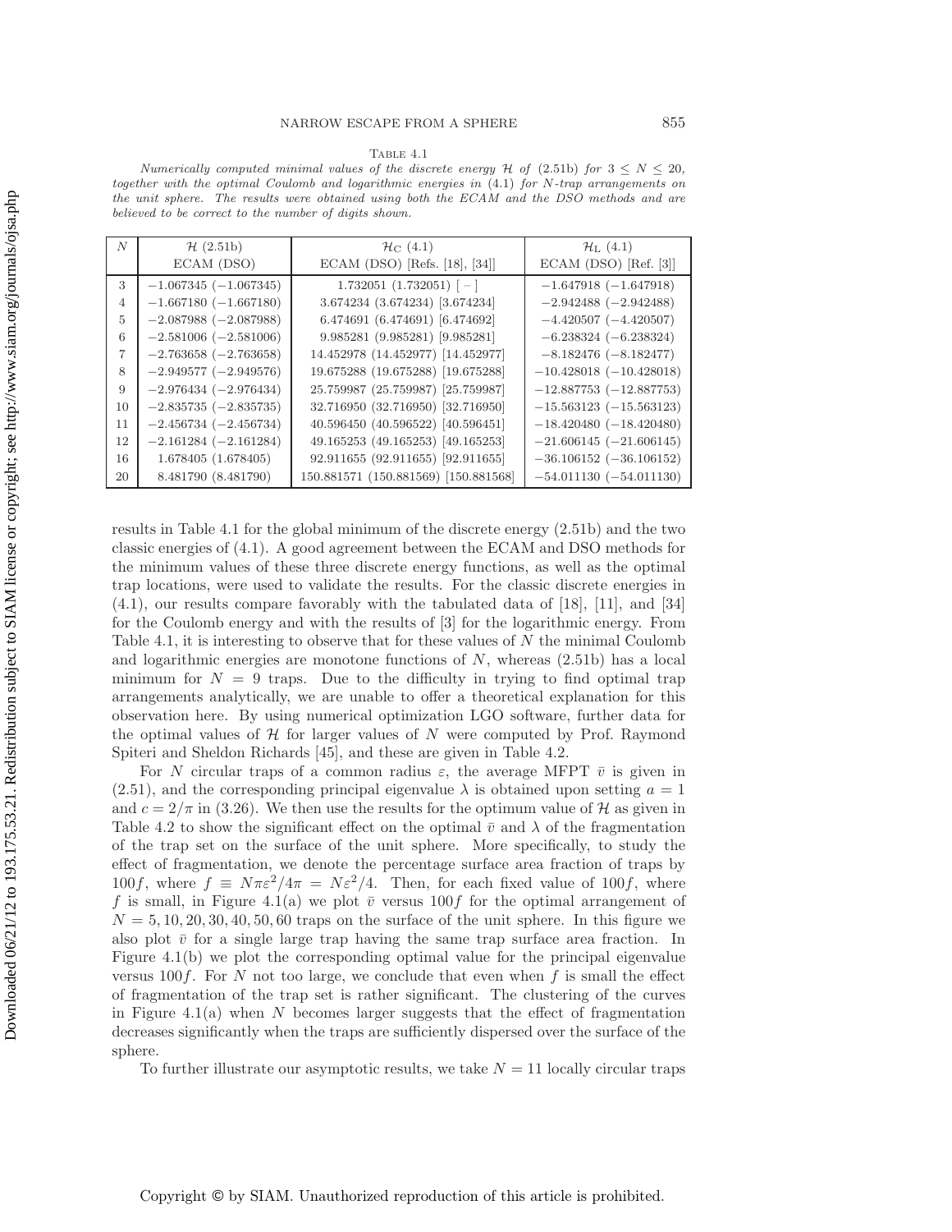Table 4.1

*Numerically computed minimal values of the discrete energy $\mathcal{H}$ of (2.51b) for $3 \leq N \leq 20$, together with the optimal Coulomb and logarithmic energies in (4.1) for $N$-trap arrangements on the unit sphere. The results were obtained using both the ECAM and the DSO methods and are believed to be correct to the number of digits shown.*

| $N$ | $\mathcal{H}$ (2.51b) ECAM (DSO) | $\mathcal{H}_{\rm C}$ (4.1) ECAM (DSO) [Refs. [18], [34]] | $\mathcal{H}_{\rm L}$ (4.1) ECAM (DSO) [Ref. [3]] |
|---|---|---|---|
| 3 | $-1.067345$ ($-1.067345$) | 1.732051 (1.732051) [ – ] | $-1.647918$ ($-1.647918$) |
| 4 | $-1.667180$ ($-1.667180$) | 3.674234 (3.674234) [3.674234] | $-2.942488$ ($-2.942488$) |
| 5 | $-2.087988$ ($-2.087988$) | 6.474691 (6.474691) [6.474692] | $-4.420507$ ($-4.420507$) |
| 6 | $-2.581006$ ($-2.581006$) | 9.985281 (9.985281) [9.985281] | $-6.238324$ ($-6.238324$) |
| 7 | $-2.763658$ ($-2.763658$) | 14.452978 (14.452977) [14.452977] | $-8.182476$ ($-8.182477$) |
| 8 | $-2.949577$ ($-2.949576$) | 19.675288 (19.675288) [19.675288] | $-10.428018$ ($-10.428018$) |
| 9 | $-2.976434$ ($-2.976434$) | 25.759987 (25.759987) [25.759987] | $-12.887753$ ($-12.887753$) |
| 10 | $-2.835735$ ($-2.835735$) | 32.716950 (32.716950) [32.716950] | $-15.563123$ ($-15.563123$) |
| 11 | $-2.456734$ ($-2.456734$) | 40.596450 (40.596522) [40.596451] | $-18.420480$ ($-18.420480$) |
| 12 | $-2.161284$ ($-2.161284$) | 49.165253 (49.165253) [49.165253] | $-21.606145$ ($-21.606145$) |
| 16 | 1.678405 (1.678405) | 92.911655 (92.911655) [92.911655] | $-36.106152$ ($-36.106152$) |
| 20 | 8.481790 (8.481790) | 150.881571 (150.881569) [150.881568] | $-54.011130$ ($-54.011130$) |

results in Table 4.1 for the global minimum of the discrete energy (2.51b) and the two classic energies of (4.1). A good agreement between the ECAM and DSO methods for the minimum values of these three discrete energy functions, as well as the optimal trap locations, were used to validate the results. For the classic discrete energies in (4.1), our results compare favorably with the tabulated data of [18], [11], and [34] for the Coulomb energy and with the results of [3] for the logarithmic energy. From Table 4.1, it is interesting to observe that for these values of $N$ the minimal Coulomb and logarithmic energies are monotone functions of $N$, whereas (2.51b) has a local minimum for $N = 9$ traps. Due to the difficulty in trying to find optimal trap arrangements analytically, we are unable to offer a theoretical explanation for this observation here. By using numerical optimization LGO software, further data for the optimal values of $\mathcal{H}$ for larger values of $N$ were computed by Prof. Raymond Spiteri and Sheldon Richards [45], and these are given in Table 4.2.

For $N$ circular traps of a common radius $\varepsilon$, the average MFPT $\bar{v}$ is given in (2.51), and the corresponding principal eigenvalue $\lambda$ is obtained upon setting $a = 1$ and $c = 2/\pi$ in (3.26). We then use the results for the optimum value of $\mathcal{H}$ as given in Table 4.2 to show the significant effect on the optimal $\bar{v}$ and $\lambda$ of the fragmentation of the trap set on the surface of the unit sphere. More specifically, to study the effect of fragmentation, we denote the percentage surface area fraction of traps by $100f$, where $f \equiv N\pi\varepsilon^2/4\pi = N\varepsilon^2/4$. Then, for each fixed value of $100f$, where $f$ is small, in Figure 4.1(a) we plot $\bar{v}$ versus $100f$ for the optimal arrangement of $N = 5, 10, 20, 30, 40, 50, 60$ traps on the surface of the unit sphere. In this figure we also plot $\bar{v}$ for a single large trap having the same trap surface area fraction. In Figure 4.1(b) we plot the corresponding optimal value for the principal eigenvalue versus $100f$. For $N$ not too large, we conclude that even when $f$ is small the effect of fragmentation of the trap set is rather significant. The clustering of the curves in Figure 4.1(a) when $N$ becomes larger suggests that the effect of fragmentation decreases significantly when the traps are sufficiently dispersed over the surface of the sphere.

To further illustrate our asymptotic results, we take $N = 11$ locally circular traps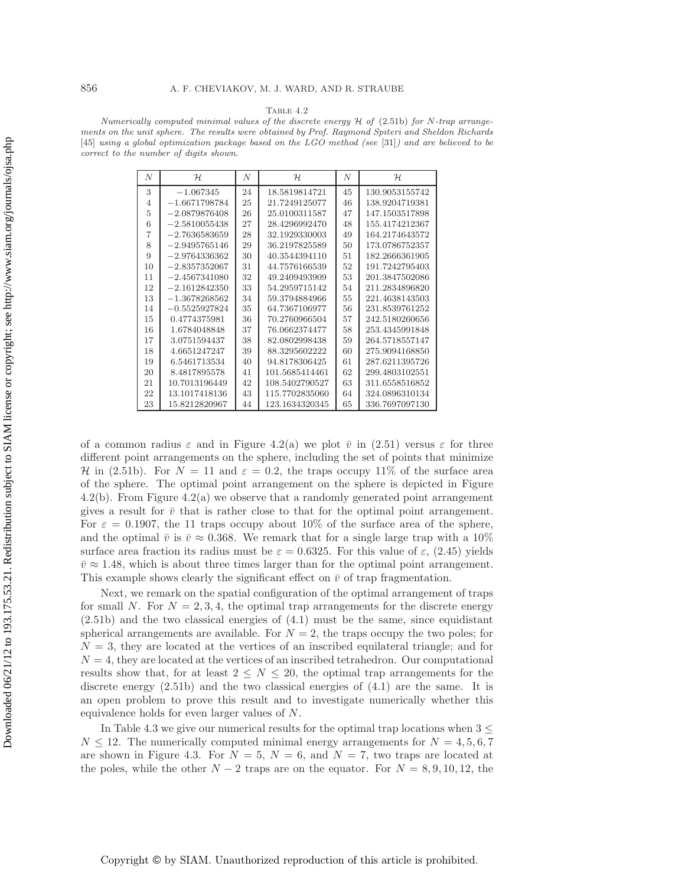Table 4.2

*Numerically computed minimal values of the discrete energy $\mathcal{H}$ of (2.51b) for $N$-trap arrangements on the unit sphere. The results were obtained by Prof. Raymond Spiteri and Sheldon Richards [45] using a global optimization package based on the LGO method (see [31]) and are believed to be correct to the number of digits shown.*

| $N$ | $\mathcal{H}$ | $N$ | $\mathcal{H}$ | $N$ | $\mathcal{H}$ |
|---|---|---|---|---|---|
| 3 | −1.067345 | 24 | 18.5819814721 | 45 | 130.9053155742 |
| 4 | −1.6671798784 | 25 | 21.7249125077 | 46 | 138.9204719381 |
| 5 | −2.0879876408 | 26 | 25.0100311587 | 47 | 147.1503517898 |
| 6 | −2.5810055438 | 27 | 28.4296992470 | 48 | 155.4174212367 |
| 7 | −2.7636583659 | 28 | 32.1929330003 | 49 | 164.2174643572 |
| 8 | −2.9495765146 | 29 | 36.2197825589 | 50 | 173.0786752357 |
| 9 | −2.9764336362 | 30 | 40.3544394110 | 51 | 182.2666361905 |
| 10 | −2.8357352067 | 31 | 44.7576166539 | 52 | 191.7242795403 |
| 11 | −2.4567341080 | 32 | 49.2409493909 | 53 | 201.3847502086 |
| 12 | −2.1612842350 | 33 | 54.2959715142 | 54 | 211.2834896820 |
| 13 | −1.3678268562 | 34 | 59.3794884966 | 55 | 221.4638143503 |
| 14 | −0.5525927824 | 35 | 64.7367106977 | 56 | 231.8539761252 |
| 15 | 0.4774375981 | 36 | 70.2760966504 | 57 | 242.5180260656 |
| 16 | 1.6784048848 | 37 | 76.0662374477 | 58 | 253.4345991848 |
| 17 | 3.0751594437 | 38 | 82.0802998438 | 59 | 264.5718557147 |
| 18 | 4.6651247247 | 39 | 88.3295602222 | 60 | 275.9094168850 |
| 19 | 6.5461713534 | 40 | 94.8178306425 | 61 | 287.6211395726 |
| 20 | 8.4817895578 | 41 | 101.5685414461 | 62 | 299.4803102551 |
| 21 | 10.7013196449 | 42 | 108.5402790527 | 63 | 311.6558516852 |
| 22 | 13.1017418136 | 43 | 115.7702835060 | 64 | 324.0896310134 |
| 23 | 15.8212820967 | 44 | 123.1634320345 | 65 | 336.7697097130 |

of a common radius $\varepsilon$ and in Figure 4.2(a) we plot $\bar{v}$ in (2.51) versus $\varepsilon$ for three different point arrangements on the sphere, including the set of points that minimize $\mathcal{H}$ in (2.51b). For $N = 11$ and $\varepsilon = 0.2$, the traps occupy 11% of the surface area of the sphere. The optimal point arrangement on the sphere is depicted in Figure 4.2(b). From Figure 4.2(a) we observe that a randomly generated point arrangement gives a result for $\bar{v}$ that is rather close to that for the optimal point arrangement. For $\varepsilon = 0.1907$, the 11 traps occupy about 10% of the surface area of the sphere, and the optimal $\bar{v}$ is $\bar{v} \approx 0.368$. We remark that for a single large trap with a 10% surface area fraction its radius must be $\varepsilon = 0.6325$. For this value of $\varepsilon$, (2.45) yields $\bar{v} \approx 1.48$, which is about three times larger than for the optimal point arrangement. This example shows clearly the significant effect on $\bar{v}$ of trap fragmentation.

Next, we remark on the spatial configuration of the optimal arrangement of traps for small $N$. For $N = 2, 3, 4$, the optimal trap arrangements for the discrete energy (2.51b) and the two classical energies of (4.1) must be the same, since equidistant spherical arrangements are available. For $N = 2$, the traps occupy the two poles; for $N = 3$, they are located at the vertices of an inscribed equilateral triangle; and for $N = 4$, they are located at the vertices of an inscribed tetrahedron. Our computational results show that, for at least $2 \le N \le 20$, the optimal trap arrangements for the discrete energy (2.51b) and the two classical energies of (4.1) are the same. It is an open problem to prove this result and to investigate numerically whether this equivalence holds for even larger values of $N$.

In Table 4.3 we give our numerical results for the optimal trap locations when $3 \le N \le 12$. The numerically computed minimal energy arrangements for $N = 4, 5, 6, 7$ are shown in Figure 4.3. For $N = 5$, $N = 6$, and $N = 7$, two traps are located at the poles, while the other $N - 2$ traps are on the equator. For $N = 8, 9, 10, 12$, the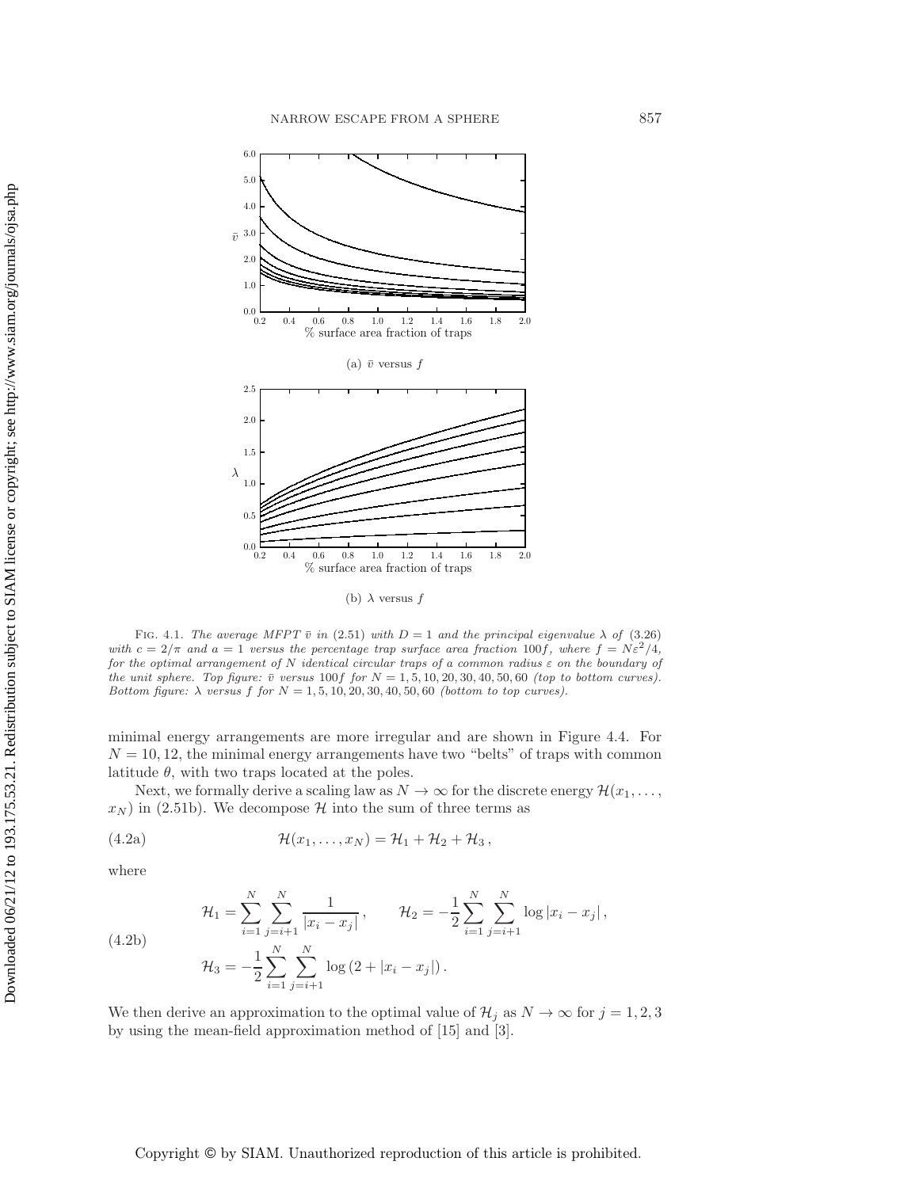(a) $\bar{v}$ versus $f$

(b) $\lambda$ versus $f$

FIG. 4.1. *The average MFPT $\bar{v}$ in* (2.51) *with $D = 1$ and the principal eigenvalue $\lambda$ of* (3.26) *with $c = 2/\pi$ and $a = 1$ versus the percentage trap surface area fraction $100f$, where $f = N\varepsilon^2/4$, for the optimal arrangement of $N$ identical circular traps of a common radius $\varepsilon$ on the boundary of the unit sphere. Top figure: $\bar{v}$ versus $100f$ for $N = 1, 5, 10, 20, 30, 40, 50, 60$ (top to bottom curves). Bottom figure: $\lambda$ versus $f$ for $N = 1, 5, 10, 20, 30, 40, 50, 60$ (bottom to top curves).*

minimal energy arrangements are more irregular and are shown in Figure 4.4. For $N = 10, 12$, the minimal energy arrangements have two "belts" of traps with common latitude $\theta$, with two traps located at the poles.

Next, we formally derive a scaling law as $N \to \infty$ for the discrete energy $\mathcal{H}(x_1, \ldots, x_N)$ in (2.51b). We decompose $\mathcal{H}$ into the sum of three terms as

$$\mathcal{H}(x_1, \ldots, x_N) = \mathcal{H}_1 + \mathcal{H}_2 + \mathcal{H}_3 \,, \tag{4.2a}$$

where

$$\begin{aligned} &\mathcal{H}_1 = \sum_{i=1}^{N} \sum_{j=i+1}^{N} \frac{1}{|x_i - x_j|} \,, \qquad \mathcal{H}_2 = -\frac{1}{2} \sum_{i=1}^{N} \sum_{j=i+1}^{N} \log|x_i - x_j| \,, \\ &\mathcal{H}_3 = -\frac{1}{2} \sum_{i=1}^{N} \sum_{j=i+1}^{N} \log\left(2 + |x_i - x_j|\right). \end{aligned} \tag{4.2b}$$

We then derive an approximation to the optimal value of $\mathcal{H}_j$ as $N \to \infty$ for $j = 1, 2, 3$ by using the mean-field approximation method of [15] and [3].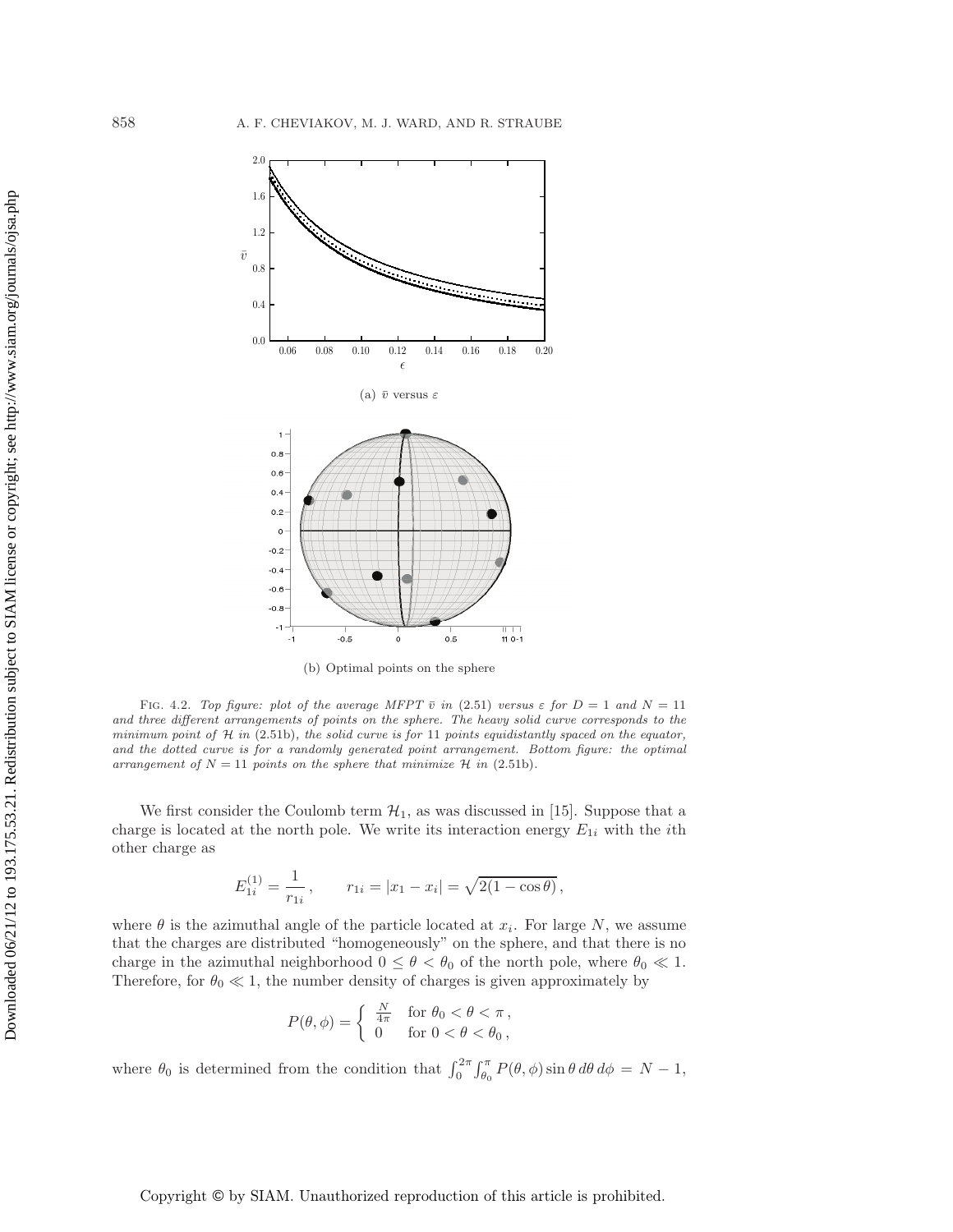(a) $\bar{v}$ versus $\varepsilon$

(b) Optimal points on the sphere

Fig. 4.2. *Top figure: plot of the average MFPT $\bar{v}$ in* (2.51) *versus $\varepsilon$ for $D = 1$ and $N = 11$ and three different arrangements of points on the sphere. The heavy solid curve corresponds to the minimum point of $\mathcal{H}$ in* (2.51b)*, the solid curve is for 11 points equidistantly spaced on the equator, and the dotted curve is for a randomly generated point arrangement. Bottom figure: the optimal arrangement of $N = 11$ points on the sphere that minimize $\mathcal{H}$ in* (2.51b).

We first consider the Coulomb term $\mathcal{H}_1$, as was discussed in [15]. Suppose that a charge is located at the north pole. We write its interaction energy $E_{1i}$ with the $i$th other charge as

$$E_{1i}^{(1)} = \frac{1}{r_{1i}}, \qquad r_{1i} = |x_1 - x_i| = \sqrt{2(1-\cos\theta)},$$

where $\theta$ is the azimuthal angle of the particle located at $x_i$. For large $N$, we assume that the charges are distributed "homogeneously" on the sphere, and that there is no charge in the azimuthal neighborhood $0 \leq \theta < \theta_0$ of the north pole, where $\theta_0 \ll 1$. Therefore, for $\theta_0 \ll 1$, the number density of charges is given approximately by

$$P(\theta, \phi) = \begin{cases} \frac{N}{4\pi} & \text{for } \theta_0 < \theta < \pi, \\ 0 & \text{for } 0 < \theta < \theta_0, \end{cases}$$

where $\theta_0$ is determined from the condition that $\int_0^{2\pi}\int_{\theta_0}^{\pi} P(\theta,\phi)\sin\theta \, d\theta \, d\phi = N - 1$,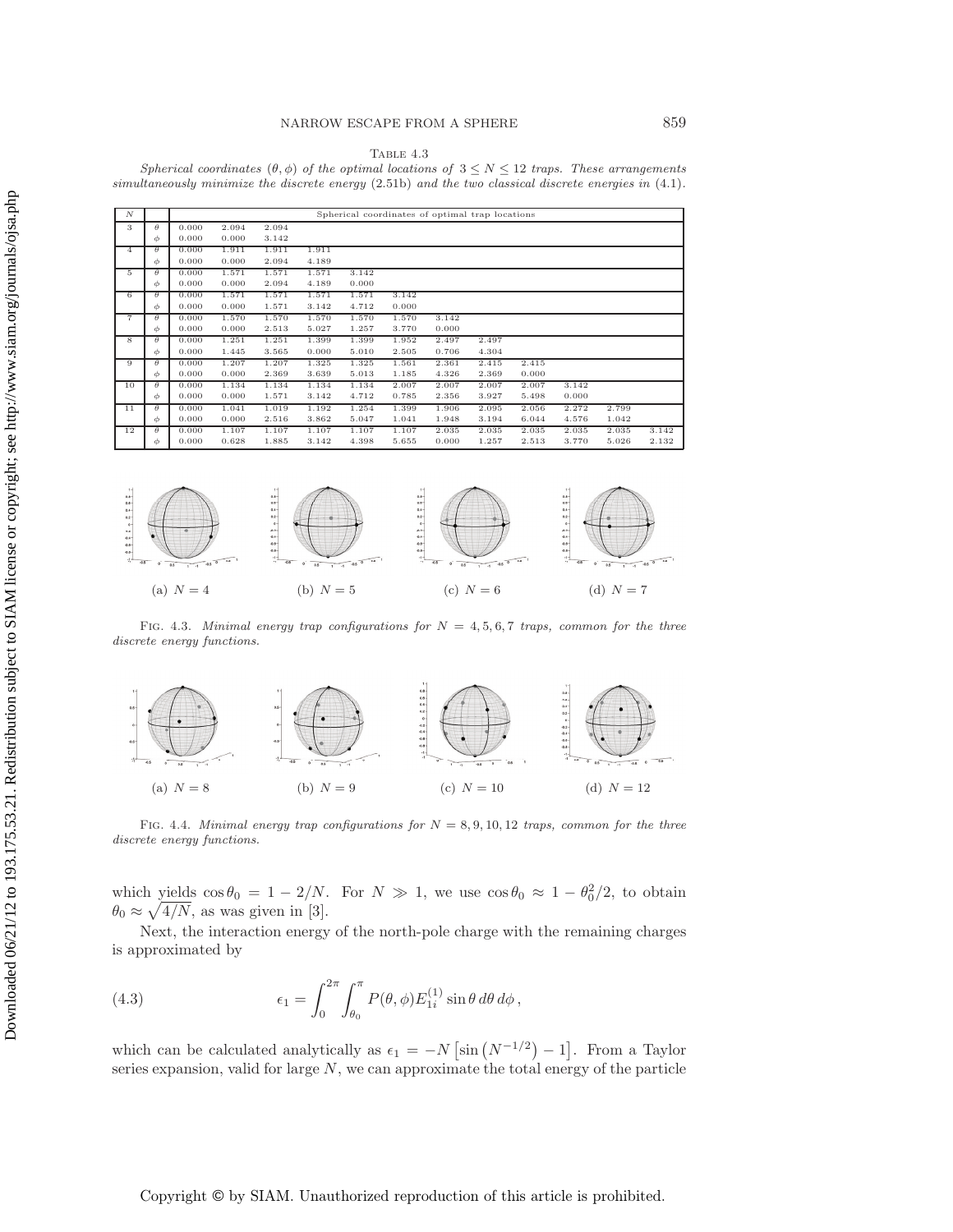Table 4.3

*Spherical coordinates $(\theta, \phi)$ of the optimal locations of $3 \le N \le 12$ traps. These arrangements simultaneously minimize the discrete energy* (2.51b) *and the two classical discrete energies in* (4.1).

| $N$ | | Spherical coordinates of optimal trap locations | | | | | | | | | | | |
|---|---|---|---|---|---|---|---|---|---|---|---|---|---|
| 3 | $\theta$ | 0.000 | 2.094 | 2.094 | | | | | | | | | |
| | $\phi$ | 0.000 | 0.000 | 3.142 | | | | | | | | | |
| 4 | $\theta$ | 0.000 | 1.911 | 1.911 | 1.911 | | | | | | | | |
| | $\phi$ | 0.000 | 0.000 | 2.094 | 4.189 | | | | | | | | |
| 5 | $\theta$ | 0.000 | 1.571 | 1.571 | 1.571 | 3.142 | | | | | | | |
| | $\phi$ | 0.000 | 0.000 | 2.094 | 4.189 | 0.000 | | | | | | | |
| 6 | $\theta$ | 0.000 | 1.571 | 1.571 | 1.571 | 1.571 | 3.142 | | | | | | |
| | $\phi$ | 0.000 | 0.000 | 1.571 | 3.142 | 4.712 | 0.000 | | | | | | |
| 7 | $\theta$ | 0.000 | 1.570 | 1.570 | 1.570 | 1.570 | 1.570 | 3.142 | | | | | |
| | $\phi$ | 0.000 | 0.000 | 2.513 | 5.027 | 1.257 | 3.770 | 0.000 | | | | | |
| 8 | $\theta$ | 0.000 | 1.251 | 1.251 | 1.399 | 1.399 | 1.952 | 2.497 | 2.497 | | | | |
| | $\phi$ | 0.000 | 1.445 | 3.565 | 0.000 | 5.010 | 2.505 | 0.706 | 4.304 | | | | |
| 9 | $\theta$ | 0.000 | 1.207 | 1.207 | 1.325 | 1.325 | 1.561 | 2.361 | 2.415 | 2.415 | | | |
| | $\phi$ | 0.000 | 0.000 | 2.369 | 3.639 | 5.013 | 1.185 | 4.326 | 2.369 | 0.000 | | | |
| 10 | $\theta$ | 0.000 | 1.134 | 1.134 | 1.134 | 1.134 | 2.007 | 2.007 | 2.007 | 2.007 | 3.142 | | |
| | $\phi$ | 0.000 | 0.000 | 1.571 | 3.142 | 4.712 | 0.785 | 2.356 | 3.927 | 5.498 | 0.000 | | |
| 11 | $\theta$ | 0.000 | 1.041 | 1.019 | 1.192 | 1.254 | 1.399 | 1.906 | 2.095 | 2.056 | 2.272 | 2.799 | |
| | $\phi$ | 0.000 | 0.000 | 2.516 | 3.862 | 5.047 | 1.041 | 1.948 | 3.194 | 6.044 | 4.576 | 1.042 | |
| 12 | $\theta$ | 0.000 | 1.107 | 1.107 | 1.107 | 1.107 | 1.107 | 2.035 | 2.035 | 2.035 | 2.035 | 2.035 | 3.142 |
| | $\phi$ | 0.000 | 0.628 | 1.885 | 3.142 | 4.398 | 5.655 | 0.000 | 1.257 | 2.513 | 3.770 | 5.026 | 2.132 |

(a) $N = 4$ (b) $N = 5$ (c) $N = 6$ (d) $N = 7$

Fig. 4.3. *Minimal energy trap configurations for $N = 4, 5, 6, 7$ traps, common for the three discrete energy functions.*

(a) $N = 8$ (b) $N = 9$ (c) $N = 10$ (d) $N = 12$

Fig. 4.4. *Minimal energy trap configurations for $N = 8, 9, 10, 12$ traps, common for the three discrete energy functions.*

which yields $\cos\theta_0 = 1 - 2/N$. For $N \gg 1$, we use $\cos\theta_0 \approx 1 - \theta_0^2/2$, to obtain $\theta_0 \approx \sqrt{4/N}$, as was given in [3].

Next, the interaction energy of the north-pole charge with the remaining charges is approximated by

$$\epsilon_1 = \int_0^{2\pi} \int_{\theta_0}^{\pi} P(\theta, \phi) E_{1i}^{(1)} \sin\theta \, d\theta \, d\phi \,, \tag{4.3}$$

which can be calculated analytically as $\epsilon_1 = -N\left[\sin\left(N^{-1/2}\right) - 1\right]$. From a Taylor series expansion, valid for large $N$, we can approximate the total energy of the particle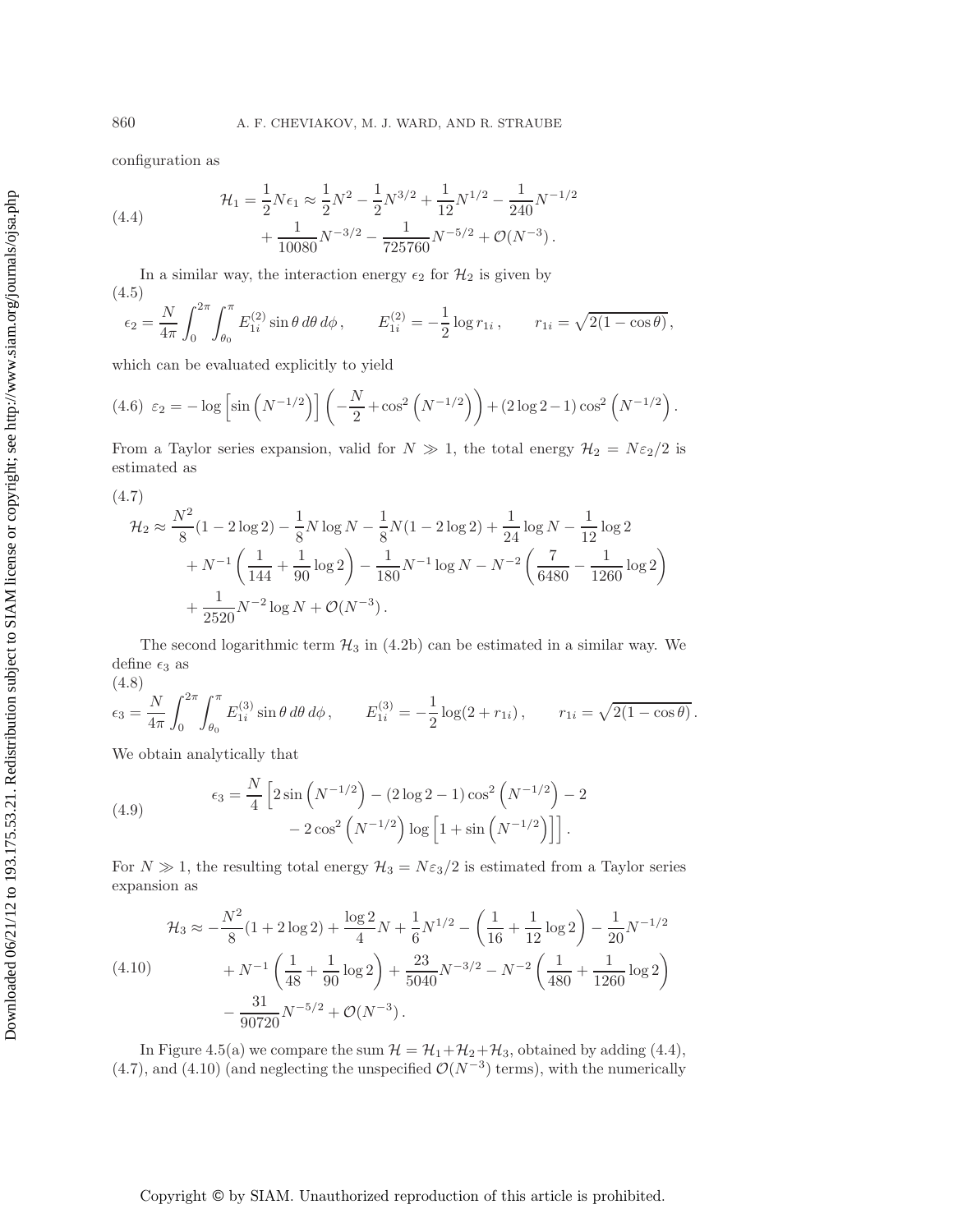configuration as

$$\mathcal{H}_1 = \frac{1}{2}N\epsilon_1 \approx \frac{1}{2}N^2 - \frac{1}{2}N^{3/2} + \frac{1}{12}N^{1/2} - \frac{1}{240}N^{-1/2} + \frac{1}{10080}N^{-3/2} - \frac{1}{725760}N^{-5/2} + \mathcal{O}(N^{-3})\,. \tag{4.4}$$

In a similar way, the interaction energy $\epsilon_2$ for $\mathcal{H}_2$ is given by

$$\epsilon_2 = \frac{N}{4\pi}\int_0^{2\pi}\int_{\theta_0}^{\pi} E_{1i}^{(2)} \sin\theta\, d\theta\, d\phi\,, \qquad E_{1i}^{(2)} = -\frac{1}{2}\log r_{1i}\,, \qquad r_{1i} = \sqrt{2(1-\cos\theta)}\,, \tag{4.5}$$

which can be evaluated explicitly to yield

$$\varepsilon_2 = -\log\left[\sin\left(N^{-1/2}\right)\right]\left(-\frac{N}{2} + \cos^2\left(N^{-1/2}\right)\right) + (2\log 2 - 1)\cos^2\left(N^{-1/2}\right). \tag{4.6}$$

From a Taylor series expansion, valid for $N \gg 1$, the total energy $\mathcal{H}_2 = N\varepsilon_2/2$ is estimated as

$$\begin{aligned}\mathcal{H}_2 \approx\ & \frac{N^2}{8}(1 - 2\log 2) - \frac{1}{8}N\log N - \frac{1}{8}N(1 - 2\log 2) + \frac{1}{24}\log N - \frac{1}{12}\log 2 \\ & + N^{-1}\left(\frac{1}{144} + \frac{1}{90}\log 2\right) - \frac{1}{180}N^{-1}\log N - N^{-2}\left(\frac{7}{6480} - \frac{1}{1260}\log 2\right) \\ & + \frac{1}{2520}N^{-2}\log N + \mathcal{O}(N^{-3})\,.\end{aligned} \tag{4.7}$$

The second logarithmic term $\mathcal{H}_3$ in (4.2b) can be estimated in a similar way. We define $\epsilon_3$ as

$$\epsilon_3 = \frac{N}{4\pi}\int_0^{2\pi}\int_{\theta_0}^{\pi} E_{1i}^{(3)} \sin\theta\, d\theta\, d\phi\,, \qquad E_{1i}^{(3)} = -\frac{1}{2}\log(2 + r_{1i})\,, \qquad r_{1i} = \sqrt{2(1-\cos\theta)}\,. \tag{4.8}$$

We obtain analytically that

$$\begin{aligned}\epsilon_3 = \frac{N}{4}\Big[& 2\sin\left(N^{-1/2}\right) - (2\log 2 - 1)\cos^2\left(N^{-1/2}\right) - 2 \\ & - 2\cos^2\left(N^{-1/2}\right)\log\left[1 + \sin\left(N^{-1/2}\right)\right]\Big]\,.\end{aligned} \tag{4.9}$$

For $N \gg 1$, the resulting total energy $\mathcal{H}_3 = N\varepsilon_3/2$ is estimated from a Taylor series expansion as

$$\begin{aligned}\mathcal{H}_3 \approx\ & -\frac{N^2}{8}(1 + 2\log 2) + \frac{\log 2}{4}N + \frac{1}{6}N^{1/2} - \left(\frac{1}{16} + \frac{1}{12}\log 2\right) - \frac{1}{20}N^{-1/2} \\ & + N^{-1}\left(\frac{1}{48} + \frac{1}{90}\log 2\right) + \frac{23}{5040}N^{-3/2} - N^{-2}\left(\frac{1}{480} + \frac{1}{1260}\log 2\right) \\ & - \frac{31}{90720}N^{-5/2} + \mathcal{O}(N^{-3})\,.\end{aligned} \tag{4.10}$$

In Figure 4.5(a) we compare the sum $\mathcal{H} = \mathcal{H}_1 + \mathcal{H}_2 + \mathcal{H}_3$, obtained by adding (4.4), (4.7), and (4.10) (and neglecting the unspecified $\mathcal{O}(N^{-3})$ terms), with the numerically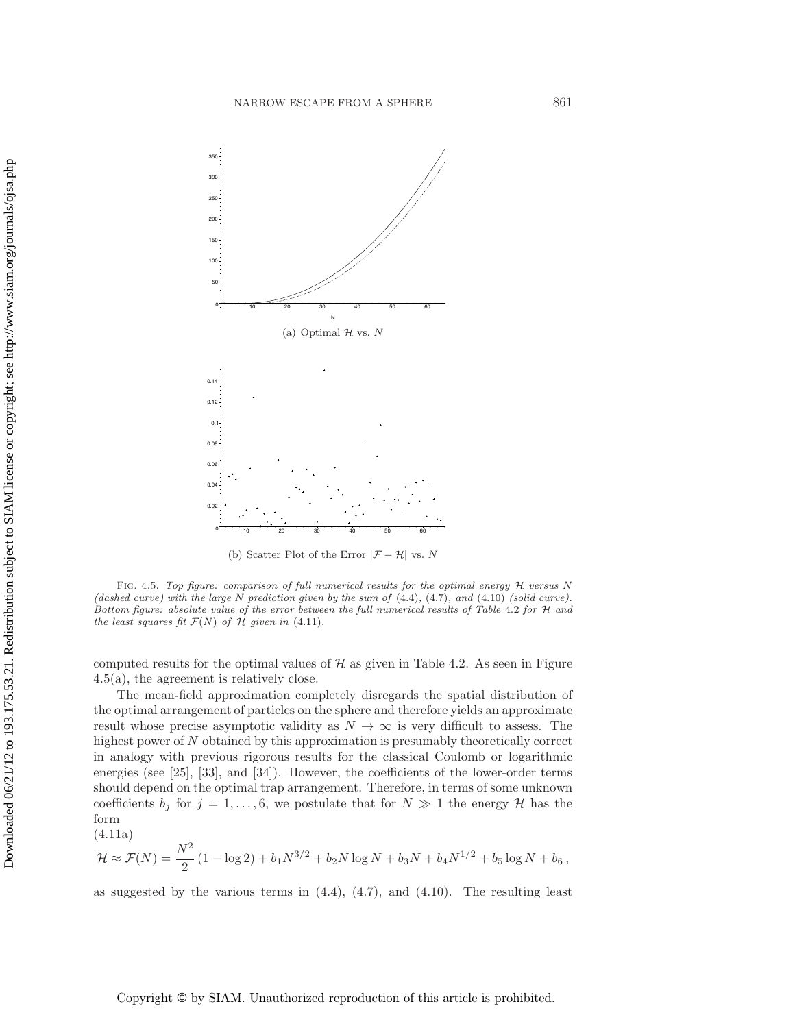(a) Optimal $\mathcal{H}$ vs. $N$

(b) Scatter Plot of the Error $|\mathcal{F} - \mathcal{H}|$ vs. $N$

Fig. 4.5. *Top figure: comparison of full numerical results for the optimal energy $\mathcal{H}$ versus $N$ (dashed curve) with the large $N$ prediction given by the sum of* (4.4), (4.7), *and* (4.10) *(solid curve). Bottom figure: absolute value of the error between the full numerical results of Table* 4.2 *for $\mathcal{H}$ and the least squares fit $\mathcal{F}(N)$ of $\mathcal{H}$ given in* (4.11).

computed results for the optimal values of $\mathcal{H}$ as given in Table 4.2. As seen in Figure 4.5(a), the agreement is relatively close.

The mean-field approximation completely disregards the spatial distribution of the optimal arrangement of particles on the sphere and therefore yields an approximate result whose precise asymptotic validity as $N \to \infty$ is very difficult to assess. The highest power of $N$ obtained by this approximation is presumably theoretically correct in analogy with previous rigorous results for the classical Coulomb or logarithmic energies (see [25], [33], and [34]). However, the coefficients of the lower-order terms should depend on the optimal trap arrangement. Therefore, in terms of some unknown coefficients $b_j$ for $j = 1, \ldots, 6$, we postulate that for $N \gg 1$ the energy $\mathcal{H}$ has the form

(4.11a)

$$\mathcal{H} \approx \mathcal{F}(N) = \frac{N^2}{2}(1 - \log 2) + b_1 N^{3/2} + b_2 N \log N + b_3 N + b_4 N^{1/2} + b_5 \log N + b_6 ,$$

as suggested by the various terms in (4.4), (4.7), and (4.10). The resulting least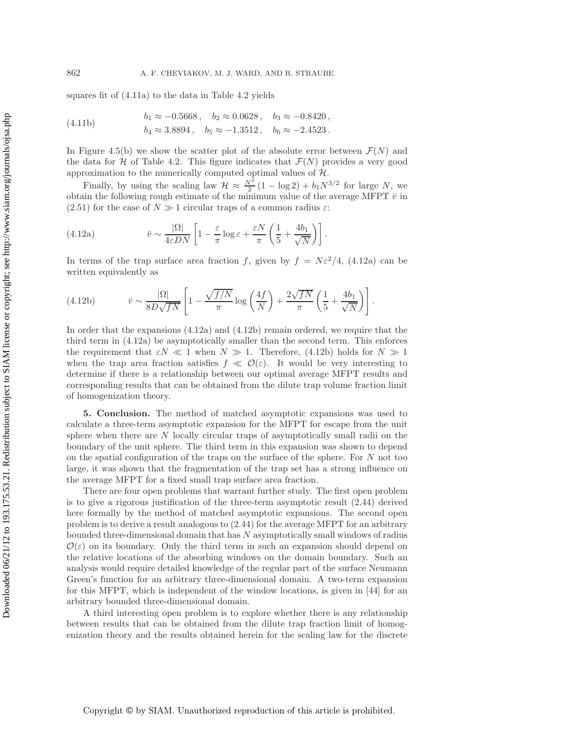squares fit of (4.11a) to the data in Table 4.2 yields

$$
\begin{aligned}
&b_1 \approx -0.5668\,, \quad b_2 \approx 0.0628\,, \quad b_3 \approx -0.8420\,, \\
&b_4 \approx 3.8894\,, \quad b_5 \approx -1.3512\,, \quad b_6 \approx -2.4523\,.
\end{aligned} \tag{4.11b}
$$

In Figure 4.5(b) we show the scatter plot of the absolute error between $\mathcal{F}(N)$ and the data for $\mathcal{H}$ of Table 4.2. This figure indicates that $\mathcal{F}(N)$ provides a very good approximation to the numerically computed optimal values of $\mathcal{H}$.

Finally, by using the scaling law $\mathcal{H} \approx \frac{N^2}{2}(1-\log 2) + b_1 N^{3/2}$ for large $N$, we obtain the following rough estimate of the minimum value of the average MFPT $\bar{v}$ in (2.51) for the case of $N \gg 1$ circular traps of a common radius $\varepsilon$:

$$
\bar{v} \sim \frac{|\Omega|}{4\varepsilon D N}\left[1 - \frac{\varepsilon}{\pi}\log\varepsilon + \frac{\varepsilon N}{\pi}\left(\frac{1}{5} + \frac{4b_1}{\sqrt{N}}\right)\right]. \tag{4.12a}
$$

In terms of the trap surface area fraction $f$, given by $f = N\varepsilon^2/4$, (4.12a) can be written equivalently as

$$
\bar{v} \sim \frac{|\Omega|}{8D\sqrt{fN}}\left[1 - \frac{\sqrt{f/N}}{\pi}\log\left(\frac{4f}{N}\right) + \frac{2\sqrt{fN}}{\pi}\left(\frac{1}{5} + \frac{4b_1}{\sqrt{N}}\right)\right]. \tag{4.12b}
$$

In order that the expansions (4.12a) and (4.12b) remain ordered, we require that the third term in (4.12a) be asymptotically smaller than the second term. This enforces the requirement that $\varepsilon N \ll 1$ when $N \gg 1$. Therefore, (4.12b) holds for $N \gg 1$ when the trap area fraction satisfies $f \ll \mathcal{O}(\varepsilon)$. It would be very interesting to determine if there is a relationship between our optimal average MFPT results and corresponding results that can be obtained from the dilute trap volume fraction limit of homogenization theory.

**5. Conclusion.** The method of matched asymptotic expansions was used to calculate a three-term asymptotic expansion for the MFPT for escape from the unit sphere when there are $N$ locally circular traps of asymptotically small radii on the boundary of the unit sphere. The third term in this expansion was shown to depend on the spatial configuration of the traps on the surface of the sphere. For $N$ not too large, it was shown that the fragmentation of the trap set has a strong influence on the average MFPT for a fixed small trap surface area fraction.

There are four open problems that warrant further study. The first open problem is to give a rigorous justification of the three-term asymptotic result (2.44) derived here formally by the method of matched asymptotic expansions. The second open problem is to derive a result analogous to (2.44) for the average MFPT for an arbitrary bounded three-dimensional domain that has $N$ asymptotically small windows of radius $\mathcal{O}(\varepsilon)$ on its boundary. Only the third term in such an expansion should depend on the relative locations of the absorbing windows on the domain boundary. Such an analysis would require detailed knowledge of the regular part of the surface Neumann Green's function for an arbitrary three-dimensional domain. A two-term expansion for this MFPT, which is independent of the window locations, is given in [44] for an arbitrary bounded three-dimensional domain.

A third interesting open problem is to explore whether there is any relationship between results that can be obtained from the dilute trap fraction limit of homogenization theory and the results obtained herein for the scaling law for the discrete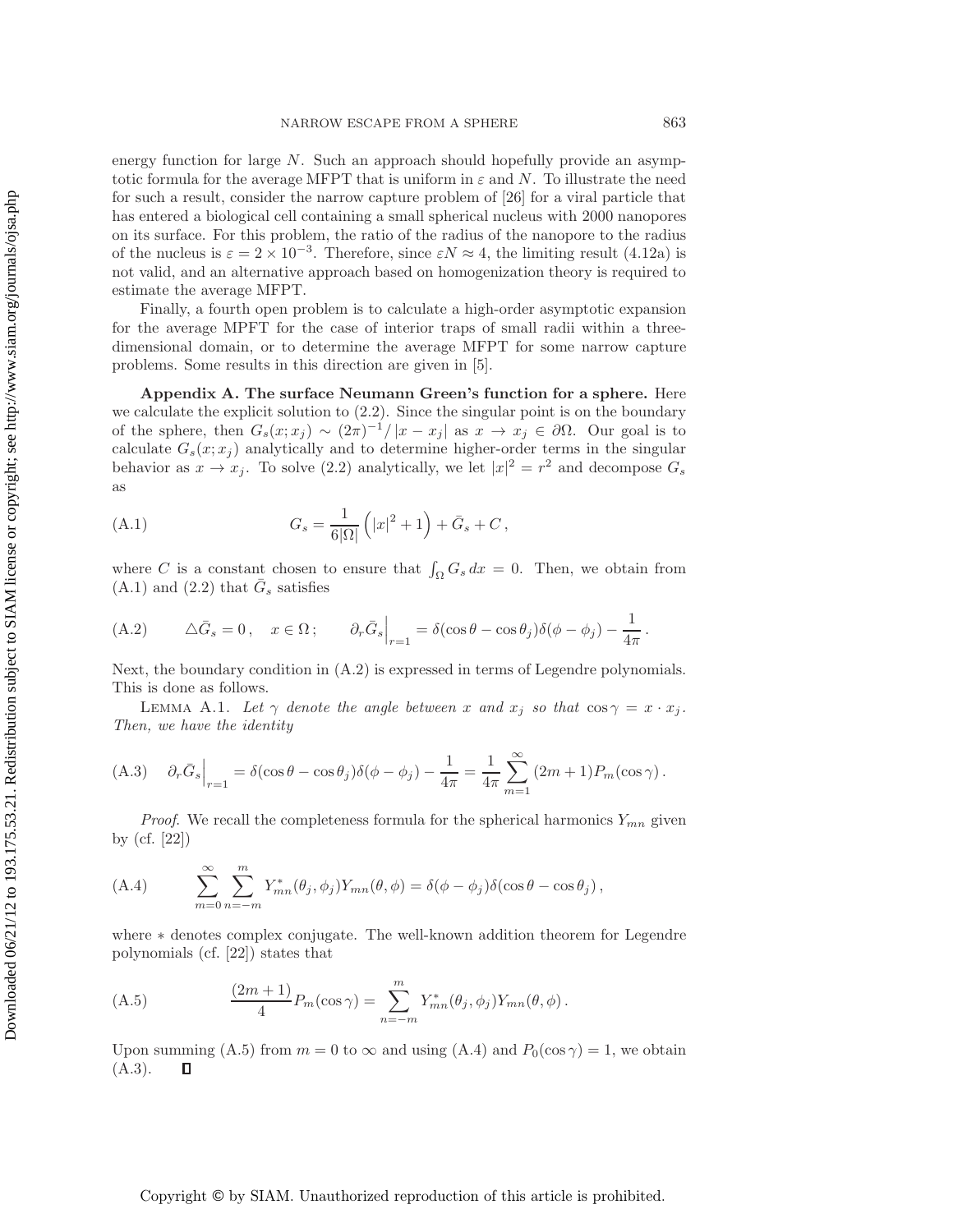energy function for large $N$. Such an approach should hopefully provide an asymptotic formula for the average MFPT that is uniform in $\varepsilon$ and $N$. To illustrate the need for such a result, consider the narrow capture problem of [26] for a viral particle that has entered a biological cell containing a small spherical nucleus with 2000 nanopores on its surface. For this problem, the ratio of the radius of the nanopore to the radius of the nucleus is $\varepsilon = 2 \times 10^{-3}$. Therefore, since $\varepsilon N \approx 4$, the limiting result (4.12a) is not valid, and an alternative approach based on homogenization theory is required to estimate the average MFPT.

Finally, a fourth open problem is to calculate a high-order asymptotic expansion for the average MPFT for the case of interior traps of small radii within a three-dimensional domain, or to determine the average MFPT for some narrow capture problems. Some results in this direction are given in [5].

**Appendix A. The surface Neumann Green's function for a sphere.** Here we calculate the explicit solution to (2.2). Since the singular point is on the boundary of the sphere, then $G_s(x;x_j) \sim (2\pi)^{-1}/|x - x_j|$ as $x \to x_j \in \partial\Omega$. Our goal is to calculate $G_s(x;x_j)$ analytically and to determine higher-order terms in the singular behavior as $x \to x_j$. To solve (2.2) analytically, we let $|x|^2 = r^2$ and decompose $G_s$ as

$$G_s = \frac{1}{6|\Omega|}\left(|x|^2 + 1\right) + \bar{G}_s + C\,, \tag{A.1}$$

where $C$ is a constant chosen to ensure that $\int_\Omega G_s \, dx = 0$. Then, we obtain from (A.1) and (2.2) that $\bar{G}_s$ satisfies

$$\triangle \bar{G}_s = 0\,, \quad x \in \Omega\,; \qquad \partial_r \bar{G}_s\Big|_{r=1} = \delta(\cos\theta - \cos\theta_j)\delta(\phi - \phi_j) - \frac{1}{4\pi}\,. \tag{A.2}$$

Next, the boundary condition in (A.2) is expressed in terms of Legendre polynomials. This is done as follows.

Lemma A.1. *Let $\gamma$ denote the angle between $x$ and $x_j$ so that $\cos\gamma = x \cdot x_j$. Then, we have the identity*

$$\partial_r \bar{G}_s\Big|_{r=1} = \delta(\cos\theta - \cos\theta_j)\delta(\phi - \phi_j) - \frac{1}{4\pi} = \frac{1}{4\pi}\sum_{m=1}^{\infty}(2m+1)P_m(\cos\gamma)\,. \tag{A.3}$$

*Proof*. We recall the completeness formula for the spherical harmonics $Y_{mn}$ given by (cf. [22])

$$\sum_{m=0}^{\infty}\sum_{n=-m}^{m} Y^*_{mn}(\theta_j, \phi_j) Y_{mn}(\theta, \phi) = \delta(\phi - \phi_j)\delta(\cos\theta - \cos\theta_j)\,, \tag{A.4}$$

where $*$ denotes complex conjugate. The well-known addition theorem for Legendre polynomials (cf. [22]) states that

$$\frac{(2m+1)}{4}P_m(\cos\gamma) = \sum_{n=-m}^{m} Y^*_{mn}(\theta_j, \phi_j) Y_{mn}(\theta, \phi)\,. \tag{A.5}$$

Upon summing (A.5) from $m = 0$ to $\infty$ and using (A.4) and $P_0(\cos\gamma) = 1$, we obtain (A.3). ∎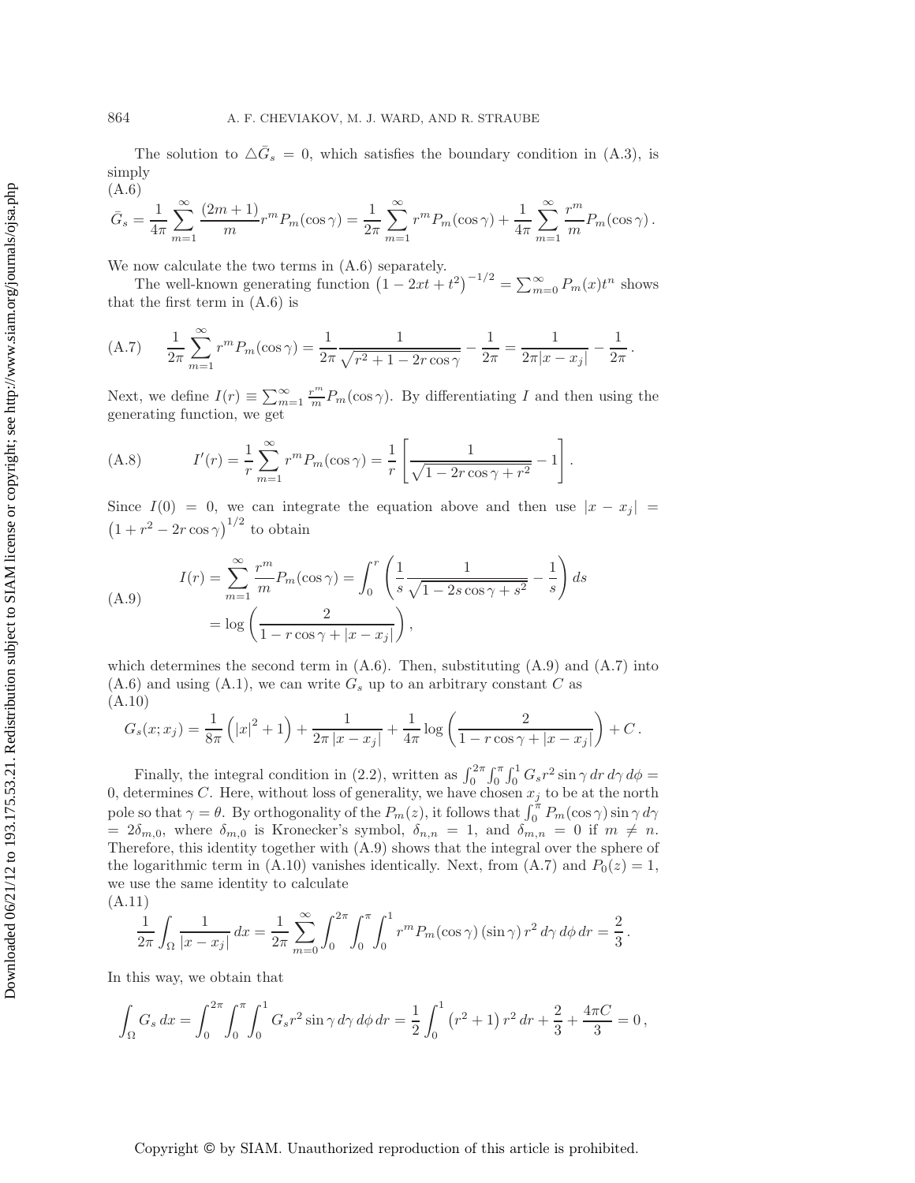The solution to $\triangle \bar{G}_s = 0$, which satisfies the boundary condition in (A.3), is simply

(A.6)
$$\bar{G}_s = \frac{1}{4\pi}\sum_{m=1}^{\infty}\frac{(2m+1)}{m}r^m P_m(\cos\gamma) = \frac{1}{2\pi}\sum_{m=1}^{\infty} r^m P_m(\cos\gamma) + \frac{1}{4\pi}\sum_{m=1}^{\infty}\frac{r^m}{m}P_m(\cos\gamma)\,.$$

We now calculate the two terms in (A.6) separately.

The well-known generating function $\left(1-2xt+t^2\right)^{-1/2} = \sum_{m=0}^{\infty} P_m(x)t^n$ shows that the first term in (A.6) is

$$\text{(A.7)}\qquad \frac{1}{2\pi}\sum_{m=1}^{\infty} r^m P_m(\cos\gamma) = \frac{1}{2\pi}\frac{1}{\sqrt{r^2+1-2r\cos\gamma}} - \frac{1}{2\pi} = \frac{1}{2\pi|x-x_j|} - \frac{1}{2\pi}\,.$$

Next, we define $I(r) \equiv \sum_{m=1}^{\infty}\frac{r^m}{m}P_m(\cos\gamma)$. By differentiating $I$ and then using the generating function, we get

$$\text{(A.8)}\qquad I'(r) = \frac{1}{r}\sum_{m=1}^{\infty} r^m P_m(\cos\gamma) = \frac{1}{r}\left[\frac{1}{\sqrt{1-2r\cos\gamma+r^2}} - 1\right].$$

Since $I(0) = 0$, we can integrate the equation above and then use $|x-x_j| = \left(1+r^2-2r\cos\gamma\right)^{1/2}$ to obtain

$$\text{(A.9)}\qquad \begin{aligned} I(r) = \sum_{m=1}^{\infty}\frac{r^m}{m}P_m(\cos\gamma) &= \int_0^r \left(\frac{1}{s}\frac{1}{\sqrt{1-2s\cos\gamma+s^2}} - \frac{1}{s}\right) ds \\ &= \log\left(\frac{2}{1-r\cos\gamma+|x-x_j|}\right), \end{aligned}$$

which determines the second term in (A.6). Then, substituting (A.9) and (A.7) into (A.6) and using (A.1), we can write $G_s$ up to an arbitrary constant $C$ as

(A.10)
$$G_s(x;x_j) = \frac{1}{8\pi}\left(|x|^2+1\right) + \frac{1}{2\pi\,|x-x_j|} + \frac{1}{4\pi}\log\left(\frac{2}{1-r\cos\gamma+|x-x_j|}\right) + C\,.$$

Finally, the integral condition in (2.2), written as $\int_0^{2\pi}\int_0^{\pi}\int_0^1 G_s r^2\sin\gamma\,dr\,d\gamma\,d\phi = 0$, determines $C$. Here, without loss of generality, we have chosen $x_j$ to be at the north pole so that $\gamma = \theta$. By orthogonality of the $P_m(z)$, it follows that $\int_0^{\pi} P_m(\cos\gamma)\sin\gamma\,d\gamma = 2\delta_{m,0}$, where $\delta_{m,0}$ is Kronecker's symbol, $\delta_{n,n} = 1$, and $\delta_{m,n} = 0$ if $m \neq n$. Therefore, this identity together with (A.9) shows that the integral over the sphere of the logarithmic term in (A.10) vanishes identically. Next, from (A.7) and $P_0(z) = 1$, we use the same identity to calculate

(A.11)
$$\frac{1}{2\pi}\int_{\Omega}\frac{1}{|x-x_j|}\,dx = \frac{1}{2\pi}\sum_{m=0}^{\infty}\int_0^{2\pi}\int_0^{\pi}\int_0^1 r^m P_m(\cos\gamma)\,(\sin\gamma)\,r^2\,d\gamma\,d\phi\,dr = \frac{2}{3}\,.$$

In this way, we obtain that

$$\int_{\Omega} G_s\,dx = \int_0^{2\pi}\int_0^{\pi}\int_0^1 G_s r^2\sin\gamma\,d\gamma\,d\phi\,dr = \frac{1}{2}\int_0^1\left(r^2+1\right)r^2\,dr + \frac{2}{3} + \frac{4\pi C}{3} = 0\,,$$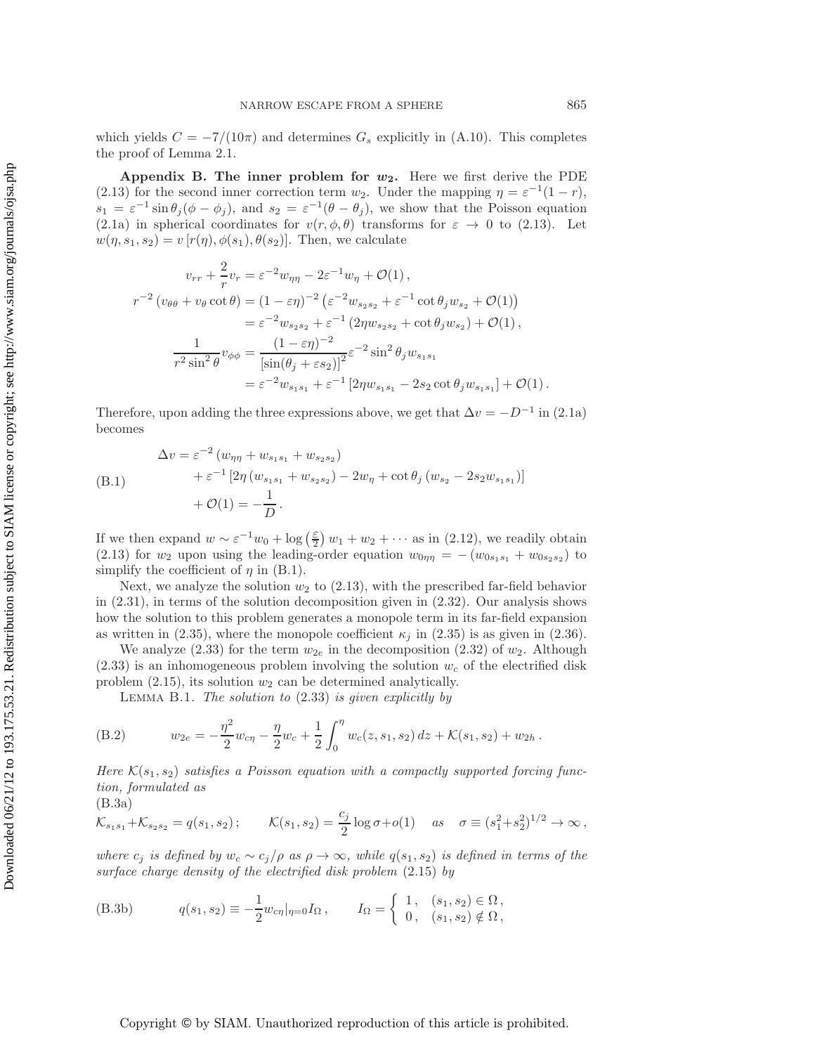which yields $C = -7/(10\pi)$ and determines $G_s$ explicitly in (A.10). This completes the proof of Lemma 2.1.

**Appendix B. The inner problem for $w_2$.** Here we first derive the PDE (2.13) for the second inner correction term $w_2$. Under the mapping $\eta = \varepsilon^{-1}(1-r)$, $s_1 = \varepsilon^{-1}\sin\theta_j(\phi - \phi_j)$, and $s_2 = \varepsilon^{-1}(\theta - \theta_j)$, we show that the Poisson equation (2.1a) in spherical coordinates for $v(r,\phi,\theta)$ transforms for $\varepsilon \to 0$ to (2.13). Let $w(\eta, s_1, s_2) = v\left[r(\eta), \phi(s_1), \theta(s_2)\right]$. Then, we calculate

$$
\begin{aligned}
v_{rr} + \frac{2}{r}v_r &= \varepsilon^{-2}w_{\eta\eta} - 2\varepsilon^{-1}w_\eta + \mathcal{O}(1)\,,\\
r^{-2}\left(v_{\theta\theta} + v_\theta \cot\theta\right) &= (1-\varepsilon\eta)^{-2}\left(\varepsilon^{-2}w_{s_2 s_2} + \varepsilon^{-1}\cot\theta_j w_{s_2} + \mathcal{O}(1)\right)\\
&= \varepsilon^{-2}w_{s_2 s_2} + \varepsilon^{-1}\left(2\eta w_{s_2 s_2} + \cot\theta_j w_{s_2}\right) + \mathcal{O}(1)\,,\\
\frac{1}{r^2\sin^2\theta}v_{\phi\phi} &= \frac{(1-\varepsilon\eta)^{-2}}{\left[\sin(\theta_j + \varepsilon s_2)\right]^2}\varepsilon^{-2}\sin^2\theta_j w_{s_1 s_1}\\
&= \varepsilon^{-2}w_{s_1 s_1} + \varepsilon^{-1}\left[2\eta w_{s_1 s_1} - 2 s_2 \cot\theta_j w_{s_1 s_1}\right] + \mathcal{O}(1)\,.
\end{aligned}
$$

Therefore, upon adding the three expressions above, we get that $\Delta v = -D^{-1}$ in (2.1a) becomes

$$
\begin{aligned}
\Delta v &= \varepsilon^{-2}\left(w_{\eta\eta} + w_{s_1 s_1} + w_{s_2 s_2}\right)\\
&\quad + \varepsilon^{-1}\left[2\eta\left(w_{s_1 s_1} + w_{s_2 s_2}\right) - 2w_\eta + \cot\theta_j\left(w_{s_2} - 2s_2 w_{s_1 s_1}\right)\right]\\
&\quad + \mathcal{O}(1) = -\frac{1}{D}\,.
\end{aligned} \tag{B.1}
$$

If we then expand $w \sim \varepsilon^{-1}w_0 + \log\left(\frac{\varepsilon}{2}\right)w_1 + w_2 + \cdots$ as in (2.12), we readily obtain (2.13) for $w_2$ upon using the leading-order equation $w_{0\eta\eta} = -\left(w_{0s_1s_1} + w_{0s_2s_2}\right)$ to simplify the coefficient of $\eta$ in (B.1).

Next, we analyze the solution $w_2$ to (2.13), with the prescribed far-field behavior in (2.31), in terms of the solution decomposition given in (2.32). Our analysis shows how the solution to this problem generates a monopole term in its far-field expansion as written in (2.35), where the monopole coefficient $\kappa_j$ in (2.35) is as given in (2.36).

We analyze (2.33) for the term $w_{2e}$ in the decomposition (2.32) of $w_2$. Although (2.33) is an inhomogeneous problem involving the solution $w_c$ of the electrified disk problem (2.15), its solution $w_2$ can be determined analytically.

Lemma B.1. *The solution to* (2.33) *is given explicitly by*

$$
w_{2e} = -\frac{\eta^2}{2}w_{c\eta} - \frac{\eta}{2}w_c + \frac{1}{2}\int_0^\eta w_c(z, s_1, s_2)\,dz + \mathcal{K}(s_1, s_2) + w_{2h}\,. \tag{B.2}
$$

*Here $\mathcal{K}(s_1, s_2)$ satisfies a Poisson equation with a compactly supported forcing function, formulated as*

$$
\mathcal{K}_{s_1s_1} + \mathcal{K}_{s_2s_2} = q(s_1, s_2)\,; \qquad \mathcal{K}(s_1, s_2) = \frac{c_j}{2}\log\sigma + o(1) \quad \textit{as} \quad \sigma \equiv (s_1^2 + s_2^2)^{1/2} \to \infty\,, \tag{B.3a}
$$

*where $c_j$ is defined by $w_c \sim c_j/\rho$ as $\rho \to \infty$, while $q(s_1, s_2)$ is defined in terms of the surface charge density of the electrified disk problem* (2.15) *by*

$$
q(s_1, s_2) \equiv -\frac{1}{2}w_{c\eta}|_{\eta=0} I_\Omega\,, \qquad I_\Omega = \begin{cases} 1, & (s_1, s_2) \in \Omega\,,\\ 0, & (s_1, s_2) \notin \Omega\,, \end{cases} \tag{B.3b}
$$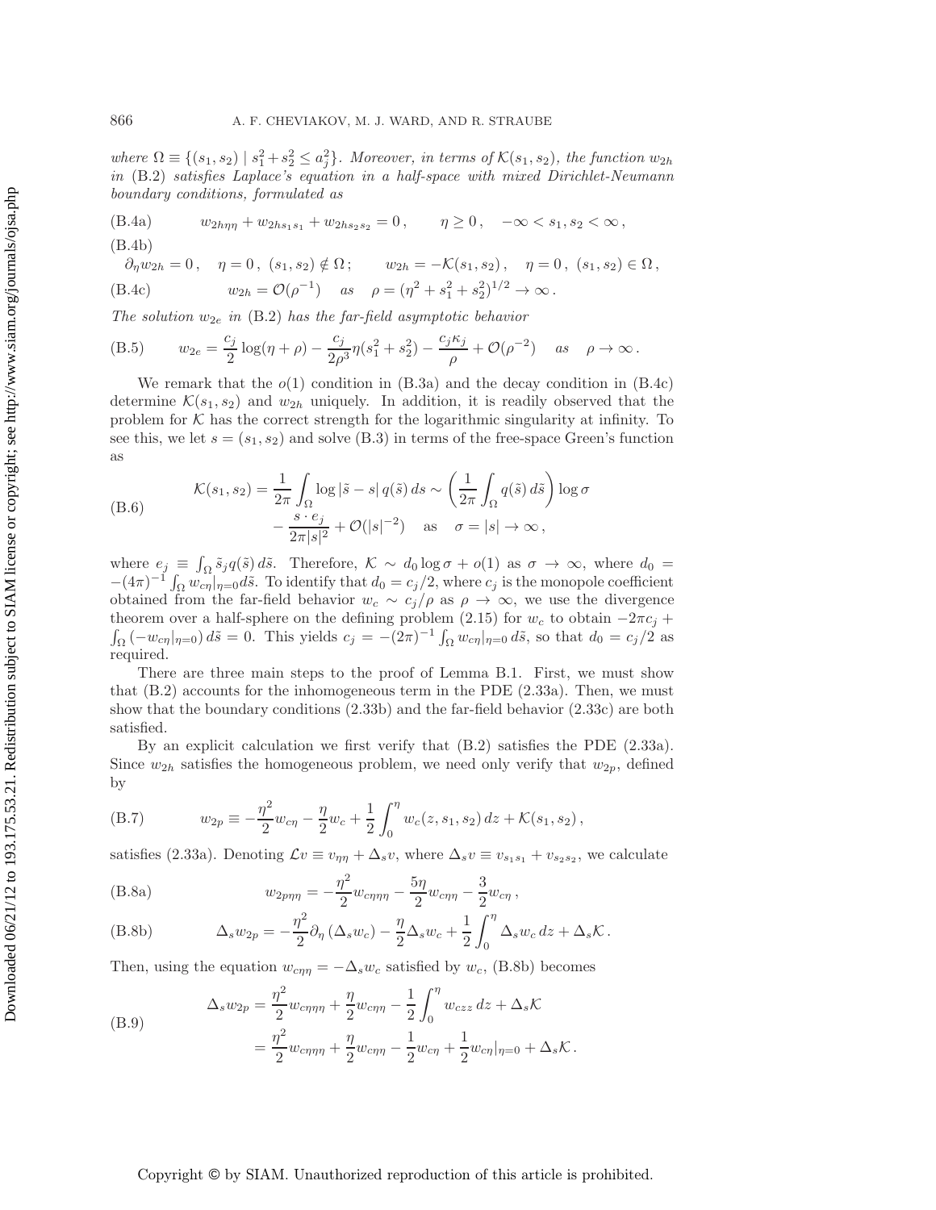*where $\Omega \equiv \{(s_1, s_2) \mid s_1^2 + s_2^2 \le a_j^2\}$. Moreover, in terms of $\mathcal{K}(s_1, s_2)$, the function $w_{2h}$ in* (B.2) *satisfies Laplace's equation in a half-space with mixed Dirichlet-Neumann boundary conditions, formulated as*

$$w_{2h\eta\eta} + w_{2hs_1s_1} + w_{2hs_2s_2} = 0\,, \qquad \eta \ge 0\,, \quad -\infty < s_1, s_2 < \infty\,, \tag{B.4a}$$

$$\partial_\eta w_{2h} = 0\,, \quad \eta = 0\,,\ (s_1, s_2) \notin \Omega\,; \qquad w_{2h} = -\mathcal{K}(s_1, s_2)\,, \quad \eta = 0\,,\ (s_1, s_2) \in \Omega\,, \tag{B.4b}$$

$$w_{2h} = \mathcal{O}(\rho^{-1}) \quad \textit{as} \quad \rho = (\eta^2 + s_1^2 + s_2^2)^{1/2} \to \infty\,. \tag{B.4c}$$

*The solution $w_{2e}$ in* (B.2) *has the far-field asymptotic behavior*

$$w_{2e} = \frac{c_j}{2}\log(\eta + \rho) - \frac{c_j}{2\rho^3}\eta(s_1^2 + s_2^2) - \frac{c_j \kappa_j}{\rho} + \mathcal{O}(\rho^{-2}) \quad \textit{as} \quad \rho \to \infty\,. \tag{B.5}$$

We remark that the $o(1)$ condition in (B.3a) and the decay condition in (B.4c) determine $\mathcal{K}(s_1, s_2)$ and $w_{2h}$ uniquely. In addition, it is readily observed that the problem for $\mathcal{K}$ has the correct strength for the logarithmic singularity at infinity. To see this, we let $s = (s_1, s_2)$ and solve (B.3) in terms of the free-space Green's function as

$$\begin{aligned}\mathcal{K}(s_1, s_2) = \frac{1}{2\pi}\int_\Omega \log|\tilde{s} - s|\, q(\tilde{s})\, ds &\sim \left(\frac{1}{2\pi}\int_\Omega q(\tilde{s})\, d\tilde{s}\right)\log\sigma \\ &\quad - \frac{s \cdot e_j}{2\pi |s|^2} + \mathcal{O}(|s|^{-2}) \quad \text{as} \quad \sigma = |s| \to \infty\,,\end{aligned} \tag{B.6}$$

where $e_j \equiv \int_\Omega \tilde{s}_j q(\tilde{s})\, d\tilde{s}$. Therefore, $\mathcal{K} \sim d_0 \log\sigma + o(1)$ as $\sigma \to \infty$, where $d_0 = -(4\pi)^{-1}\int_\Omega w_{c\eta}|_{\eta=0} d\tilde{s}$. To identify that $d_0 = c_j/2$, where $c_j$ is the monopole coefficient obtained from the far-field behavior $w_c \sim c_j/\rho$ as $\rho \to \infty$, we use the divergence theorem over a half-sphere on the defining problem (2.15) for $w_c$ to obtain $-2\pi c_j + \int_\Omega (-w_{c\eta}|_{\eta=0})\, d\tilde{s} = 0$. This yields $c_j = -(2\pi)^{-1}\int_\Omega w_{c\eta}|_{\eta=0}\, d\tilde{s}$, so that $d_0 = c_j/2$ as required.

There are three main steps to the proof of Lemma B.1. First, we must show that (B.2) accounts for the inhomogeneous term in the PDE (2.33a). Then, we must show that the boundary conditions (2.33b) and the far-field behavior (2.33c) are both satisfied.

By an explicit calculation we first verify that (B.2) satisfies the PDE (2.33a). Since $w_{2h}$ satisfies the homogeneous problem, we need only verify that $w_{2p}$, defined by

$$w_{2p} \equiv -\frac{\eta^2}{2}w_{c\eta} - \frac{\eta}{2}w_c + \frac{1}{2}\int_0^\eta w_c(z, s_1, s_2)\, dz + \mathcal{K}(s_1, s_2)\,, \tag{B.7}$$

satisfies (2.33a). Denoting $\mathcal{L}v \equiv v_{\eta\eta} + \Delta_s v$, where $\Delta_s v \equiv v_{s_1s_1} + v_{s_2s_2}$, we calculate

$$w_{2p\eta\eta} = -\frac{\eta^2}{2}w_{c\eta\eta\eta} - \frac{5\eta}{2}w_{c\eta\eta} - \frac{3}{2}w_{c\eta}\,, \tag{B.8a}$$

$$\Delta_s w_{2p} = -\frac{\eta^2}{2}\partial_\eta(\Delta_s w_c) - \frac{\eta}{2}\Delta_s w_c + \frac{1}{2}\int_0^\eta \Delta_s w_c\, dz + \Delta_s\mathcal{K}\,. \tag{B.8b}$$

Then, using the equation $w_{c\eta\eta} = -\Delta_s w_c$ satisfied by $w_c$, (B.8b) becomes

$$\begin{aligned}\Delta_s w_{2p} &= \frac{\eta^2}{2}w_{c\eta\eta\eta} + \frac{\eta}{2}w_{c\eta\eta} - \frac{1}{2}\int_0^\eta w_{czz}\, dz + \Delta_s\mathcal{K} \\ &= \frac{\eta^2}{2}w_{c\eta\eta\eta} + \frac{\eta}{2}w_{c\eta\eta} - \frac{1}{2}w_{c\eta} + \frac{1}{2}w_{c\eta}|_{\eta=0} + \Delta_s\mathcal{K}\,.\end{aligned} \tag{B.9}$$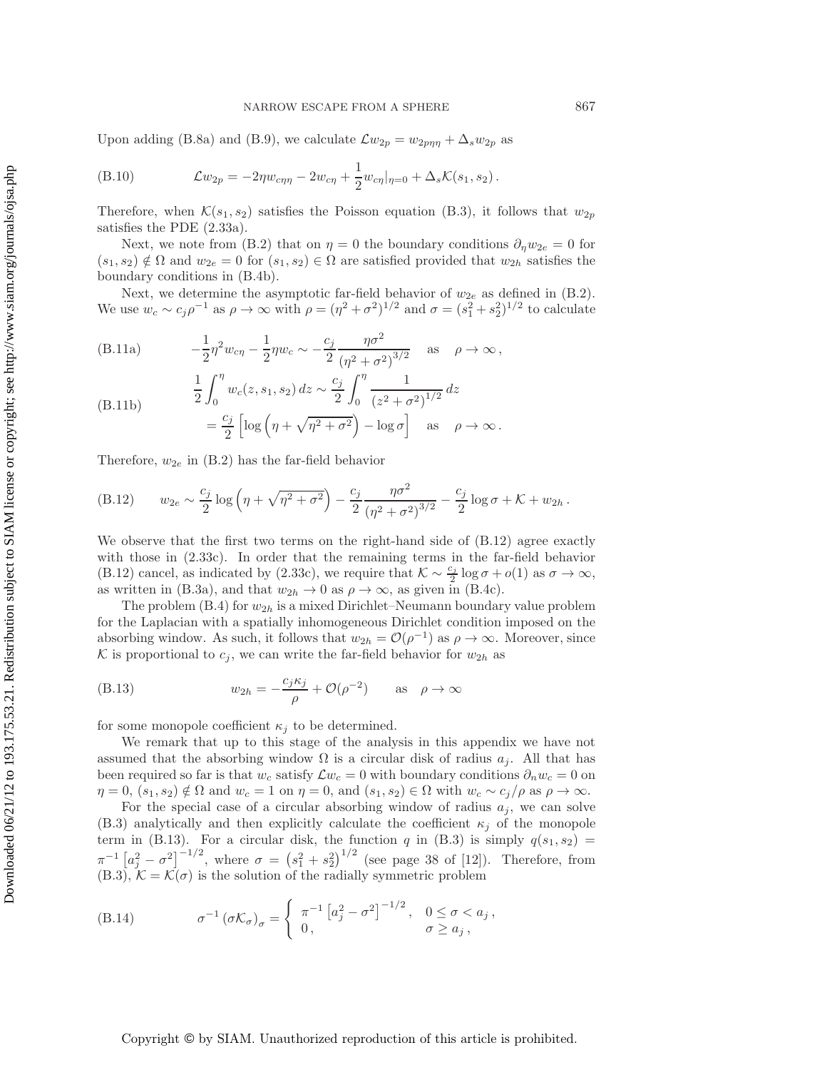Upon adding (B.8a) and (B.9), we calculate $\mathcal{L}w_{2p} = w_{2p\eta\eta} + \Delta_s w_{2p}$ as

$$\mathcal{L}w_{2p} = -2\eta w_{c\eta\eta} - 2w_{c\eta} + \frac{1}{2}w_{c\eta}|_{\eta=0} + \Delta_s \mathcal{K}(s_1, s_2)\,. \tag{B.10}$$

Therefore, when $\mathcal{K}(s_1, s_2)$ satisfies the Poisson equation (B.3), it follows that $w_{2p}$ satisfies the PDE (2.33a).

Next, we note from (B.2) that on $\eta = 0$ the boundary conditions $\partial_\eta w_{2e} = 0$ for $(s_1, s_2) \notin \Omega$ and $w_{2e} = 0$ for $(s_1, s_2) \in \Omega$ are satisfied provided that $w_{2h}$ satisfies the boundary conditions in (B.4b).

Next, we determine the asymptotic far-field behavior of $w_{2e}$ as defined in (B.2). We use $w_c \sim c_j \rho^{-1}$ as $\rho \to \infty$ with $\rho = (\eta^2 + \sigma^2)^{1/2}$ and $\sigma = (s_1^2 + s_2^2)^{1/2}$ to calculate

$$-\frac{1}{2}\eta^2 w_{c\eta} - \frac{1}{2}\eta w_c \sim \frac{c_j}{2}\frac{\eta\sigma^2}{(\eta^2+\sigma^2)^{3/2}} \quad \text{as} \quad \rho \to \infty\,, \tag{B.11a}$$

$$\begin{aligned} \frac{1}{2}\int_0^\eta w_c(z, s_1, s_2)\,dz &\sim \frac{c_j}{2}\int_0^\eta \frac{1}{(z^2+\sigma^2)^{1/2}}\,dz \\ &= \frac{c_j}{2}\left[\log\left(\eta + \sqrt{\eta^2+\sigma^2}\right) - \log\sigma\right] \quad \text{as} \quad \rho\to\infty\,. \end{aligned} \tag{B.11b}$$

Therefore, $w_{2e}$ in (B.2) has the far-field behavior

$$w_{2e} \sim \frac{c_j}{2}\log\left(\eta + \sqrt{\eta^2+\sigma^2}\right) - \frac{c_j}{2}\frac{\eta\sigma^2}{(\eta^2+\sigma^2)^{3/2}} - \frac{c_j}{2}\log\sigma + \mathcal{K} + w_{2h}\,. \tag{B.12}$$

We observe that the first two terms on the right-hand side of (B.12) agree exactly with those in (2.33c). In order that the remaining terms in the far-field behavior (B.12) cancel, as indicated by (2.33c), we require that $\mathcal{K} \sim \frac{c_j}{2}\log\sigma + o(1)$ as $\sigma \to \infty$, as written in (B.3a), and that $w_{2h} \to 0$ as $\rho \to \infty$, as given in (B.4c).

The problem (B.4) for $w_{2h}$ is a mixed Dirichlet–Neumann boundary value problem for the Laplacian with a spatially inhomogeneous Dirichlet condition imposed on the absorbing window. As such, it follows that $w_{2h} = \mathcal{O}(\rho^{-1})$ as $\rho \to \infty$. Moreover, since $\mathcal{K}$ is proportional to $c_j$, we can write the far-field behavior for $w_{2h}$ as

$$w_{2h} = -\frac{c_j \kappa_j}{\rho} + \mathcal{O}(\rho^{-2}) \qquad \text{as} \quad \rho \to \infty \tag{B.13}$$

for some monopole coefficient $\kappa_j$ to be determined.

We remark that up to this stage of the analysis in this appendix we have not assumed that the absorbing window $\Omega$ is a circular disk of radius $a_j$. All that has been required so far is that $w_c$ satisfy $\mathcal{L}w_c = 0$ with boundary conditions $\partial_n w_c = 0$ on $\eta = 0$, $(s_1, s_2) \notin \Omega$ and $w_c = 1$ on $\eta = 0$, and $(s_1, s_2) \in \Omega$ with $w_c \sim c_j/\rho$ as $\rho \to \infty$.

For the special case of a circular absorbing window of radius $a_j$, we can solve (B.3) analytically and then explicitly calculate the coefficient $\kappa_j$ of the monopole term in (B.13). For a circular disk, the function $q$ in (B.3) is simply $q(s_1, s_2) = \pi^{-1}\left[a_j^2 - \sigma^2\right]^{-1/2}$, where $\sigma = \left(s_1^2 + s_2^2\right)^{1/2}$ (see page 38 of [12]). Therefore, from (B.3), $\mathcal{K} = \mathcal{K}(\sigma)$ is the solution of the radially symmetric problem

$$\sigma^{-1}\left(\sigma\mathcal{K}_\sigma\right)_\sigma = \begin{cases} \pi^{-1}\left[a_j^2 - \sigma^2\right]^{-1/2}, & 0 \le \sigma < a_j\,, \\ 0\,, & \sigma \ge a_j\,, \end{cases} \tag{B.14}$$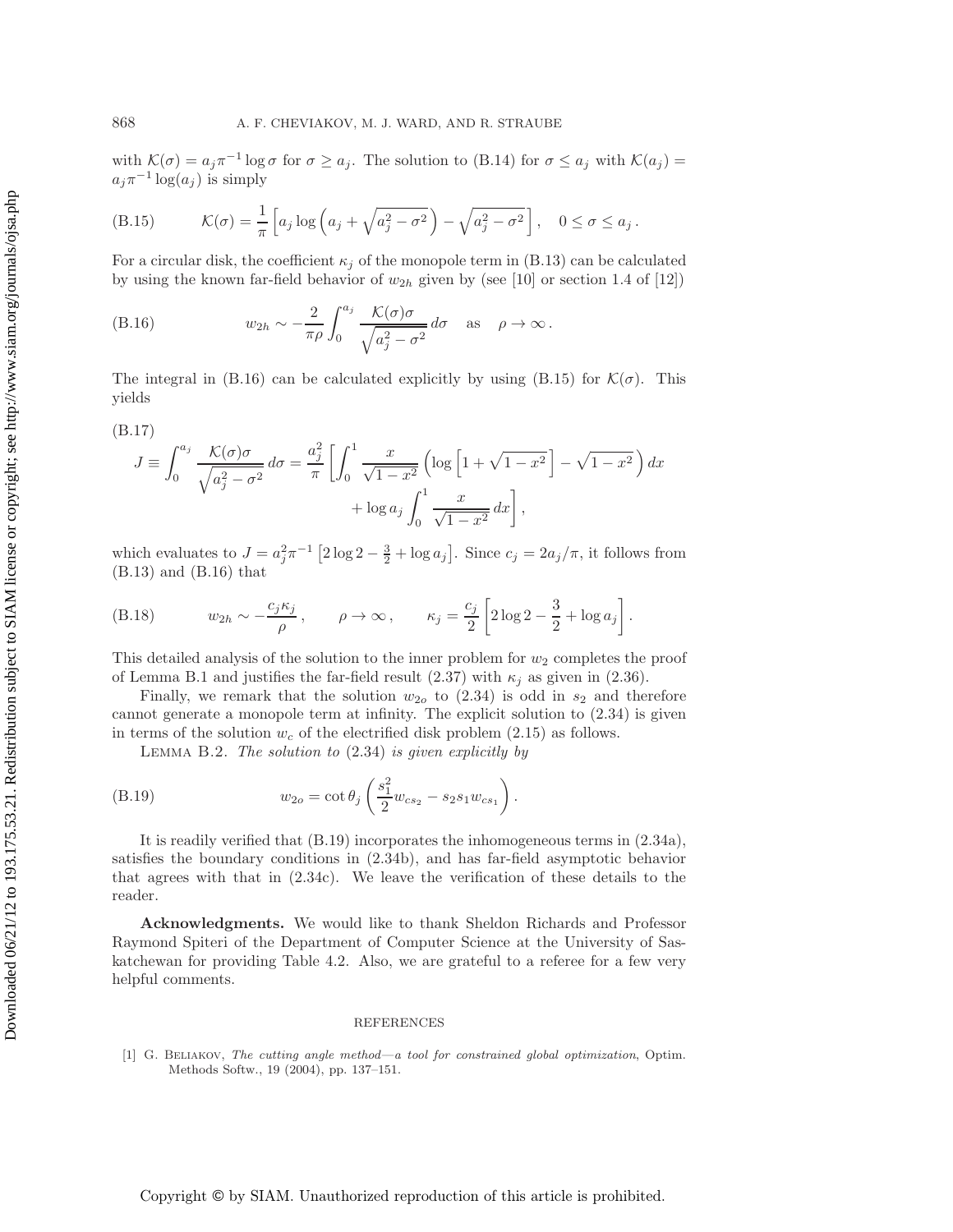with $\mathcal{K}(\sigma) = a_j \pi^{-1} \log \sigma$ for $\sigma \geq a_j$. The solution to (B.14) for $\sigma \leq a_j$ with $\mathcal{K}(a_j) = a_j \pi^{-1} \log(a_j)$ is simply

$$\mathcal{K}(\sigma) = \frac{1}{\pi}\left[a_j \log\left(a_j + \sqrt{a_j^2 - \sigma^2}\right) - \sqrt{a_j^2 - \sigma^2}\right], \quad 0 \leq \sigma \leq a_j \,. \tag{B.15}$$

For a circular disk, the coefficient $\kappa_j$ of the monopole term in (B.13) can be calculated by using the known far-field behavior of $w_{2h}$ given by (see [10] or section 1.4 of [12])

$$w_{2h} \sim -\frac{2}{\pi \rho} \int_0^{a_j} \frac{\mathcal{K}(\sigma)\sigma}{\sqrt{a_j^2 - \sigma^2}}\, d\sigma \quad \text{as} \quad \rho \to \infty \,. \tag{B.16}$$

The integral in (B.16) can be calculated explicitly by using (B.15) for $\mathcal{K}(\sigma)$. This yields

$$J \equiv \int_0^{a_j} \frac{\mathcal{K}(\sigma)\sigma}{\sqrt{a_j^2 - \sigma^2}}\, d\sigma = \frac{a_j^2}{\pi}\left[\int_0^1 \frac{x}{\sqrt{1-x^2}}\left(\log\left[1 + \sqrt{1-x^2}\right] - \sqrt{1-x^2}\right) dx + \log a_j \int_0^1 \frac{x}{\sqrt{1-x^2}}\, dx\right], \tag{B.17}$$

which evaluates to $J = a_j^2 \pi^{-1}\left[2\log 2 - \frac{3}{2} + \log a_j\right]$. Since $c_j = 2a_j/\pi$, it follows from (B.13) and (B.16) that

$$w_{2h} \sim -\frac{c_j \kappa_j}{\rho}\,, \qquad \rho \to \infty\,, \qquad \kappa_j = \frac{c_j}{2}\left[2\log 2 - \frac{3}{2} + \log a_j\right]. \tag{B.18}$$

This detailed analysis of the solution to the inner problem for $w_2$ completes the proof of Lemma B.1 and justifies the far-field result (2.37) with $\kappa_j$ as given in (2.36).

Finally, we remark that the solution $w_{2o}$ to (2.34) is odd in $s_2$ and therefore cannot generate a monopole term at infinity. The explicit solution to (2.34) is given in terms of the solution $w_c$ of the electrified disk problem (2.15) as follows.

Lemma B.2. *The solution to* (2.34) *is given explicitly by*

$$w_{2o} = \cot\theta_j \left(\frac{s_1^2}{2} w_{cs_2} - s_2 s_1 w_{cs_1}\right). \tag{B.19}$$

It is readily verified that (B.19) incorporates the inhomogeneous terms in (2.34a), satisfies the boundary conditions in (2.34b), and has far-field asymptotic behavior that agrees with that in (2.34c). We leave the verification of these details to the reader.

**Acknowledgments.** We would like to thank Sheldon Richards and Professor Raymond Spiteri of the Department of Computer Science at the University of Saskatchewan for providing Table 4.2. Also, we are grateful to a referee for a few very helpful comments.

## REFERENCES

[1] G. Beliakov, *The cutting angle method—a tool for constrained global optimization*, Optim. Methods Softw., 19 (2004), pp. 137–151.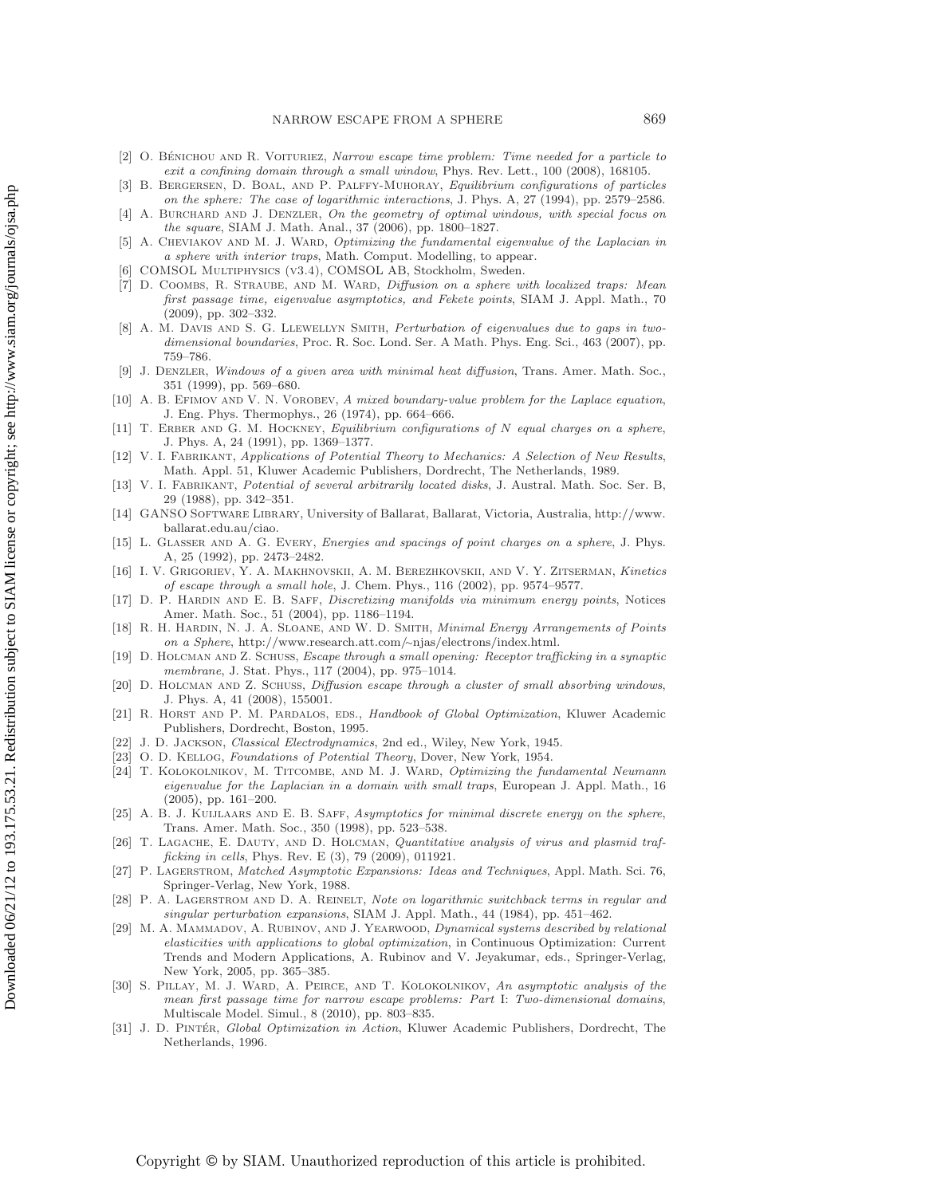[2] O. Bénichou and R. Voituriez, *Narrow escape time problem: Time needed for a particle to exit a confining domain through a small window*, Phys. Rev. Lett., 100 (2008), 168105.

[3] B. Bergersen, D. Boal, and P. Palffy-Muhoray, *Equilibrium configurations of particles on the sphere: The case of logarithmic interactions*, J. Phys. A, 27 (1994), pp. 2579–2586.

[4] A. Burchard and J. Denzler, *On the geometry of optimal windows, with special focus on the square*, SIAM J. Math. Anal., 37 (2006), pp. 1800–1827.

[5] A. Cheviakov and M. J. Ward, *Optimizing the fundamental eigenvalue of the Laplacian in a sphere with interior traps*, Math. Comput. Modelling, to appear.

[6] COMSOL Multiphysics (v3.4), COMSOL AB, Stockholm, Sweden.

[7] D. Coombs, R. Straube, and M. Ward, *Diffusion on a sphere with localized traps: Mean first passage time, eigenvalue asymptotics, and Fekete points*, SIAM J. Appl. Math., 70 (2009), pp. 302–332.

[8] A. M. Davis and S. G. Llewellyn Smith, *Perturbation of eigenvalues due to gaps in two-dimensional boundaries*, Proc. R. Soc. Lond. Ser. A Math. Phys. Eng. Sci., 463 (2007), pp. 759–786.

[9] J. Denzler, *Windows of a given area with minimal heat diffusion*, Trans. Amer. Math. Soc., 351 (1999), pp. 569–680.

[10] A. B. Efimov and V. N. Vorobev, *A mixed boundary-value problem for the Laplace equation*, J. Eng. Phys. Thermophys., 26 (1974), pp. 664–666.

[11] T. Erber and G. M. Hockney, *Equilibrium configurations of N equal charges on a sphere*, J. Phys. A, 24 (1991), pp. 1369–1377.

[12] V. I. Fabrikant, *Applications of Potential Theory to Mechanics: A Selection of New Results*, Math. Appl. 51, Kluwer Academic Publishers, Dordrecht, The Netherlands, 1989.

[13] V. I. Fabrikant, *Potential of several arbitrarily located disks*, J. Austral. Math. Soc. Ser. B, 29 (1988), pp. 342–351.

[14] GANSO Software Library, University of Ballarat, Ballarat, Victoria, Australia, http://www.ballarat.edu.au/ciao.

[15] L. Glasser and A. G. Every, *Energies and spacings of point charges on a sphere*, J. Phys. A, 25 (1992), pp. 2473–2482.

[16] I. V. Grigoriev, Y. A. Makhnovskii, A. M. Berezhkovskii, and V. Y. Zitserman, *Kinetics of escape through a small hole*, J. Chem. Phys., 116 (2002), pp. 9574–9577.

[17] D. P. Hardin and E. B. Saff, *Discretizing manifolds via minimum energy points*, Notices Amer. Math. Soc., 51 (2004), pp. 1186–1194.

[18] R. H. Hardin, N. J. A. Sloane, and W. D. Smith, *Minimal Energy Arrangements of Points on a Sphere*, http://www.research.att.com/~njas/electrons/index.html.

[19] D. Holcman and Z. Schuss, *Escape through a small opening: Receptor trafficking in a synaptic membrane*, J. Stat. Phys., 117 (2004), pp. 975–1014.

[20] D. Holcman and Z. Schuss, *Diffusion escape through a cluster of small absorbing windows*, J. Phys. A, 41 (2008), 155001.

[21] R. Horst and P. M. Pardalos, eds., *Handbook of Global Optimization*, Kluwer Academic Publishers, Dordrecht, Boston, 1995.

[22] J. D. Jackson, *Classical Electrodynamics*, 2nd ed., Wiley, New York, 1945.

[23] O. D. Kellog, *Foundations of Potential Theory*, Dover, New York, 1954.

[24] T. Kolokolnikov, M. Titcombe, and M. J. Ward, *Optimizing the fundamental Neumann eigenvalue for the Laplacian in a domain with small traps*, European J. Appl. Math., 16 (2005), pp. 161–200.

[25] A. B. J. Kuijlaars and E. B. Saff, *Asymptotics for minimal discrete energy on the sphere*, Trans. Amer. Math. Soc., 350 (1998), pp. 523–538.

[26] T. Lagache, E. Dauty, and D. Holcman, *Quantitative analysis of virus and plasmid trafficking in cells*, Phys. Rev. E (3), 79 (2009), 011921.

[27] P. Lagerstrom, *Matched Asymptotic Expansions: Ideas and Techniques*, Appl. Math. Sci. 76, Springer-Verlag, New York, 1988.

[28] P. A. Lagerstrom and D. A. Reinelt, *Note on logarithmic switchback terms in regular and singular perturbation expansions*, SIAM J. Appl. Math., 44 (1984), pp. 451–462.

[29] M. A. Mammadov, A. Rubinov, and J. Yearwood, *Dynamical systems described by relational elasticities with applications to global optimization*, in Continuous Optimization: Current Trends and Modern Applications, A. Rubinov and V. Jeyakumar, eds., Springer-Verlag, New York, 2005, pp. 365–385.

[30] S. Pillay, M. J. Ward, A. Peirce, and T. Kolokolnikov, *An asymptotic analysis of the mean first passage time for narrow escape problems: Part* I: *Two-dimensional domains*, Multiscale Model. Simul., 8 (2010), pp. 803–835.

[31] J. D. Pintér, *Global Optimization in Action*, Kluwer Academic Publishers, Dordrecht, The Netherlands, 1996.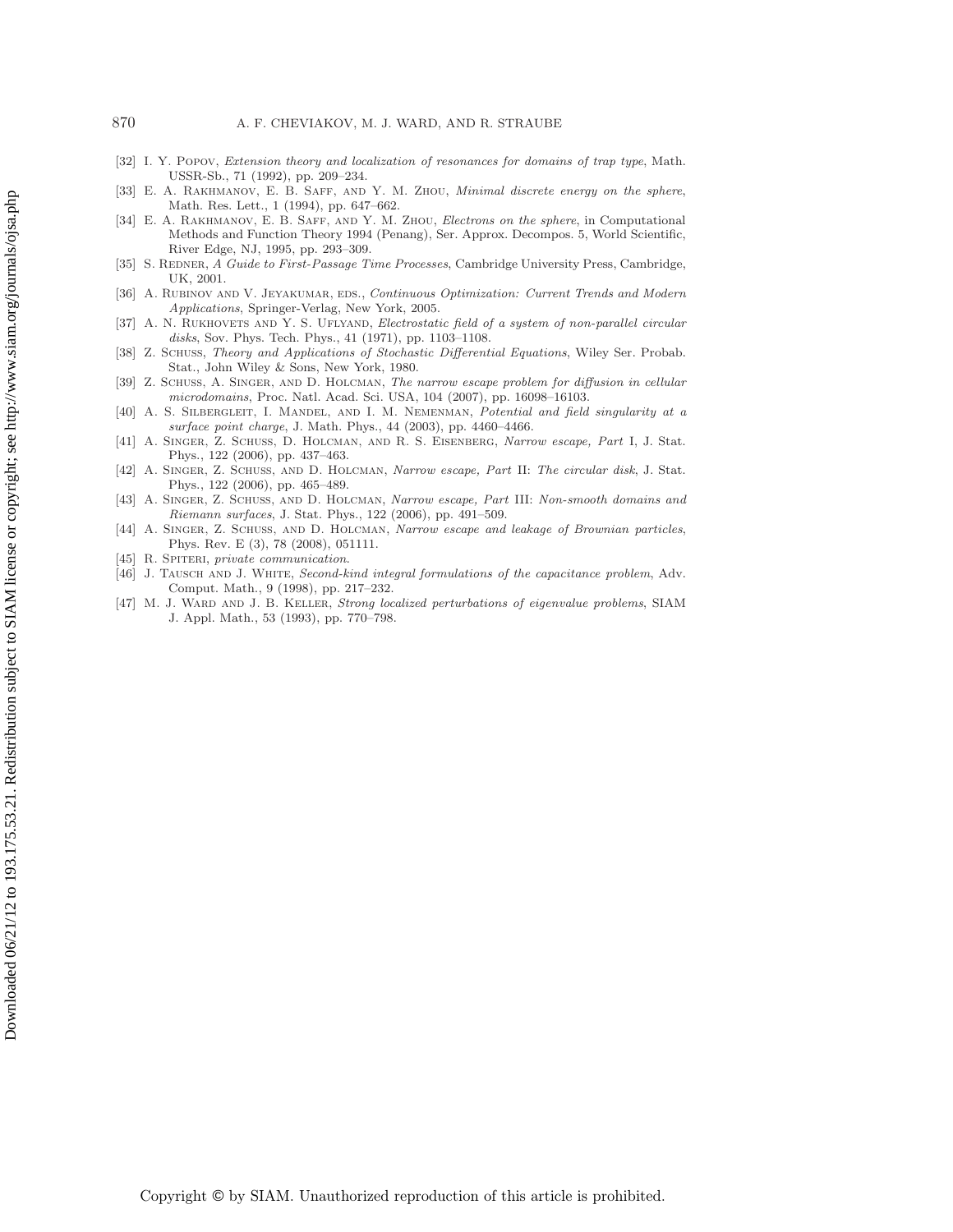[32] I. Y. Popov, *Extension theory and localization of resonances for domains of trap type*, Math. USSR-Sb., 71 (1992), pp. 209–234.

[33] E. A. Rakhmanov, E. B. Saff, and Y. M. Zhou, *Minimal discrete energy on the sphere*, Math. Res. Lett., 1 (1994), pp. 647–662.

[34] E. A. Rakhmanov, E. B. Saff, and Y. M. Zhou, *Electrons on the sphere*, in Computational Methods and Function Theory 1994 (Penang), Ser. Approx. Decompos. 5, World Scientific, River Edge, NJ, 1995, pp. 293–309.

[35] S. Redner, *A Guide to First-Passage Time Processes*, Cambridge University Press, Cambridge, UK, 2001.

[36] A. Rubinov and V. Jeyakumar, eds., *Continuous Optimization: Current Trends and Modern Applications*, Springer-Verlag, New York, 2005.

[37] A. N. Rukhovets and Y. S. Uflyand, *Electrostatic field of a system of non-parallel circular disks*, Sov. Phys. Tech. Phys., 41 (1971), pp. 1103–1108.

[38] Z. Schuss, *Theory and Applications of Stochastic Differential Equations*, Wiley Ser. Probab. Stat., John Wiley & Sons, New York, 1980.

[39] Z. Schuss, A. Singer, and D. Holcman, *The narrow escape problem for diffusion in cellular microdomains*, Proc. Natl. Acad. Sci. USA, 104 (2007), pp. 16098–16103.

[40] A. S. Silbergleit, I. Mandel, and I. M. Nemenman, *Potential and field singularity at a surface point charge*, J. Math. Phys., 44 (2003), pp. 4460–4466.

[41] A. Singer, Z. Schuss, D. Holcman, and R. S. Eisenberg, *Narrow escape, Part* I, J. Stat. Phys., 122 (2006), pp. 437–463.

[42] A. Singer, Z. Schuss, and D. Holcman, *Narrow escape, Part* II: *The circular disk*, J. Stat. Phys., 122 (2006), pp. 465–489.

[43] A. Singer, Z. Schuss, and D. Holcman, *Narrow escape, Part* III: *Non-smooth domains and Riemann surfaces*, J. Stat. Phys., 122 (2006), pp. 491–509.

[44] A. Singer, Z. Schuss, and D. Holcman, *Narrow escape and leakage of Brownian particles*, Phys. Rev. E (3), 78 (2008), 051111.

[45] R. Spiteri, *private communication*.

[46] J. Tausch and J. White, *Second-kind integral formulations of the capacitance problem*, Adv. Comput. Math., 9 (1998), pp. 217–232.

[47] M. J. Ward and J. B. Keller, *Strong localized perturbations of eigenvalue problems*, SIAM J. Appl. Math., 53 (1993), pp. 770–798.